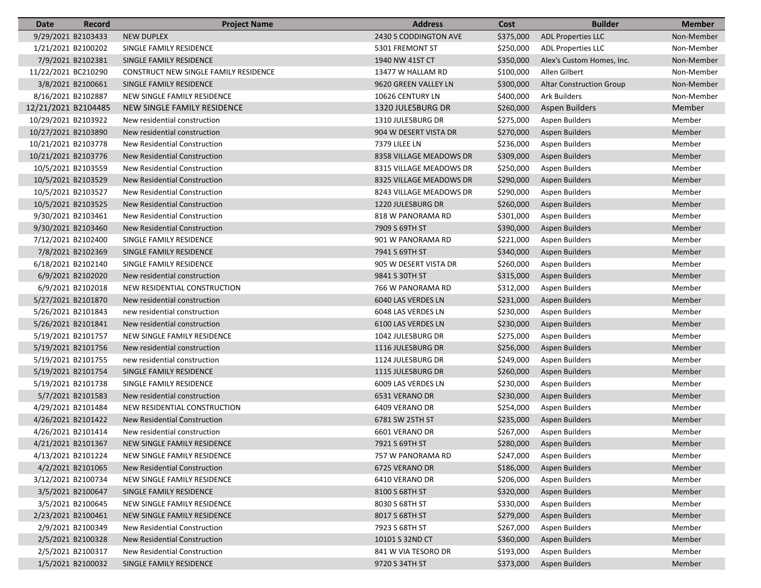| Date | Record | Project Name | Address | Cost | Builder | Member |
| --- | --- | --- | --- | --- | --- | --- |
| 9/29/2021 | B2103433 | NEW DUPLEX | 2430 S CODDINGTON AVE | $375,000 | ADL Properties LLC | Non-Member |
| 1/21/2021 | B2100202 | SINGLE FAMILY RESIDENCE | 5301 FREMONT ST | $250,000 | ADL Properties LLC | Non-Member |
| 7/9/2021 | B2102381 | SINGLE FAMILY RESIDENCE | 1940 NW 41ST CT | $350,000 | Alex's Custom Homes, Inc. | Non-Member |
| 11/22/2021 | BC210290 | CONSTRUCT NEW SINGLE FAMILY RESIDENCE | 13477 W HALLAM RD | $100,000 | Allen Gilbert | Non-Member |
| 3/8/2021 | B2100661 | SINGLE FAMILY RESIDENCE | 9620 GREEN VALLEY LN | $300,000 | Altar Construction Group | Non-Member |
| 8/16/2021 | B2102887 | NEW SINGLE FAMILY RESIDENCE | 10626 CENTURY LN | $400,000 | Ark Builders | Non-Member |
| 12/21/2021 | B2104485 | NEW SINGLE FAMILY RESIDENCE | 1320 JULESBURG DR | $260,000 | Aspen Builders | Member |
| 10/29/2021 | B2103922 | New residential construction | 1310 JULESBURG DR | $275,000 | Aspen Builders | Member |
| 10/27/2021 | B2103890 | New residential construction | 904 W DESERT VISTA DR | $270,000 | Aspen Builders | Member |
| 10/21/2021 | B2103778 | New Residential Construction | 7379 LILEE LN | $236,000 | Aspen Builders | Member |
| 10/21/2021 | B2103776 | New Residential Construction | 8358 VILLAGE MEADOWS DR | $309,000 | Aspen Builders | Member |
| 10/5/2021 | B2103559 | New Residential Construction | 8315 VILLAGE MEADOWS DR | $250,000 | Aspen Builders | Member |
| 10/5/2021 | B2103529 | New Residential Construction | 8325 VILLAGE MEADOWS DR | $290,000 | Aspen Builders | Member |
| 10/5/2021 | B2103527 | New Residential Construction | 8243 VILLAGE MEADOWS DR | $290,000 | Aspen Builders | Member |
| 10/5/2021 | B2103525 | New Residential Construction | 1220 JULESBURG DR | $260,000 | Aspen Builders | Member |
| 9/30/2021 | B2103461 | New Residential Construction | 818 W PANORAMA RD | $301,000 | Aspen Builders | Member |
| 9/30/2021 | B2103460 | New Residential Construction | 7909 S 69TH ST | $390,000 | Aspen Builders | Member |
| 7/12/2021 | B2102400 | SINGLE FAMILY RESIDENCE | 901 W PANORAMA RD | $221,000 | Aspen Builders | Member |
| 7/8/2021 | B2102369 | SINGLE FAMILY RESIDENCE | 7941 S 69TH ST | $340,000 | Aspen Builders | Member |
| 6/18/2021 | B2102140 | SINGLE FAMILY RESIDENCE | 905 W DESERT VISTA DR | $260,000 | Aspen Builders | Member |
| 6/9/2021 | B2102020 | New residential construction | 9841 S 30TH ST | $315,000 | Aspen Builders | Member |
| 6/9/2021 | B2102018 | NEW RESIDENTIAL CONSTRUCTION | 766 W PANORAMA RD | $312,000 | Aspen Builders | Member |
| 5/27/2021 | B2101870 | New residential construction | 6040 LAS VERDES LN | $231,000 | Aspen Builders | Member |
| 5/26/2021 | B2101843 | new residential construction | 6048 LAS VERDES LN | $230,000 | Aspen Builders | Member |
| 5/26/2021 | B2101841 | New residential construction | 6100 LAS VERDES LN | $230,000 | Aspen Builders | Member |
| 5/19/2021 | B2101757 | NEW SINGLE FAMILY RESIDENCE | 1042 JULESBURG DR | $275,000 | Aspen Builders | Member |
| 5/19/2021 | B2101756 | New residential construction | 1116 JULESBURG DR | $256,000 | Aspen Builders | Member |
| 5/19/2021 | B2101755 | new residential construction | 1124 JULESBURG DR | $249,000 | Aspen Builders | Member |
| 5/19/2021 | B2101754 | SINGLE FAMILY RESIDENCE | 1115 JULESBURG DR | $260,000 | Aspen Builders | Member |
| 5/19/2021 | B2101738 | SINGLE FAMILY RESIDENCE | 6009 LAS VERDES LN | $230,000 | Aspen Builders | Member |
| 5/7/2021 | B2101583 | New residential construction | 6531 VERANO DR | $230,000 | Aspen Builders | Member |
| 4/29/2021 | B2101484 | NEW RESIDENTIAL CONSTRUCTION | 6409 VERANO DR | $254,000 | Aspen Builders | Member |
| 4/26/2021 | B2101422 | New Residential Construction | 6781 SW 25TH ST | $235,000 | Aspen Builders | Member |
| 4/26/2021 | B2101414 | New residential construction | 6601 VERANO DR | $267,000 | Aspen Builders | Member |
| 4/21/2021 | B2101367 | NEW SINGLE FAMILY RESIDENCE | 7921 S 69TH ST | $280,000 | Aspen Builders | Member |
| 4/13/2021 | B2101224 | NEW SINGLE FAMILY RESIDENCE | 757 W PANORAMA RD | $247,000 | Aspen Builders | Member |
| 4/2/2021 | B2101065 | New Residential Construction | 6725 VERANO DR | $186,000 | Aspen Builders | Member |
| 3/12/2021 | B2100734 | NEW SINGLE FAMILY RESIDENCE | 6410 VERANO DR | $206,000 | Aspen Builders | Member |
| 3/5/2021 | B2100647 | SINGLE FAMILY RESIDENCE | 8100 S 68TH ST | $320,000 | Aspen Builders | Member |
| 3/5/2021 | B2100645 | NEW SINGLE FAMILY RESIDENCE | 8030 S 68TH ST | $330,000 | Aspen Builders | Member |
| 2/23/2021 | B2100461 | NEW SINGLE FAMILY RESIDENCE | 8017 S 68TH ST | $279,000 | Aspen Builders | Member |
| 2/9/2021 | B2100349 | New Residential Construction | 7923 S 68TH ST | $267,000 | Aspen Builders | Member |
| 2/5/2021 | B2100328 | New Residential Construction | 10101 S 32ND CT | $360,000 | Aspen Builders | Member |
| 2/5/2021 | B2100317 | New Residential Construction | 841 W VIA TESORO DR | $193,000 | Aspen Builders | Member |
| 1/5/2021 | B2100032 | SINGLE FAMILY RESIDENCE | 9720 S 34TH ST | $373,000 | Aspen Builders | Member |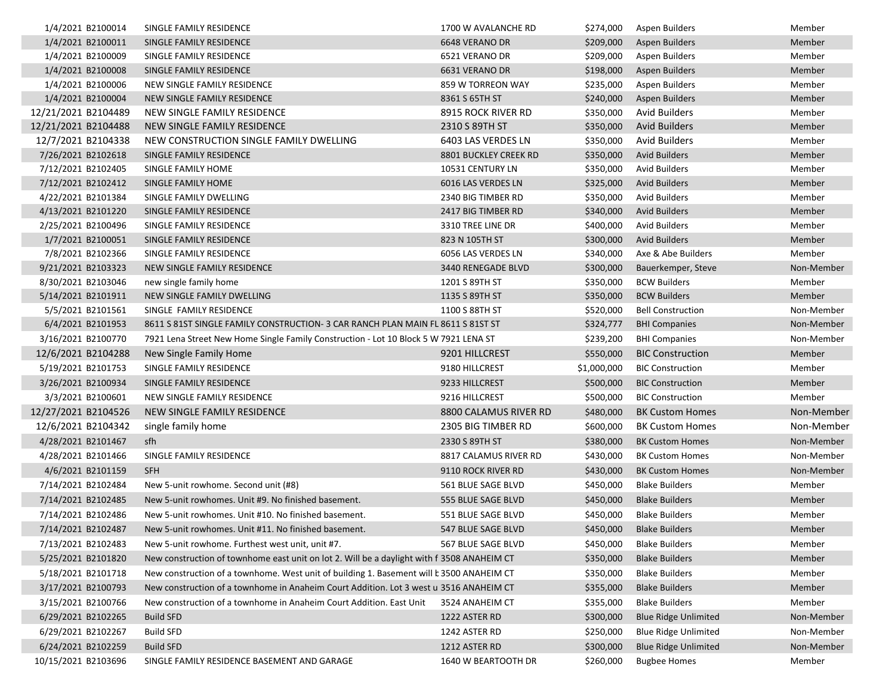| | | | | | | |
|---|---|---|---|---|---|---|
| 1/4/2021 | B2100014 | SINGLE FAMILY RESIDENCE | 1700 W AVALANCHE RD | $274,000 | Aspen Builders | Member |
| 1/4/2021 | B2100011 | SINGLE FAMILY RESIDENCE | 6648 VERANO DR | $209,000 | Aspen Builders | Member |
| 1/4/2021 | B2100009 | SINGLE FAMILY RESIDENCE | 6521 VERANO DR | $209,000 | Aspen Builders | Member |
| 1/4/2021 | B2100008 | SINGLE FAMILY RESIDENCE | 6631 VERANO DR | $198,000 | Aspen Builders | Member |
| 1/4/2021 | B2100006 | NEW SINGLE FAMILY RESIDENCE | 859 W TORREON WAY | $235,000 | Aspen Builders | Member |
| 1/4/2021 | B2100004 | NEW SINGLE FAMILY RESIDENCE | 8361 S 65TH ST | $240,000 | Aspen Builders | Member |
| 12/21/2021 | B2104489 | NEW SINGLE FAMILY RESIDENCE | 8915 ROCK RIVER RD | $350,000 | Avid Builders | Member |
| 12/21/2021 | B2104488 | NEW SINGLE FAMILY RESIDENCE | 2310 S 89TH ST | $350,000 | Avid Builders | Member |
| 12/7/2021 | B2104338 | NEW CONSTRUCTION SINGLE FAMILY DWELLING | 6403 LAS VERDES LN | $350,000 | Avid Builders | Member |
| 7/26/2021 | B2102618 | SINGLE FAMILY RESIDENCE | 8801 BUCKLEY CREEK RD | $350,000 | Avid Builders | Member |
| 7/12/2021 | B2102405 | SINGLE FAMILY HOME | 10531 CENTURY LN | $350,000 | Avid Builders | Member |
| 7/12/2021 | B2102412 | SINGLE FAMILY HOME | 6016 LAS VERDES LN | $325,000 | Avid Builders | Member |
| 4/22/2021 | B2101384 | SINGLE FAMILY DWELLING | 2340 BIG TIMBER RD | $350,000 | Avid Builders | Member |
| 4/13/2021 | B2101220 | SINGLE FAMILY RESIDENCE | 2417 BIG TIMBER RD | $340,000 | Avid Builders | Member |
| 2/25/2021 | B2100496 | SINGLE FAMILY RESIDENCE | 3310 TREE LINE DR | $400,000 | Avid Builders | Member |
| 1/7/2021 | B2100051 | SINGLE FAMILY RESIDENCE | 823 N 105TH ST | $300,000 | Avid Builders | Member |
| 7/8/2021 | B2102366 | SINGLE FAMILY RESIDENCE | 6056 LAS VERDES LN | $340,000 | Axe & Abe Builders | Member |
| 9/21/2021 | B2103323 | NEW SINGLE FAMILY RESIDENCE | 3440 RENEGADE BLVD | $300,000 | Bauerkemper, Steve | Non-Member |
| 8/30/2021 | B2103046 | new single family home | 1201 S 89TH ST | $350,000 | BCW Builders | Member |
| 5/14/2021 | B2101911 | NEW SINGLE FAMILY DWELLING | 1135 S 89TH ST | $350,000 | BCW Builders | Member |
| 5/5/2021 | B2101561 | SINGLE FAMILY RESIDENCE | 1100 S 88TH ST | $520,000 | Bell Construction | Non-Member |
| 6/4/2021 | B2101953 | 8611 S 81ST SINGLE FAMILY CONSTRUCTION- 3 CAR RANCH PLAN MAIN FL | 8611 S 81ST ST | $324,777 | BHI Companies | Non-Member |
| 3/16/2021 | B2100770 | 7921 Lena Street New Home Single Family Construction - Lot 10 Block 5 W | 7921 LENA ST | $239,200 | BHI Companies | Non-Member |
| 12/6/2021 | B2104288 | New Single Family Home | 9201 HILLCREST | $550,000 | BIC Construction | Member |
| 5/19/2021 | B2101753 | SINGLE FAMILY RESIDENCE | 9180 HILLCREST | $1,000,000 | BIC Construction | Member |
| 3/26/2021 | B2100934 | SINGLE FAMILY RESIDENCE | 9233 HILLCREST | $500,000 | BIC Construction | Member |
| 3/3/2021 | B2100601 | NEW SINGLE FAMILY RESIDENCE | 9216 HILLCREST | $500,000 | BIC Construction | Member |
| 12/27/2021 | B2104526 | NEW SINGLE FAMILY RESIDENCE | 8800 CALAMUS RIVER RD | $480,000 | BK Custom Homes | Non-Member |
| 12/6/2021 | B2104342 | single family home | 2305 BIG TIMBER RD | $600,000 | BK Custom Homes | Non-Member |
| 4/28/2021 | B2101467 | sfh | 2330 S 89TH ST | $380,000 | BK Custom Homes | Non-Member |
| 4/28/2021 | B2101466 | SINGLE FAMILY RESIDENCE | 8817 CALAMUS RIVER RD | $430,000 | BK Custom Homes | Non-Member |
| 4/6/2021 | B2101159 | SFH | 9110 ROCK RIVER RD | $430,000 | BK Custom Homes | Non-Member |
| 7/14/2021 | B2102484 | New 5-unit rowhome. Second unit (#8) | 561 BLUE SAGE BLVD | $450,000 | Blake Builders | Member |
| 7/14/2021 | B2102485 | New 5-unit rowhomes. Unit #9. No finished basement. | 555 BLUE SAGE BLVD | $450,000 | Blake Builders | Member |
| 7/14/2021 | B2102486 | New 5-unit rowhomes. Unit #10. No finished basement. | 551 BLUE SAGE BLVD | $450,000 | Blake Builders | Member |
| 7/14/2021 | B2102487 | New 5-unit rowhomes. Unit #11. No finished basement. | 547 BLUE SAGE BLVD | $450,000 | Blake Builders | Member |
| 7/13/2021 | B2102483 | New 5-unit rowhome. Furthest west unit, unit #7. | 567 BLUE SAGE BLVD | $450,000 | Blake Builders | Member |
| 5/25/2021 | B2101820 | New construction of townhome east unit on lot 2. Will be a daylight with f | 3508 ANAHEIM CT | $350,000 | Blake Builders | Member |
| 5/18/2021 | B2101718 | New construction of a townhome. West unit of building 1. Basement will b | 3500 ANAHEIM CT | $350,000 | Blake Builders | Member |
| 3/17/2021 | B2100793 | New construction of a townhome in Anaheim Court Addition. Lot 3 west u | 3516 ANAHEIM CT | $355,000 | Blake Builders | Member |
| 3/15/2021 | B2100766 | New construction of a townhome in Anaheim Court Addition. East Unit | 3524 ANAHEIM CT | $355,000 | Blake Builders | Member |
| 6/29/2021 | B2102265 | Build SFD | 1222 ASTER RD | $300,000 | Blue Ridge Unlimited | Non-Member |
| 6/29/2021 | B2102267 | Build SFD | 1242 ASTER RD | $250,000 | Blue Ridge Unlimited | Non-Member |
| 6/24/2021 | B2102259 | Build SFD | 1212 ASTER RD | $300,000 | Blue Ridge Unlimited | Non-Member |
| 10/15/2021 | B2103696 | SINGLE FAMILY RESIDENCE BASEMENT AND GARAGE | 1640 W BEARTOOTH DR | $260,000 | Bugbee Homes | Member |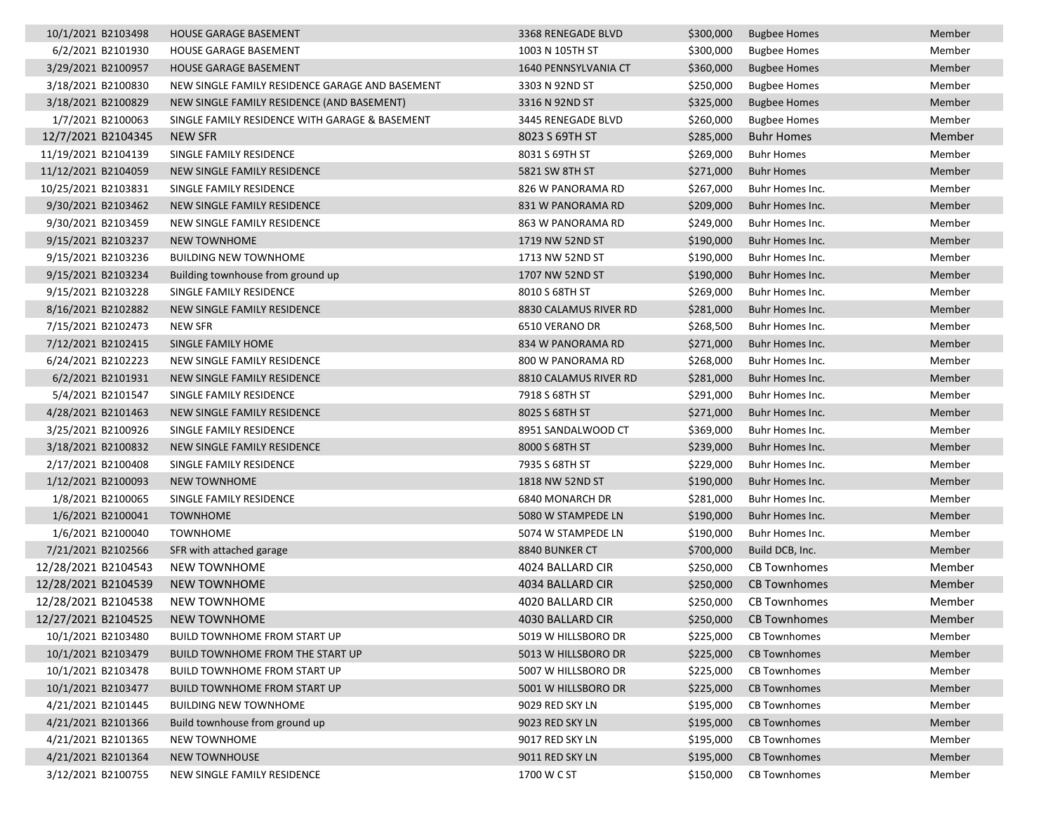| | | | | | | |
|---|---|---|---|---|---|---|
| 10/1/2021 | B2103498 | HOUSE GARAGE BASEMENT | 3368 RENEGADE BLVD | $300,000 | Bugbee Homes | Member |
| 6/2/2021 | B2101930 | HOUSE GARAGE BASEMENT | 1003 N 105TH ST | $300,000 | Bugbee Homes | Member |
| 3/29/2021 | B2100957 | HOUSE GARAGE BASEMENT | 1640 PENNSYLVANIA CT | $360,000 | Bugbee Homes | Member |
| 3/18/2021 | B2100830 | NEW SINGLE FAMILY RESIDENCE GARAGE AND BASEMENT | 3303 N 92ND ST | $250,000 | Bugbee Homes | Member |
| 3/18/2021 | B2100829 | NEW SINGLE FAMILY RESIDENCE (AND BASEMENT) | 3316 N 92ND ST | $325,000 | Bugbee Homes | Member |
| 1/7/2021 | B2100063 | SINGLE FAMILY RESIDENCE WITH GARAGE & BASEMENT | 3445 RENEGADE BLVD | $260,000 | Bugbee Homes | Member |
| 12/7/2021 | B2104345 | NEW SFR | 8023 S 69TH ST | $285,000 | Buhr Homes | Member |
| 11/19/2021 | B2104139 | SINGLE FAMILY RESIDENCE | 8031 S 69TH ST | $269,000 | Buhr Homes | Member |
| 11/12/2021 | B2104059 | NEW SINGLE FAMILY RESIDENCE | 5821 SW 8TH ST | $271,000 | Buhr Homes | Member |
| 10/25/2021 | B2103831 | SINGLE FAMILY RESIDENCE | 826 W PANORAMA RD | $267,000 | Buhr Homes Inc. | Member |
| 9/30/2021 | B2103462 | NEW SINGLE FAMILY RESIDENCE | 831 W PANORAMA RD | $209,000 | Buhr Homes Inc. | Member |
| 9/30/2021 | B2103459 | NEW SINGLE FAMILY RESIDENCE | 863 W PANORAMA RD | $249,000 | Buhr Homes Inc. | Member |
| 9/15/2021 | B2103237 | NEW TOWNHOME | 1719 NW 52ND ST | $190,000 | Buhr Homes Inc. | Member |
| 9/15/2021 | B2103236 | BUILDING NEW TOWNHOME | 1713 NW 52ND ST | $190,000 | Buhr Homes Inc. | Member |
| 9/15/2021 | B2103234 | Building townhouse from ground up | 1707 NW 52ND ST | $190,000 | Buhr Homes Inc. | Member |
| 9/15/2021 | B2103228 | SINGLE FAMILY RESIDENCE | 8010 S 68TH ST | $269,000 | Buhr Homes Inc. | Member |
| 8/16/2021 | B2102882 | NEW SINGLE FAMILY RESIDENCE | 8830 CALAMUS RIVER RD | $281,000 | Buhr Homes Inc. | Member |
| 7/15/2021 | B2102473 | NEW SFR | 6510 VERANO DR | $268,500 | Buhr Homes Inc. | Member |
| 7/12/2021 | B2102415 | SINGLE FAMILY HOME | 834 W PANORAMA RD | $271,000 | Buhr Homes Inc. | Member |
| 6/24/2021 | B2102223 | NEW SINGLE FAMILY RESIDENCE | 800 W PANORAMA RD | $268,000 | Buhr Homes Inc. | Member |
| 6/2/2021 | B2101931 | NEW SINGLE FAMILY RESIDENCE | 8810 CALAMUS RIVER RD | $281,000 | Buhr Homes Inc. | Member |
| 5/4/2021 | B2101547 | SINGLE FAMILY RESIDENCE | 7918 S 68TH ST | $291,000 | Buhr Homes Inc. | Member |
| 4/28/2021 | B2101463 | NEW SINGLE FAMILY RESIDENCE | 8025 S 68TH ST | $271,000 | Buhr Homes Inc. | Member |
| 3/25/2021 | B2100926 | SINGLE FAMILY RESIDENCE | 8951 SANDALWOOD CT | $369,000 | Buhr Homes Inc. | Member |
| 3/18/2021 | B2100832 | NEW SINGLE FAMILY RESIDENCE | 8000 S 68TH ST | $239,000 | Buhr Homes Inc. | Member |
| 2/17/2021 | B2100408 | SINGLE FAMILY RESIDENCE | 7935 S 68TH ST | $229,000 | Buhr Homes Inc. | Member |
| 1/12/2021 | B2100093 | NEW TOWNHOME | 1818 NW 52ND ST | $190,000 | Buhr Homes Inc. | Member |
| 1/8/2021 | B2100065 | SINGLE FAMILY RESIDENCE | 6840 MONARCH DR | $281,000 | Buhr Homes Inc. | Member |
| 1/6/2021 | B2100041 | TOWNHOME | 5080 W STAMPEDE LN | $190,000 | Buhr Homes Inc. | Member |
| 1/6/2021 | B2100040 | TOWNHOME | 5074 W STAMPEDE LN | $190,000 | Buhr Homes Inc. | Member |
| 7/21/2021 | B2102566 | SFR with attached garage | 8840 BUNKER CT | $700,000 | Build DCB, Inc. | Member |
| 12/28/2021 | B2104543 | NEW TOWNHOME | 4024 BALLARD CIR | $250,000 | CB Townhomes | Member |
| 12/28/2021 | B2104539 | NEW TOWNHOME | 4034 BALLARD CIR | $250,000 | CB Townhomes | Member |
| 12/28/2021 | B2104538 | NEW TOWNHOME | 4020 BALLARD CIR | $250,000 | CB Townhomes | Member |
| 12/27/2021 | B2104525 | NEW TOWNHOME | 4030 BALLARD CIR | $250,000 | CB Townhomes | Member |
| 10/1/2021 | B2103480 | BUILD TOWNHOME FROM START UP | 5019 W HILLSBORO DR | $225,000 | CB Townhomes | Member |
| 10/1/2021 | B2103479 | BUILD TOWNHOME FROM THE START UP | 5013 W HILLSBORO DR | $225,000 | CB Townhomes | Member |
| 10/1/2021 | B2103478 | BUILD TOWNHOME FROM START UP | 5007 W HILLSBORO DR | $225,000 | CB Townhomes | Member |
| 10/1/2021 | B2103477 | BUILD TOWNHOME FROM START UP | 5001 W HILLSBORO DR | $225,000 | CB Townhomes | Member |
| 4/21/2021 | B2101445 | BUILDING NEW TOWNHOME | 9029 RED SKY LN | $195,000 | CB Townhomes | Member |
| 4/21/2021 | B2101366 | Build townhouse from ground up | 9023 RED SKY LN | $195,000 | CB Townhomes | Member |
| 4/21/2021 | B2101365 | NEW TOWNHOME | 9017 RED SKY LN | $195,000 | CB Townhomes | Member |
| 4/21/2021 | B2101364 | NEW TOWNHOUSE | 9011 RED SKY LN | $195,000 | CB Townhomes | Member |
| 3/12/2021 | B2100755 | NEW SINGLE FAMILY RESIDENCE | 1700 W C ST | $150,000 | CB Townhomes | Member |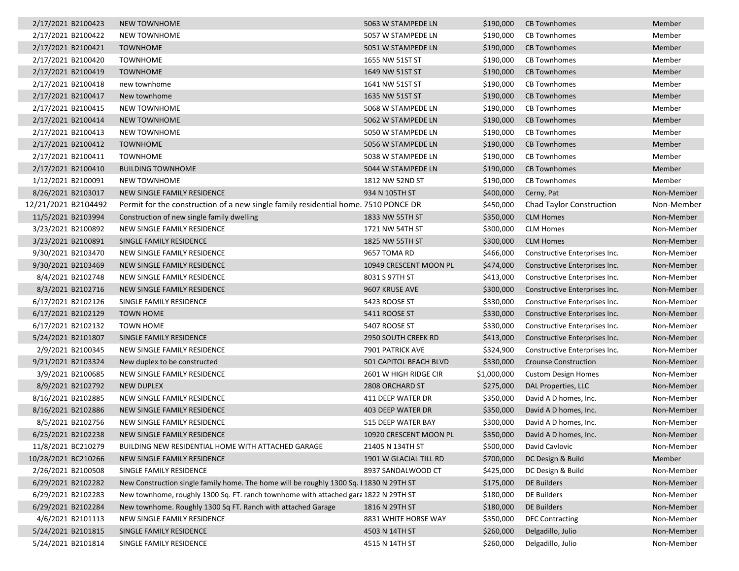| | | | | | | |
|---|---|---|---|---|---|---|
| 2/17/2021 | B2100423 | NEW TOWNHOME | 5063 W STAMPEDE LN | $190,000 | CB Townhomes | Member |
| 2/17/2021 | B2100422 | NEW TOWNHOME | 5057 W STAMPEDE LN | $190,000 | CB Townhomes | Member |
| 2/17/2021 | B2100421 | TOWNHOME | 5051 W STAMPEDE LN | $190,000 | CB Townhomes | Member |
| 2/17/2021 | B2100420 | TOWNHOME | 1655 NW 51ST ST | $190,000 | CB Townhomes | Member |
| 2/17/2021 | B2100419 | TOWNHOME | 1649 NW 51ST ST | $190,000 | CB Townhomes | Member |
| 2/17/2021 | B2100418 | new townhome | 1641 NW 51ST ST | $190,000 | CB Townhomes | Member |
| 2/17/2021 | B2100417 | New townhome | 1635 NW 51ST ST | $190,000 | CB Townhomes | Member |
| 2/17/2021 | B2100415 | NEW TOWNHOME | 5068 W STAMPEDE LN | $190,000 | CB Townhomes | Member |
| 2/17/2021 | B2100414 | NEW TOWNHOME | 5062 W STAMPEDE LN | $190,000 | CB Townhomes | Member |
| 2/17/2021 | B2100413 | NEW TOWNHOME | 5050 W STAMPEDE LN | $190,000 | CB Townhomes | Member |
| 2/17/2021 | B2100412 | TOWNHOME | 5056 W STAMPEDE LN | $190,000 | CB Townhomes | Member |
| 2/17/2021 | B2100411 | TOWNHOME | 5038 W STAMPEDE LN | $190,000 | CB Townhomes | Member |
| 2/17/2021 | B2100410 | BUILDING TOWNHOME | 5044 W STAMPEDE LN | $190,000 | CB Townhomes | Member |
| 1/12/2021 | B2100091 | NEW TOWNHOME | 1812 NW 52ND ST | $190,000 | CB Townhomes | Member |
| 8/26/2021 | B2103017 | NEW SINGLE FAMILY RESIDENCE | 934 N 105TH ST | $400,000 | Cerny, Pat | Non-Member |
| 12/21/2021 | B2104492 | Permit for the construction of a new single family residential home. | 7510 PONCE DR | $450,000 | Chad Taylor Construction | Non-Member |
| 11/5/2021 | B2103994 | Construction of new single family dwelling | 1833 NW 55TH ST | $350,000 | CLM Homes | Non-Member |
| 3/23/2021 | B2100892 | NEW SINGLE FAMILY RESIDENCE | 1721 NW 54TH ST | $300,000 | CLM Homes | Non-Member |
| 3/23/2021 | B2100891 | SINGLE FAMILY RESIDENCE | 1825 NW 55TH ST | $300,000 | CLM Homes | Non-Member |
| 9/30/2021 | B2103470 | NEW SINGLE FAMILY RESIDENCE | 9657 TOMA RD | $466,000 | Constructive Enterprises Inc. | Non-Member |
| 9/30/2021 | B2103469 | NEW SINGLE FAMILY RESIDENCE | 10949 CRESCENT MOON PL | $474,000 | Constructive Enterprises Inc. | Non-Member |
| 8/4/2021 | B2102748 | NEW SINGLE FAMILY RESIDENCE | 8031 S 97TH ST | $413,000 | Constructive Enterprises Inc. | Non-Member |
| 8/3/2021 | B2102716 | NEW SINGLE FAMILY RESIDENCE | 9607 KRUSE AVE | $300,000 | Constructive Enterprises Inc. | Non-Member |
| 6/17/2021 | B2102126 | SINGLE FAMILY RESIDENCE | 5423 ROOSE ST | $330,000 | Constructive Enterprises Inc. | Non-Member |
| 6/17/2021 | B2102129 | TOWN HOME | 5411 ROOSE ST | $330,000 | Constructive Enterprises Inc. | Non-Member |
| 6/17/2021 | B2102132 | TOWN HOME | 5407 ROOSE ST | $330,000 | Constructive Enterprises Inc. | Non-Member |
| 5/24/2021 | B2101807 | SINGLE FAMILY RESIDENCE | 2950 SOUTH CREEK RD | $413,000 | Constructive Enterprises Inc. | Non-Member |
| 2/9/2021 | B2100345 | NEW SINGLE FAMILY RESIDENCE | 7901 PATRICK AVE | $324,900 | Constructive Enterprises Inc. | Non-Member |
| 9/21/2021 | B2103324 | New duplex to be constructed | 501 CAPITOL BEACH BLVD | $330,000 | Crounse Construction | Non-Member |
| 3/9/2021 | B2100685 | NEW SINGLE FAMILY RESIDENCE | 2601 W HIGH RIDGE CIR | $1,000,000 | Custom Design Homes | Non-Member |
| 8/9/2021 | B2102792 | NEW DUPLEX | 2808 ORCHARD ST | $275,000 | DAL Properties, LLC | Non-Member |
| 8/16/2021 | B2102885 | NEW SINGLE FAMILY RESIDENCE | 411 DEEP WATER DR | $350,000 | David A D homes, Inc. | Non-Member |
| 8/16/2021 | B2102886 | NEW SINGLE FAMILY RESIDENCE | 403 DEEP WATER DR | $350,000 | David A D homes, Inc. | Non-Member |
| 8/5/2021 | B2102756 | NEW SINGLE FAMILY RESIDENCE | 515 DEEP WATER BAY | $300,000 | David A D homes, Inc. | Non-Member |
| 6/25/2021 | B2102238 | NEW SINGLE FAMILY RESIDENCE | 10920 CRESCENT MOON PL | $350,000 | David A D homes, Inc. | Non-Member |
| 11/8/2021 | BC210279 | BUILDING NEW RESIDENTIAL HOME WITH ATTACHED GARAGE | 21405 N 134TH ST | $500,000 | David Cavlovic | Non-Member |
| 10/28/2021 | BC210266 | NEW SINGLE FAMILY RESIDENCE | 1901 W GLACIAL TILL RD | $700,000 | DC Design & Build | Member |
| 2/26/2021 | B2100508 | SINGLE FAMILY RESIDENCE | 8937 SANDALWOOD CT | $425,000 | DC Design & Build | Non-Member |
| 6/29/2021 | B2102282 | New Construction single family home. The home will be roughly 1300 Sq. I | 1830 N 29TH ST | $175,000 | DE Builders | Non-Member |
| 6/29/2021 | B2102283 | New townhome, roughly 1300 Sq. FT. ranch townhome with attached gara | 1822 N 29TH ST | $180,000 | DE Builders | Non-Member |
| 6/29/2021 | B2102284 | New townhome. Roughly 1300 Sq FT. Ranch with attached Garage | 1816 N 29TH ST | $180,000 | DE Builders | Non-Member |
| 4/6/2021 | B2101113 | NEW SINGLE FAMILY RESIDENCE | 8831 WHITE HORSE WAY | $350,000 | DEC Contracting | Non-Member |
| 5/24/2021 | B2101815 | SINGLE FAMILY RESIDENCE | 4503 N 14TH ST | $260,000 | Delgadillo, Julio | Non-Member |
| 5/24/2021 | B2101814 | SINGLE FAMILY RESIDENCE | 4515 N 14TH ST | $260,000 | Delgadillo, Julio | Non-Member |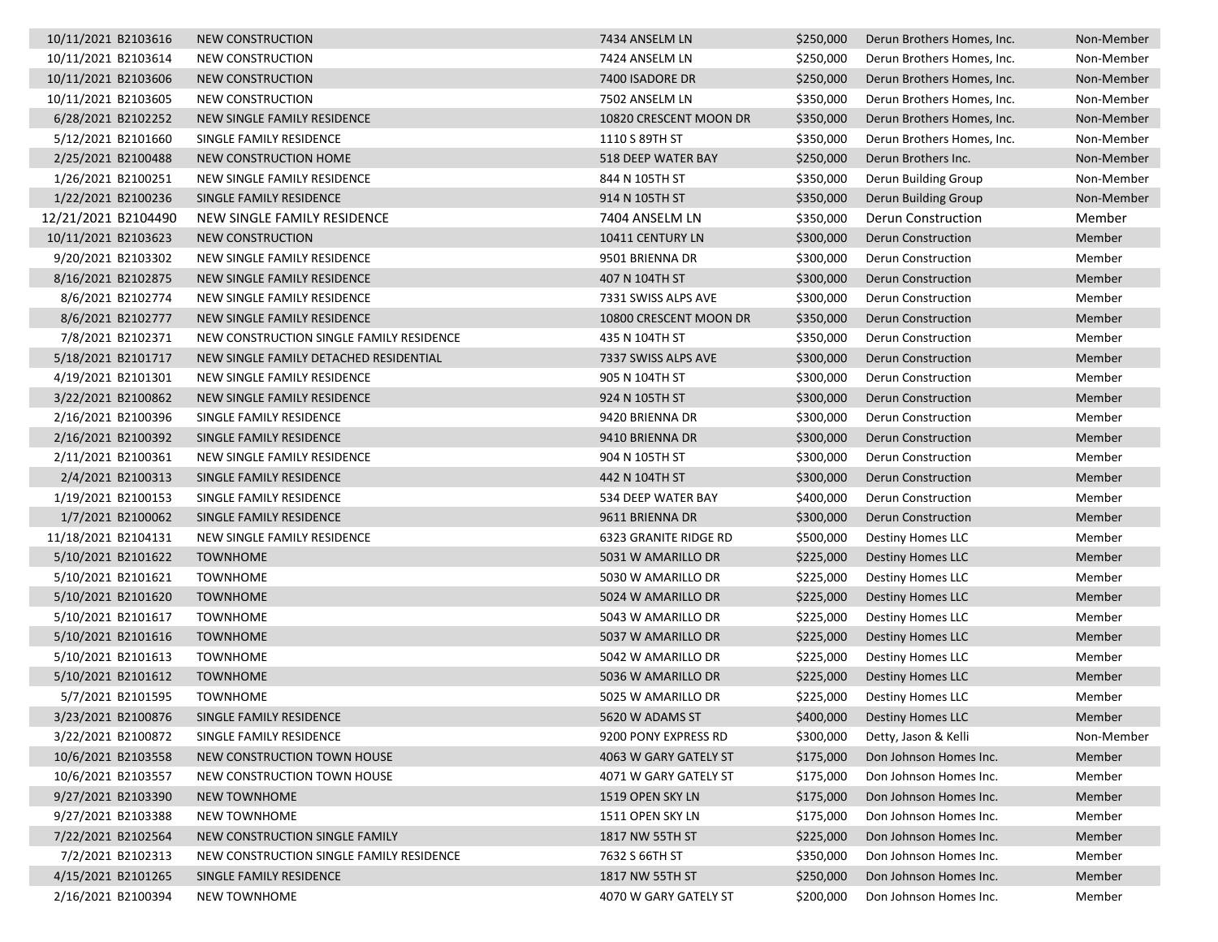| | | | | | | |
|---|---|---|---|---|---|---|
| 10/11/2021 | B2103616 | NEW CONSTRUCTION | 7434 ANSELM LN | $250,000 | Derun Brothers Homes, Inc. | Non-Member |
| 10/11/2021 | B2103614 | NEW CONSTRUCTION | 7424 ANSELM LN | $250,000 | Derun Brothers Homes, Inc. | Non-Member |
| 10/11/2021 | B2103606 | NEW CONSTRUCTION | 7400 ISADORE DR | $250,000 | Derun Brothers Homes, Inc. | Non-Member |
| 10/11/2021 | B2103605 | NEW CONSTRUCTION | 7502 ANSELM LN | $350,000 | Derun Brothers Homes, Inc. | Non-Member |
| 6/28/2021 | B2102252 | NEW SINGLE FAMILY RESIDENCE | 10820 CRESCENT MOON DR | $350,000 | Derun Brothers Homes, Inc. | Non-Member |
| 5/12/2021 | B2101660 | SINGLE FAMILY RESIDENCE | 1110 S 89TH ST | $350,000 | Derun Brothers Homes, Inc. | Non-Member |
| 2/25/2021 | B2100488 | NEW CONSTRUCTION HOME | 518 DEEP WATER BAY | $250,000 | Derun Brothers Inc. | Non-Member |
| 1/26/2021 | B2100251 | NEW SINGLE FAMILY RESIDENCE | 844 N 105TH ST | $350,000 | Derun Building Group | Non-Member |
| 1/22/2021 | B2100236 | SINGLE FAMILY RESIDENCE | 914 N 105TH ST | $350,000 | Derun Building Group | Non-Member |
| 12/21/2021 | B2104490 | NEW SINGLE FAMILY RESIDENCE | 7404 ANSELM LN | $350,000 | Derun Construction | Member |
| 10/11/2021 | B2103623 | NEW CONSTRUCTION | 10411 CENTURY LN | $300,000 | Derun Construction | Member |
| 9/20/2021 | B2103302 | NEW SINGLE FAMILY RESIDENCE | 9501 BRIENNA DR | $300,000 | Derun Construction | Member |
| 8/16/2021 | B2102875 | NEW SINGLE FAMILY RESIDENCE | 407 N 104TH ST | $300,000 | Derun Construction | Member |
| 8/6/2021 | B2102774 | NEW SINGLE FAMILY RESIDENCE | 7331 SWISS ALPS AVE | $300,000 | Derun Construction | Member |
| 8/6/2021 | B2102777 | NEW SINGLE FAMILY RESIDENCE | 10800 CRESCENT MOON DR | $350,000 | Derun Construction | Member |
| 7/8/2021 | B2102371 | NEW CONSTRUCTION SINGLE FAMILY RESIDENCE | 435 N 104TH ST | $350,000 | Derun Construction | Member |
| 5/18/2021 | B2101717 | NEW SINGLE FAMILY DETACHED RESIDENTIAL | 7337 SWISS ALPS AVE | $300,000 | Derun Construction | Member |
| 4/19/2021 | B2101301 | NEW SINGLE FAMILY RESIDENCE | 905 N 104TH ST | $300,000 | Derun Construction | Member |
| 3/22/2021 | B2100862 | NEW SINGLE FAMILY RESIDENCE | 924 N 105TH ST | $300,000 | Derun Construction | Member |
| 2/16/2021 | B2100396 | SINGLE FAMILY RESIDENCE | 9420 BRIENNA DR | $300,000 | Derun Construction | Member |
| 2/16/2021 | B2100392 | SINGLE FAMILY RESIDENCE | 9410 BRIENNA DR | $300,000 | Derun Construction | Member |
| 2/11/2021 | B2100361 | NEW SINGLE FAMILY RESIDENCE | 904 N 105TH ST | $300,000 | Derun Construction | Member |
| 2/4/2021 | B2100313 | SINGLE FAMILY RESIDENCE | 442 N 104TH ST | $300,000 | Derun Construction | Member |
| 1/19/2021 | B2100153 | SINGLE FAMILY RESIDENCE | 534 DEEP WATER BAY | $400,000 | Derun Construction | Member |
| 1/7/2021 | B2100062 | SINGLE FAMILY RESIDENCE | 9611 BRIENNA DR | $300,000 | Derun Construction | Member |
| 11/18/2021 | B2104131 | NEW SINGLE FAMILY RESIDENCE | 6323 GRANITE RIDGE RD | $500,000 | Destiny Homes LLC | Member |
| 5/10/2021 | B2101622 | TOWNHOME | 5031 W AMARILLO DR | $225,000 | Destiny Homes LLC | Member |
| 5/10/2021 | B2101621 | TOWNHOME | 5030 W AMARILLO DR | $225,000 | Destiny Homes LLC | Member |
| 5/10/2021 | B2101620 | TOWNHOME | 5024 W AMARILLO DR | $225,000 | Destiny Homes LLC | Member |
| 5/10/2021 | B2101617 | TOWNHOME | 5043 W AMARILLO DR | $225,000 | Destiny Homes LLC | Member |
| 5/10/2021 | B2101616 | TOWNHOME | 5037 W AMARILLO DR | $225,000 | Destiny Homes LLC | Member |
| 5/10/2021 | B2101613 | TOWNHOME | 5042 W AMARILLO DR | $225,000 | Destiny Homes LLC | Member |
| 5/10/2021 | B2101612 | TOWNHOME | 5036 W AMARILLO DR | $225,000 | Destiny Homes LLC | Member |
| 5/7/2021 | B2101595 | TOWNHOME | 5025 W AMARILLO DR | $225,000 | Destiny Homes LLC | Member |
| 3/23/2021 | B2100876 | SINGLE FAMILY RESIDENCE | 5620 W ADAMS ST | $400,000 | Destiny Homes LLC | Member |
| 3/22/2021 | B2100872 | SINGLE FAMILY RESIDENCE | 9200 PONY EXPRESS RD | $300,000 | Detty, Jason & Kelli | Non-Member |
| 10/6/2021 | B2103558 | NEW CONSTRUCTION TOWN HOUSE | 4063 W GARY GATELY ST | $175,000 | Don Johnson Homes Inc. | Member |
| 10/6/2021 | B2103557 | NEW CONSTRUCTION TOWN HOUSE | 4071 W GARY GATELY ST | $175,000 | Don Johnson Homes Inc. | Member |
| 9/27/2021 | B2103390 | NEW TOWNHOME | 1519 OPEN SKY LN | $175,000 | Don Johnson Homes Inc. | Member |
| 9/27/2021 | B2103388 | NEW TOWNHOME | 1511 OPEN SKY LN | $175,000 | Don Johnson Homes Inc. | Member |
| 7/22/2021 | B2102564 | NEW CONSTRUCTION SINGLE FAMILY | 1817 NW 55TH ST | $225,000 | Don Johnson Homes Inc. | Member |
| 7/2/2021 | B2102313 | NEW CONSTRUCTION SINGLE FAMILY RESIDENCE | 7632 S 66TH ST | $350,000 | Don Johnson Homes Inc. | Member |
| 4/15/2021 | B2101265 | SINGLE FAMILY RESIDENCE | 1817 NW 55TH ST | $250,000 | Don Johnson Homes Inc. | Member |
| 2/16/2021 | B2100394 | NEW TOWNHOME | 4070 W GARY GATELY ST | $200,000 | Don Johnson Homes Inc. | Member |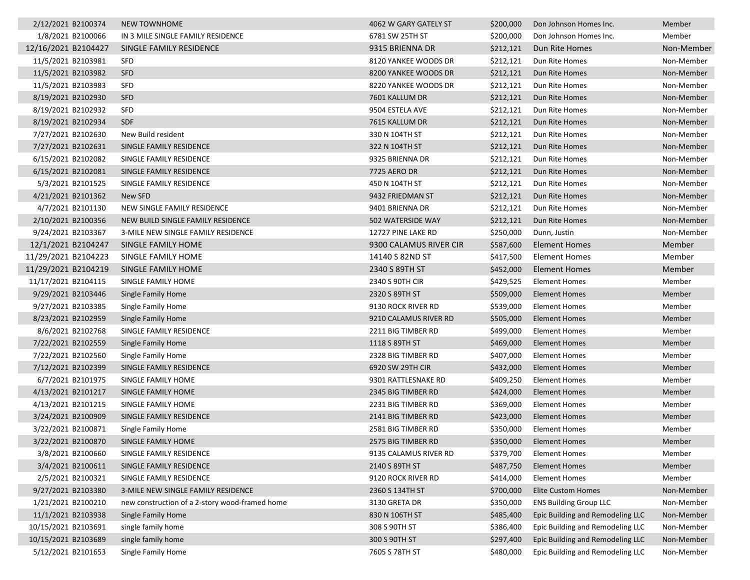| | | | | | | |
|---|---|---|---|---|---|---|
| 2/12/2021 | B2100374 | NEW TOWNHOME | 4062 W GARY GATELY ST | $200,000 | Don Johnson Homes Inc. | Member |
| 1/8/2021 | B2100066 | IN 3 MILE SINGLE FAMILY RESIDENCE | 6781 SW 25TH ST | $200,000 | Don Johnson Homes Inc. | Member |
| 12/16/2021 | B2104427 | SINGLE FAMILY RESIDENCE | 9315 BRIENNA DR | $212,121 | Dun Rite Homes | Non-Member |
| 11/5/2021 | B2103981 | SFD | 8120 YANKEE WOODS DR | $212,121 | Dun Rite Homes | Non-Member |
| 11/5/2021 | B2103982 | SFD | 8200 YANKEE WOODS DR | $212,121 | Dun Rite Homes | Non-Member |
| 11/5/2021 | B2103983 | SFD | 8220 YANKEE WOODS DR | $212,121 | Dun Rite Homes | Non-Member |
| 8/19/2021 | B2102930 | SFD | 7601 KALLUM DR | $212,121 | Dun Rite Homes | Non-Member |
| 8/19/2021 | B2102932 | SFD | 9504 ESTELA AVE | $212,121 | Dun Rite Homes | Non-Member |
| 8/19/2021 | B2102934 | SDF | 7615 KALLUM DR | $212,121 | Dun Rite Homes | Non-Member |
| 7/27/2021 | B2102630 | New Build resident | 330 N 104TH ST | $212,121 | Dun Rite Homes | Non-Member |
| 7/27/2021 | B2102631 | SINGLE FAMILY RESIDENCE | 322 N 104TH ST | $212,121 | Dun Rite Homes | Non-Member |
| 6/15/2021 | B2102082 | SINGLE FAMILY RESIDENCE | 9325 BRIENNA DR | $212,121 | Dun Rite Homes | Non-Member |
| 6/15/2021 | B2102081 | SINGLE FAMILY RESIDENCE | 7725 AERO DR | $212,121 | Dun Rite Homes | Non-Member |
| 5/3/2021 | B2101525 | SINGLE FAMILY RESIDENCE | 450 N 104TH ST | $212,121 | Dun Rite Homes | Non-Member |
| 4/21/2021 | B2101362 | New SFD | 9432 FRIEDMAN ST | $212,121 | Dun Rite Homes | Non-Member |
| 4/7/2021 | B2101130 | NEW SINGLE FAMILY RESIDENCE | 9401 BRIENNA DR | $212,121 | Dun Rite Homes | Non-Member |
| 2/10/2021 | B2100356 | NEW BUILD SINGLE FAMILY RESIDENCE | 502 WATERSIDE WAY | $212,121 | Dun Rite Homes | Non-Member |
| 9/24/2021 | B2103367 | 3-MILE NEW SINGLE FAMILY RESIDENCE | 12727 PINE LAKE RD | $250,000 | Dunn, Justin | Non-Member |
| 12/1/2021 | B2104247 | SINGLE FAMILY HOME | 9300 CALAMUS RIVER CIR | $587,600 | Element Homes | Member |
| 11/29/2021 | B2104223 | SINGLE FAMILY HOME | 14140 S 82ND ST | $417,500 | Element Homes | Member |
| 11/29/2021 | B2104219 | SINGLE FAMILY HOME | 2340 S 89TH ST | $452,000 | Element Homes | Member |
| 11/17/2021 | B2104115 | SINGLE FAMILY HOME | 2340 S 90TH CIR | $429,525 | Element Homes | Member |
| 9/29/2021 | B2103446 | Single Family Home | 2320 S 89TH ST | $509,000 | Element Homes | Member |
| 9/27/2021 | B2103385 | Single Family Home | 9130 ROCK RIVER RD | $539,000 | Element Homes | Member |
| 8/23/2021 | B2102959 | Single Family Home | 9210 CALAMUS RIVER RD | $505,000 | Element Homes | Member |
| 8/6/2021 | B2102768 | SINGLE FAMILY RESIDENCE | 2211 BIG TIMBER RD | $499,000 | Element Homes | Member |
| 7/22/2021 | B2102559 | Single Family Home | 1118 S 89TH ST | $469,000 | Element Homes | Member |
| 7/22/2021 | B2102560 | Single Family Home | 2328 BIG TIMBER RD | $407,000 | Element Homes | Member |
| 7/12/2021 | B2102399 | SINGLE FAMILY RESIDENCE | 6920 SW 29TH CIR | $432,000 | Element Homes | Member |
| 6/7/2021 | B2101975 | SINGLE FAMILY HOME | 9301 RATTLESNAKE RD | $409,250 | Element Homes | Member |
| 4/13/2021 | B2101217 | SINGLE FAMILY HOME | 2345 BIG TIMBER RD | $424,000 | Element Homes | Member |
| 4/13/2021 | B2101215 | SINGLE FAMILY HOME | 2231 BIG TIMBER RD | $369,000 | Element Homes | Member |
| 3/24/2021 | B2100909 | SINGLE FAMILY RESIDENCE | 2141 BIG TIMBER RD | $423,000 | Element Homes | Member |
| 3/22/2021 | B2100871 | Single Family Home | 2581 BIG TIMBER RD | $350,000 | Element Homes | Member |
| 3/22/2021 | B2100870 | SINGLE FAMILY HOME | 2575 BIG TIMBER RD | $350,000 | Element Homes | Member |
| 3/8/2021 | B2100660 | SINGLE FAMILY RESIDENCE | 9135 CALAMUS RIVER RD | $379,700 | Element Homes | Member |
| 3/4/2021 | B2100611 | SINGLE FAMILY RESIDENCE | 2140 S 89TH ST | $487,750 | Element Homes | Member |
| 2/5/2021 | B2100321 | SINGLE FAMILY RESIDENCE | 9120 ROCK RIVER RD | $414,000 | Element Homes | Member |
| 9/27/2021 | B2103380 | 3-MILE NEW SINGLE FAMILY RESIDENCE | 2360 S 134TH ST | $700,000 | Elite Custom Homes | Non-Member |
| 1/21/2021 | B2100210 | new construction of a 2-story wood-framed home | 3130 GRETA DR | $350,000 | ENS Building Group LLC | Non-Member |
| 11/1/2021 | B2103938 | Single Family Home | 830 N 106TH ST | $485,400 | Epic Building and Remodeling LLC | Non-Member |
| 10/15/2021 | B2103691 | single family home | 308 S 90TH ST | $386,400 | Epic Building and Remodeling LLC | Non-Member |
| 10/15/2021 | B2103689 | single family home | 300 S 90TH ST | $297,400 | Epic Building and Remodeling LLC | Non-Member |
| 5/12/2021 | B2101653 | Single Family Home | 7605 S 78TH ST | $480,000 | Epic Building and Remodeling LLC | Non-Member |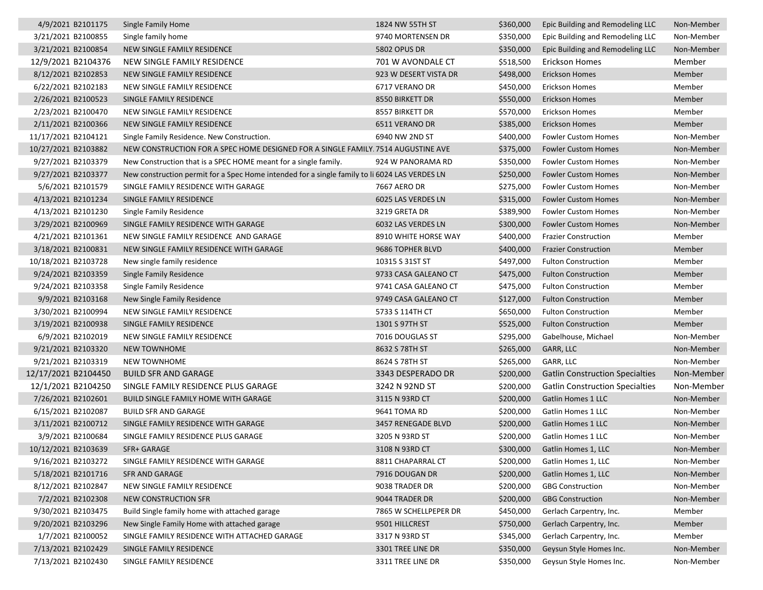| | | | | | | |
|---|---|---|---|---|---|---|
| 4/9/2021 | B2101175 | Single Family Home | 1824 NW 55TH ST | $360,000 | Epic Building and Remodeling LLC | Non-Member |
| 3/21/2021 | B2100855 | Single family home | 9740 MORTENSEN DR | $350,000 | Epic Building and Remodeling LLC | Non-Member |
| 3/21/2021 | B2100854 | NEW SINGLE FAMILY RESIDENCE | 5802 OPUS DR | $350,000 | Epic Building and Remodeling LLC | Non-Member |
| 12/9/2021 | B2104376 | NEW SINGLE FAMILY RESIDENCE | 701 W AVONDALE CT | $518,500 | Erickson Homes | Member |
| 8/12/2021 | B2102853 | NEW SINGLE FAMILY RESIDENCE | 923 W DESERT VISTA DR | $498,000 | Erickson Homes | Member |
| 6/22/2021 | B2102183 | NEW SINGLE FAMILY RESIDENCE | 6717 VERANO DR | $450,000 | Erickson Homes | Member |
| 2/26/2021 | B2100523 | SINGLE FAMILY RESIDENCE | 8550 BIRKETT DR | $550,000 | Erickson Homes | Member |
| 2/23/2021 | B2100470 | NEW SINGLE FAMILY RESIDENCE | 8557 BIRKETT DR | $570,000 | Erickson Homes | Member |
| 2/11/2021 | B2100366 | NEW SINGLE FAMILY RESIDENCE | 6511 VERANO DR | $385,000 | Erickson Homes | Member |
| 11/17/2021 | B2104121 | Single Family Residence. New Construction. | 6940 NW 2ND ST | $400,000 | Fowler Custom Homes | Non-Member |
| 10/27/2021 | B2103882 | NEW CONSTRUCTION FOR A SPEC HOME DESIGNED FOR A SINGLE FAMILY. | 7514 AUGUSTINE AVE | $375,000 | Fowler Custom Homes | Non-Member |
| 9/27/2021 | B2103379 | New Construction that is a SPEC HOME meant for a single family. | 924 W PANORAMA RD | $350,000 | Fowler Custom Homes | Non-Member |
| 9/27/2021 | B2103377 | New construction permit for a Spec Home intended for a single family to li | 6024 LAS VERDES LN | $250,000 | Fowler Custom Homes | Non-Member |
| 5/6/2021 | B2101579 | SINGLE FAMILY RESIDENCE WITH GARAGE | 7667 AERO DR | $275,000 | Fowler Custom Homes | Non-Member |
| 4/13/2021 | B2101234 | SINGLE FAMILY RESIDENCE | 6025 LAS VERDES LN | $315,000 | Fowler Custom Homes | Non-Member |
| 4/13/2021 | B2101230 | Single Family Residence | 3219 GRETA DR | $389,900 | Fowler Custom Homes | Non-Member |
| 3/29/2021 | B2100969 | SINGLE FAMILY RESIDENCE WITH GARAGE | 6032 LAS VERDES LN | $300,000 | Fowler Custom Homes | Non-Member |
| 4/21/2021 | B2101361 | NEW SINGLE FAMILY RESIDENCE AND GARAGE | 8910 WHITE HORSE WAY | $400,000 | Frazier Construction | Member |
| 3/18/2021 | B2100831 | NEW SINGLE FAMILY RESIDENCE WITH GARAGE | 9686 TOPHER BLVD | $400,000 | Frazier Construction | Member |
| 10/18/2021 | B2103728 | New single family residence | 10315 S 31ST ST | $497,000 | Fulton Construction | Member |
| 9/24/2021 | B2103359 | Single Family Residence | 9733 CASA GALEANO CT | $475,000 | Fulton Construction | Member |
| 9/24/2021 | B2103358 | Single Family Residence | 9741 CASA GALEANO CT | $475,000 | Fulton Construction | Member |
| 9/9/2021 | B2103168 | New Single Family Residence | 9749 CASA GALEANO CT | $127,000 | Fulton Construction | Member |
| 3/30/2021 | B2100994 | NEW SINGLE FAMILY RESIDENCE | 5733 S 114TH CT | $650,000 | Fulton Construction | Member |
| 3/19/2021 | B2100938 | SINGLE FAMILY RESIDENCE | 1301 S 97TH ST | $525,000 | Fulton Construction | Member |
| 6/9/2021 | B2102019 | NEW SINGLE FAMILY RESIDENCE | 7016 DOUGLAS ST | $295,000 | Gabelhouse, Michael | Non-Member |
| 9/21/2021 | B2103320 | NEW TOWNHOME | 8632 S 78TH ST | $265,000 | GARR, LLC | Non-Member |
| 9/21/2021 | B2103319 | NEW TOWNHOME | 8624 S 78TH ST | $265,000 | GARR, LLC | Non-Member |
| 12/17/2021 | B2104450 | BUILD SFR AND GARAGE | 3343 DESPERADO DR | $200,000 | Gatlin Construction Specialties | Non-Member |
| 12/1/2021 | B2104250 | SINGLE FAMILY RESIDENCE PLUS GARAGE | 3242 N 92ND ST | $200,000 | Gatlin Construction Specialties | Non-Member |
| 7/26/2021 | B2102601 | BUILD SINGLE FAMILY HOME WITH GARAGE | 3115 N 93RD CT | $200,000 | Gatlin Homes 1 LLC | Non-Member |
| 6/15/2021 | B2102087 | BUILD SFR AND GARAGE | 9641 TOMA RD | $200,000 | Gatlin Homes 1 LLC | Non-Member |
| 3/11/2021 | B2100712 | SINGLE FAMILY RESIDENCE WITH GARAGE | 3457 RENEGADE BLVD | $200,000 | Gatlin Homes 1 LLC | Non-Member |
| 3/9/2021 | B2100684 | SINGLE FAMILY RESIDENCE PLUS GARAGE | 3205 N 93RD ST | $200,000 | Gatlin Homes 1 LLC | Non-Member |
| 10/12/2021 | B2103639 | SFR+ GARAGE | 3108 N 93RD CT | $300,000 | Gatlin Homes 1, LLC | Non-Member |
| 9/16/2021 | B2103272 | SINGLE FAMILY RESIDENCE WITH GARAGE | 8811 CHAPARRAL CT | $200,000 | Gatlin Homes 1, LLC | Non-Member |
| 5/18/2021 | B2101716 | SFR AND GARAGE | 7916 DOUGAN DR | $200,000 | Gatlin Homes 1, LLC | Non-Member |
| 8/12/2021 | B2102847 | NEW SINGLE FAMILY RESIDENCE | 9038 TRADER DR | $200,000 | GBG Construction | Non-Member |
| 7/2/2021 | B2102308 | NEW CONSTRUCTION SFR | 9044 TRADER DR | $200,000 | GBG Construction | Non-Member |
| 9/30/2021 | B2103475 | Build Single family home with attached garage | 7865 W SCHELLPEPER DR | $450,000 | Gerlach Carpentry, Inc. | Member |
| 9/20/2021 | B2103296 | New Single Family Home with attached garage | 9501 HILLCREST | $750,000 | Gerlach Carpentry, Inc. | Member |
| 1/7/2021 | B2100052 | SINGLE FAMILY RESIDENCE WITH ATTACHED GARAGE | 3317 N 93RD ST | $345,000 | Gerlach Carpentry, Inc. | Member |
| 7/13/2021 | B2102429 | SINGLE FAMILY RESIDENCE | 3301 TREE LINE DR | $350,000 | Geysun Style Homes Inc. | Non-Member |
| 7/13/2021 | B2102430 | SINGLE FAMILY RESIDENCE | 3311 TREE LINE DR | $350,000 | Geysun Style Homes Inc. | Non-Member |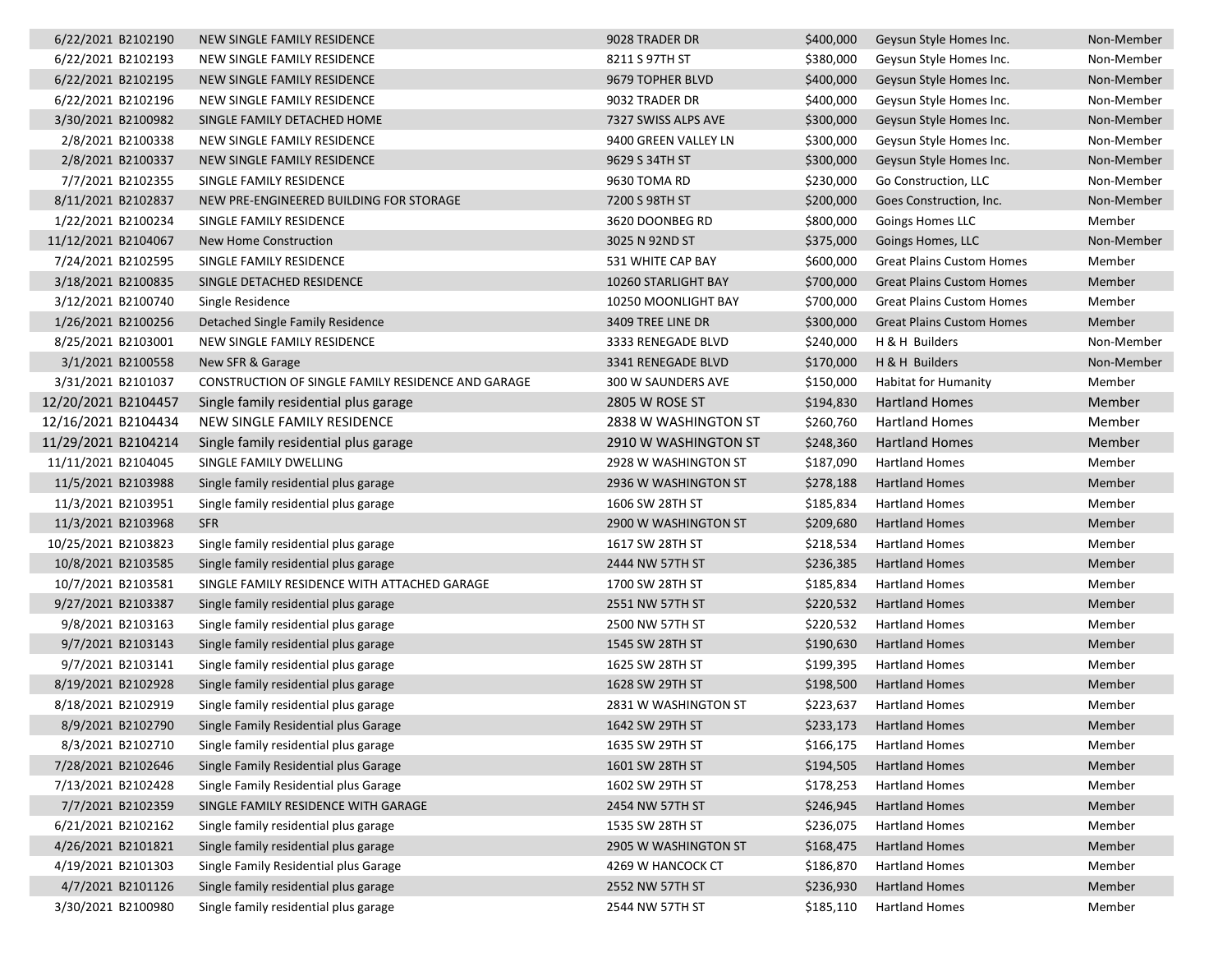| | | | | | |
|---|---|---|---|---|---|
| 6/22/2021 B2102190 | NEW SINGLE FAMILY RESIDENCE | 9028 TRADER DR | $400,000 | Geysun Style Homes Inc. | Non-Member |
| 6/22/2021 B2102193 | NEW SINGLE FAMILY RESIDENCE | 8211 S 97TH ST | $380,000 | Geysun Style Homes Inc. | Non-Member |
| 6/22/2021 B2102195 | NEW SINGLE FAMILY RESIDENCE | 9679 TOPHER BLVD | $400,000 | Geysun Style Homes Inc. | Non-Member |
| 6/22/2021 B2102196 | NEW SINGLE FAMILY RESIDENCE | 9032 TRADER DR | $400,000 | Geysun Style Homes Inc. | Non-Member |
| 3/30/2021 B2100982 | SINGLE FAMILY DETACHED HOME | 7327 SWISS ALPS AVE | $300,000 | Geysun Style Homes Inc. | Non-Member |
| 2/8/2021 B2100338 | NEW SINGLE FAMILY RESIDENCE | 9400 GREEN VALLEY LN | $300,000 | Geysun Style Homes Inc. | Non-Member |
| 2/8/2021 B2100337 | NEW SINGLE FAMILY RESIDENCE | 9629 S 34TH ST | $300,000 | Geysun Style Homes Inc. | Non-Member |
| 7/7/2021 B2102355 | SINGLE FAMILY RESIDENCE | 9630 TOMA RD | $230,000 | Go Construction, LLC | Non-Member |
| 8/11/2021 B2102837 | NEW PRE-ENGINEERED BUILDING FOR STORAGE | 7200 S 98TH ST | $200,000 | Goes Construction, Inc. | Non-Member |
| 1/22/2021 B2100234 | SINGLE FAMILY RESIDENCE | 3620 DOONBEG RD | $800,000 | Goings Homes LLC | Member |
| 11/12/2021 B2104067 | New Home Construction | 3025 N 92ND ST | $375,000 | Goings Homes, LLC | Non-Member |
| 7/24/2021 B2102595 | SINGLE FAMILY RESIDENCE | 531 WHITE CAP BAY | $600,000 | Great Plains Custom Homes | Member |
| 3/18/2021 B2100835 | SINGLE DETACHED RESIDENCE | 10260 STARLIGHT BAY | $700,000 | Great Plains Custom Homes | Member |
| 3/12/2021 B2100740 | Single Residence | 10250 MOONLIGHT BAY | $700,000 | Great Plains Custom Homes | Member |
| 1/26/2021 B2100256 | Detached Single Family Residence | 3409 TREE LINE DR | $300,000 | Great Plains Custom Homes | Member |
| 8/25/2021 B2103001 | NEW SINGLE FAMILY RESIDENCE | 3333 RENEGADE BLVD | $240,000 | H & H Builders | Non-Member |
| 3/1/2021 B2100558 | New SFR & Garage | 3341 RENEGADE BLVD | $170,000 | H & H Builders | Non-Member |
| 3/31/2021 B2101037 | CONSTRUCTION OF SINGLE FAMILY RESIDENCE AND GARAGE | 300 W SAUNDERS AVE | $150,000 | Habitat for Humanity | Member |
| 12/20/2021 B2104457 | Single family residential plus garage | 2805 W ROSE ST | $194,830 | Hartland Homes | Member |
| 12/16/2021 B2104434 | NEW SINGLE FAMILY RESIDENCE | 2838 W WASHINGTON ST | $260,760 | Hartland Homes | Member |
| 11/29/2021 B2104214 | Single family residential plus garage | 2910 W WASHINGTON ST | $248,360 | Hartland Homes | Member |
| 11/11/2021 B2104045 | SINGLE FAMILY DWELLING | 2928 W WASHINGTON ST | $187,090 | Hartland Homes | Member |
| 11/5/2021 B2103988 | Single family residential plus garage | 2936 W WASHINGTON ST | $278,188 | Hartland Homes | Member |
| 11/3/2021 B2103951 | Single family residential plus garage | 1606 SW 28TH ST | $185,834 | Hartland Homes | Member |
| 11/3/2021 B2103968 | SFR | 2900 W WASHINGTON ST | $209,680 | Hartland Homes | Member |
| 10/25/2021 B2103823 | Single family residential plus garage | 1617 SW 28TH ST | $218,534 | Hartland Homes | Member |
| 10/8/2021 B2103585 | Single family residential plus garage | 2444 NW 57TH ST | $236,385 | Hartland Homes | Member |
| 10/7/2021 B2103581 | SINGLE FAMILY RESIDENCE WITH ATTACHED GARAGE | 1700 SW 28TH ST | $185,834 | Hartland Homes | Member |
| 9/27/2021 B2103387 | Single family residential plus garage | 2551 NW 57TH ST | $220,532 | Hartland Homes | Member |
| 9/8/2021 B2103163 | Single family residential plus garage | 2500 NW 57TH ST | $220,532 | Hartland Homes | Member |
| 9/7/2021 B2103143 | Single family residential plus garage | 1545 SW 28TH ST | $190,630 | Hartland Homes | Member |
| 9/7/2021 B2103141 | Single family residential plus garage | 1625 SW 28TH ST | $199,395 | Hartland Homes | Member |
| 8/19/2021 B2102928 | Single family residential plus garage | 1628 SW 29TH ST | $198,500 | Hartland Homes | Member |
| 8/18/2021 B2102919 | Single family residential plus garage | 2831 W WASHINGTON ST | $223,637 | Hartland Homes | Member |
| 8/9/2021 B2102790 | Single Family Residential plus Garage | 1642 SW 29TH ST | $233,173 | Hartland Homes | Member |
| 8/3/2021 B2102710 | Single family residential plus garage | 1635 SW 29TH ST | $166,175 | Hartland Homes | Member |
| 7/28/2021 B2102646 | Single Family Residential plus Garage | 1601 SW 28TH ST | $194,505 | Hartland Homes | Member |
| 7/13/2021 B2102428 | Single Family Residential plus Garage | 1602 SW 29TH ST | $178,253 | Hartland Homes | Member |
| 7/7/2021 B2102359 | SINGLE FAMILY RESIDENCE WITH GARAGE | 2454 NW 57TH ST | $246,945 | Hartland Homes | Member |
| 6/21/2021 B2102162 | Single family residential plus garage | 1535 SW 28TH ST | $236,075 | Hartland Homes | Member |
| 4/26/2021 B2101821 | Single family residential plus garage | 2905 W WASHINGTON ST | $168,475 | Hartland Homes | Member |
| 4/19/2021 B2101303 | Single Family Residential plus Garage | 4269 W HANCOCK CT | $186,870 | Hartland Homes | Member |
| 4/7/2021 B2101126 | Single family residential plus garage | 2552 NW 57TH ST | $236,930 | Hartland Homes | Member |
| 3/30/2021 B2100980 | Single family residential plus garage | 2544 NW 57TH ST | $185,110 | Hartland Homes | Member |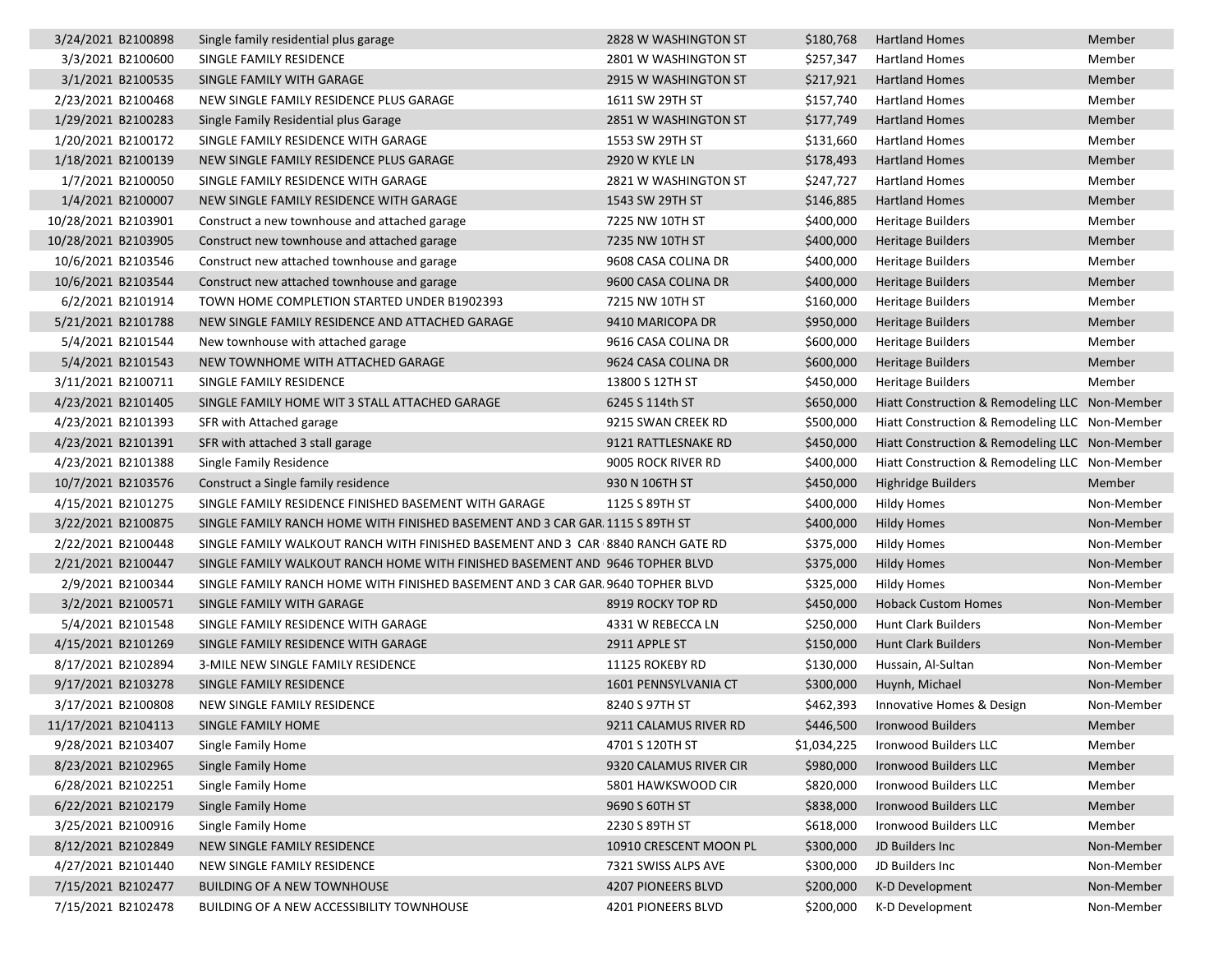| | | | | | | |
|---|---|---|---|---|---|---|
| 3/24/2021 | B2100898 | Single family residential plus garage | 2828 W WASHINGTON ST | $180,768 | Hartland Homes | Member |
| 3/3/2021 | B2100600 | SINGLE FAMILY RESIDENCE | 2801 W WASHINGTON ST | $257,347 | Hartland Homes | Member |
| 3/1/2021 | B2100535 | SINGLE FAMILY WITH GARAGE | 2915 W WASHINGTON ST | $217,921 | Hartland Homes | Member |
| 2/23/2021 | B2100468 | NEW SINGLE FAMILY RESIDENCE PLUS GARAGE | 1611 SW 29TH ST | $157,740 | Hartland Homes | Member |
| 1/29/2021 | B2100283 | Single Family Residential plus Garage | 2851 W WASHINGTON ST | $177,749 | Hartland Homes | Member |
| 1/20/2021 | B2100172 | SINGLE FAMILY RESIDENCE WITH GARAGE | 1553 SW 29TH ST | $131,660 | Hartland Homes | Member |
| 1/18/2021 | B2100139 | NEW SINGLE FAMILY RESIDENCE PLUS GARAGE | 2920 W KYLE LN | $178,493 | Hartland Homes | Member |
| 1/7/2021 | B2100050 | SINGLE FAMILY RESIDENCE WITH GARAGE | 2821 W WASHINGTON ST | $247,727 | Hartland Homes | Member |
| 1/4/2021 | B2100007 | NEW SINGLE FAMILY RESIDENCE WITH GARAGE | 1543 SW 29TH ST | $146,885 | Hartland Homes | Member |
| 10/28/2021 | B2103901 | Construct a new townhouse and attached garage | 7225 NW 10TH ST | $400,000 | Heritage Builders | Member |
| 10/28/2021 | B2103905 | Construct new townhouse and attached garage | 7235 NW 10TH ST | $400,000 | Heritage Builders | Member |
| 10/6/2021 | B2103546 | Construct new attached townhouse and garage | 9608 CASA COLINA DR | $400,000 | Heritage Builders | Member |
| 10/6/2021 | B2103544 | Construct new attached townhouse and garage | 9600 CASA COLINA DR | $400,000 | Heritage Builders | Member |
| 6/2/2021 | B2101914 | TOWN HOME COMPLETION STARTED UNDER B1902393 | 7215 NW 10TH ST | $160,000 | Heritage Builders | Member |
| 5/21/2021 | B2101788 | NEW SINGLE FAMILY RESIDENCE AND ATTACHED GARAGE | 9410 MARICOPA DR | $950,000 | Heritage Builders | Member |
| 5/4/2021 | B2101544 | New townhouse with attached garage | 9616 CASA COLINA DR | $600,000 | Heritage Builders | Member |
| 5/4/2021 | B2101543 | NEW TOWNHOME WITH ATTACHED GARAGE | 9624 CASA COLINA DR | $600,000 | Heritage Builders | Member |
| 3/11/2021 | B2100711 | SINGLE FAMILY RESIDENCE | 13800 S 12TH ST | $450,000 | Heritage Builders | Member |
| 4/23/2021 | B2101405 | SINGLE FAMILY HOME WIT 3 STALL ATTACHED GARAGE | 6245 S 114th ST | $650,000 | Hiatt Construction & Remodeling LLC | Non-Member |
| 4/23/2021 | B2101393 | SFR with Attached garage | 9215 SWAN CREEK RD | $500,000 | Hiatt Construction & Remodeling LLC | Non-Member |
| 4/23/2021 | B2101391 | SFR with attached 3 stall garage | 9121 RATTLESNAKE RD | $450,000 | Hiatt Construction & Remodeling LLC | Non-Member |
| 4/23/2021 | B2101388 | Single Family Residence | 9005 ROCK RIVER RD | $400,000 | Hiatt Construction & Remodeling LLC | Non-Member |
| 10/7/2021 | B2103576 | Construct a Single family residence | 930 N 106TH ST | $450,000 | Highridge Builders | Member |
| 4/15/2021 | B2101275 | SINGLE FAMILY RESIDENCE FINISHED BASEMENT WITH GARAGE | 1125 S 89TH ST | $400,000 | Hildy Homes | Non-Member |
| 3/22/2021 | B2100875 | SINGLE FAMILY RANCH HOME WITH FINISHED BASEMENT AND 3 CAR GAR. | 1115 S 89TH ST | $400,000 | Hildy Homes | Non-Member |
| 2/22/2021 | B2100448 | SINGLE FAMILY WALKOUT RANCH WITH FINISHED BASEMENT AND 3 CAR | 8840 RANCH GATE RD | $375,000 | Hildy Homes | Non-Member |
| 2/21/2021 | B2100447 | SINGLE FAMILY WALKOUT RANCH HOME WITH FINISHED BASEMENT AND | 9646 TOPHER BLVD | $375,000 | Hildy Homes | Non-Member |
| 2/9/2021 | B2100344 | SINGLE FAMILY RANCH HOME WITH FINISHED BASEMENT AND 3 CAR GAR. | 9640 TOPHER BLVD | $325,000 | Hildy Homes | Non-Member |
| 3/2/2021 | B2100571 | SINGLE FAMILY WITH GARAGE | 8919 ROCKY TOP RD | $450,000 | Hoback Custom Homes | Non-Member |
| 5/4/2021 | B2101548 | SINGLE FAMILY RESIDENCE WITH GARAGE | 4331 W REBECCA LN | $250,000 | Hunt Clark Builders | Non-Member |
| 4/15/2021 | B2101269 | SINGLE FAMILY RESIDENCE WITH GARAGE | 2911 APPLE ST | $150,000 | Hunt Clark Builders | Non-Member |
| 8/17/2021 | B2102894 | 3-MILE NEW SINGLE FAMILY RESIDENCE | 11125 ROKEBY RD | $130,000 | Hussain, Al-Sultan | Non-Member |
| 9/17/2021 | B2103278 | SINGLE FAMILY RESIDENCE | 1601 PENNSYLVANIA CT | $300,000 | Huynh, Michael | Non-Member |
| 3/17/2021 | B2100808 | NEW SINGLE FAMILY RESIDENCE | 8240 S 97TH ST | $462,393 | Innovative Homes & Design | Non-Member |
| 11/17/2021 | B2104113 | SINGLE FAMILY HOME | 9211 CALAMUS RIVER RD | $446,500 | Ironwood Builders | Member |
| 9/28/2021 | B2103407 | Single Family Home | 4701 S 120TH ST | $1,034,225 | Ironwood Builders LLC | Member |
| 8/23/2021 | B2102965 | Single Family Home | 9320 CALAMUS RIVER CIR | $980,000 | Ironwood Builders LLC | Member |
| 6/28/2021 | B2102251 | Single Family Home | 5801 HAWKSWOOD CIR | $820,000 | Ironwood Builders LLC | Member |
| 6/22/2021 | B2102179 | Single Family Home | 9690 S 60TH ST | $838,000 | Ironwood Builders LLC | Member |
| 3/25/2021 | B2100916 | Single Family Home | 2230 S 89TH ST | $618,000 | Ironwood Builders LLC | Member |
| 8/12/2021 | B2102849 | NEW SINGLE FAMILY RESIDENCE | 10910 CRESCENT MOON PL | $300,000 | JD Builders Inc | Non-Member |
| 4/27/2021 | B2101440 | NEW SINGLE FAMILY RESIDENCE | 7321 SWISS ALPS AVE | $300,000 | JD Builders Inc | Non-Member |
| 7/15/2021 | B2102477 | BUILDING OF A NEW TOWNHOUSE | 4207 PIONEERS BLVD | $200,000 | K-D Development | Non-Member |
| 7/15/2021 | B2102478 | BUILDING OF A NEW ACCESSIBILITY TOWNHOUSE | 4201 PIONEERS BLVD | $200,000 | K-D Development | Non-Member |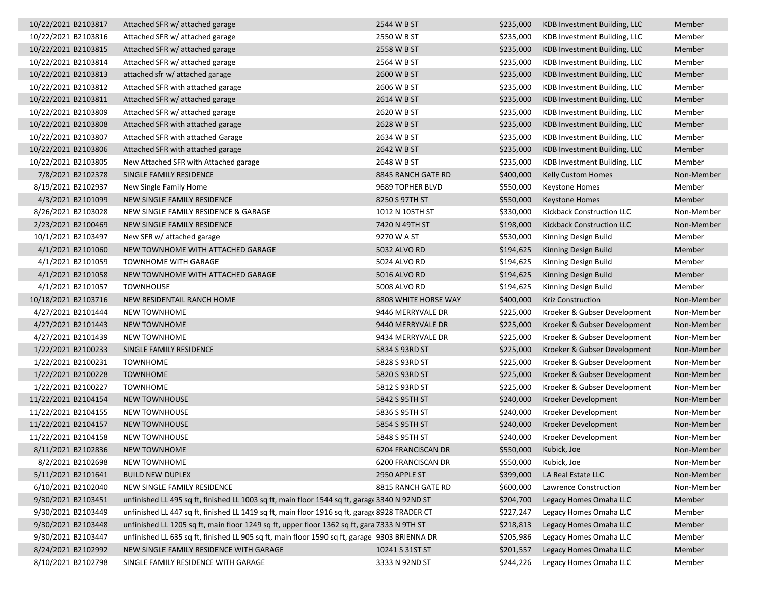| | | | | | | |
|---|---|---|---|---|---|---|
| 10/22/2021 | B2103817 | Attached SFR w/ attached garage | 2544 W B ST | $235,000 | KDB Investment Building, LLC | Member |
| 10/22/2021 | B2103816 | Attached SFR w/ attached garage | 2550 W B ST | $235,000 | KDB Investment Building, LLC | Member |
| 10/22/2021 | B2103815 | Attached SFR w/ attached garage | 2558 W B ST | $235,000 | KDB Investment Building, LLC | Member |
| 10/22/2021 | B2103814 | Attached SFR w/ attached garage | 2564 W B ST | $235,000 | KDB Investment Building, LLC | Member |
| 10/22/2021 | B2103813 | attached sfr w/ attached garage | 2600 W B ST | $235,000 | KDB Investment Building, LLC | Member |
| 10/22/2021 | B2103812 | Attached SFR with attached garage | 2606 W B ST | $235,000 | KDB Investment Building, LLC | Member |
| 10/22/2021 | B2103811 | Attached SFR w/ attached garage | 2614 W B ST | $235,000 | KDB Investment Building, LLC | Member |
| 10/22/2021 | B2103809 | Attached SFR w/ attached garage | 2620 W B ST | $235,000 | KDB Investment Building, LLC | Member |
| 10/22/2021 | B2103808 | Attached SFR with attached garage | 2628 W B ST | $235,000 | KDB Investment Building, LLC | Member |
| 10/22/2021 | B2103807 | Attached SFR with attached Garage | 2634 W B ST | $235,000 | KDB Investment Building, LLC | Member |
| 10/22/2021 | B2103806 | Attached SFR with attached garage | 2642 W B ST | $235,000 | KDB Investment Building, LLC | Member |
| 10/22/2021 | B2103805 | New Attached SFR with Attached garage | 2648 W B ST | $235,000 | KDB Investment Building, LLC | Member |
| 7/8/2021 | B2102378 | SINGLE FAMILY RESIDENCE | 8845 RANCH GATE RD | $400,000 | Kelly Custom Homes | Non-Member |
| 8/19/2021 | B2102937 | New Single Family Home | 9689 TOPHER BLVD | $550,000 | Keystone Homes | Member |
| 4/3/2021 | B2101099 | NEW SINGLE FAMILY RESIDENCE | 8250 S 97TH ST | $550,000 | Keystone Homes | Member |
| 8/26/2021 | B2103028 | NEW SINGLE FAMILY RESIDENCE & GARAGE | 1012 N 105TH ST | $330,000 | Kickback Construction LLC | Non-Member |
| 2/23/2021 | B2100469 | NEW SINGLE FAMILY RESIDENCE | 7420 N 49TH ST | $198,000 | Kickback Construction LLC | Non-Member |
| 10/1/2021 | B2103497 | New SFR w/ attached garage | 9270 W A ST | $530,000 | Kinning Design Build | Member |
| 4/1/2021 | B2101060 | NEW TOWNHOME WITH ATTACHED GARAGE | 5032 ALVO RD | $194,625 | Kinning Design Build | Member |
| 4/1/2021 | B2101059 | TOWNHOME WITH GARAGE | 5024 ALVO RD | $194,625 | Kinning Design Build | Member |
| 4/1/2021 | B2101058 | NEW TOWNHOME WITH ATTACHED GARAGE | 5016 ALVO RD | $194,625 | Kinning Design Build | Member |
| 4/1/2021 | B2101057 | TOWNHOUSE | 5008 ALVO RD | $194,625 | Kinning Design Build | Member |
| 10/18/2021 | B2103716 | NEW RESIDENTAIL RANCH HOME | 8808 WHITE HORSE WAY | $400,000 | Kriz Construction | Non-Member |
| 4/27/2021 | B2101444 | NEW TOWNHOME | 9446 MERRYVALE DR | $225,000 | Kroeker & Gubser Development | Non-Member |
| 4/27/2021 | B2101443 | NEW TOWNHOME | 9440 MERRYVALE DR | $225,000 | Kroeker & Gubser Development | Non-Member |
| 4/27/2021 | B2101439 | NEW TOWNHOME | 9434 MERRYVALE DR | $225,000 | Kroeker & Gubser Development | Non-Member |
| 1/22/2021 | B2100233 | SINGLE FAMILY RESIDENCE | 5834 S 93RD ST | $225,000 | Kroeker & Gubser Development | Non-Member |
| 1/22/2021 | B2100231 | TOWNHOME | 5828 S 93RD ST | $225,000 | Kroeker & Gubser Development | Non-Member |
| 1/22/2021 | B2100228 | TOWNHOME | 5820 S 93RD ST | $225,000 | Kroeker & Gubser Development | Non-Member |
| 1/22/2021 | B2100227 | TOWNHOME | 5812 S 93RD ST | $225,000 | Kroeker & Gubser Development | Non-Member |
| 11/22/2021 | B2104154 | NEW TOWNHOUSE | 5842 S 95TH ST | $240,000 | Kroeker Development | Non-Member |
| 11/22/2021 | B2104155 | NEW TOWNHOUSE | 5836 S 95TH ST | $240,000 | Kroeker Development | Non-Member |
| 11/22/2021 | B2104157 | NEW TOWNHOUSE | 5854 S 95TH ST | $240,000 | Kroeker Development | Non-Member |
| 11/22/2021 | B2104158 | NEW TOWNHOUSE | 5848 S 95TH ST | $240,000 | Kroeker Development | Non-Member |
| 8/11/2021 | B2102836 | NEW TOWNHOME | 6204 FRANCISCAN DR | $550,000 | Kubick, Joe | Non-Member |
| 8/2/2021 | B2102698 | NEW TOWNHOME | 6200 FRANCISCAN DR | $550,000 | Kubick, Joe | Non-Member |
| 5/11/2021 | B2101641 | BUILD NEW DUPLEX | 2950 APPLE ST | $399,000 | LA Real Estate LLC | Non-Member |
| 6/10/2021 | B2102040 | NEW SINGLE FAMILY RESIDENCE | 8815 RANCH GATE RD | $600,000 | Lawrence Construction | Non-Member |
| 9/30/2021 | B2103451 | unfinished LL 495 sq ft, finished LL 1003 sq ft, main floor 1544 sq ft, garage | 3340 N 92ND ST | $204,700 | Legacy Homes Omaha LLC | Member |
| 9/30/2021 | B2103449 | unfinished LL 447 sq ft, finished LL 1419 sq ft, main floor 1916 sq ft, garage | 8928 TRADER CT | $227,247 | Legacy Homes Omaha LLC | Member |
| 9/30/2021 | B2103448 | unfinished LL 1205 sq ft, main floor 1249 sq ft, upper floor 1362 sq ft, gara | 7333 N 9TH ST | $218,813 | Legacy Homes Omaha LLC | Member |
| 9/30/2021 | B2103447 | unfinished LL 635 sq ft, finished LL 905 sq ft, main floor 1590 sq ft, garage | 9303 BRIENNA DR | $205,986 | Legacy Homes Omaha LLC | Member |
| 8/24/2021 | B2102992 | NEW SINGLE FAMILY RESIDENCE WITH GARAGE | 10241 S 31ST ST | $201,557 | Legacy Homes Omaha LLC | Member |
| 8/10/2021 | B2102798 | SINGLE FAMILY RESIDENCE WITH GARAGE | 3333 N 92ND ST | $244,226 | Legacy Homes Omaha LLC | Member |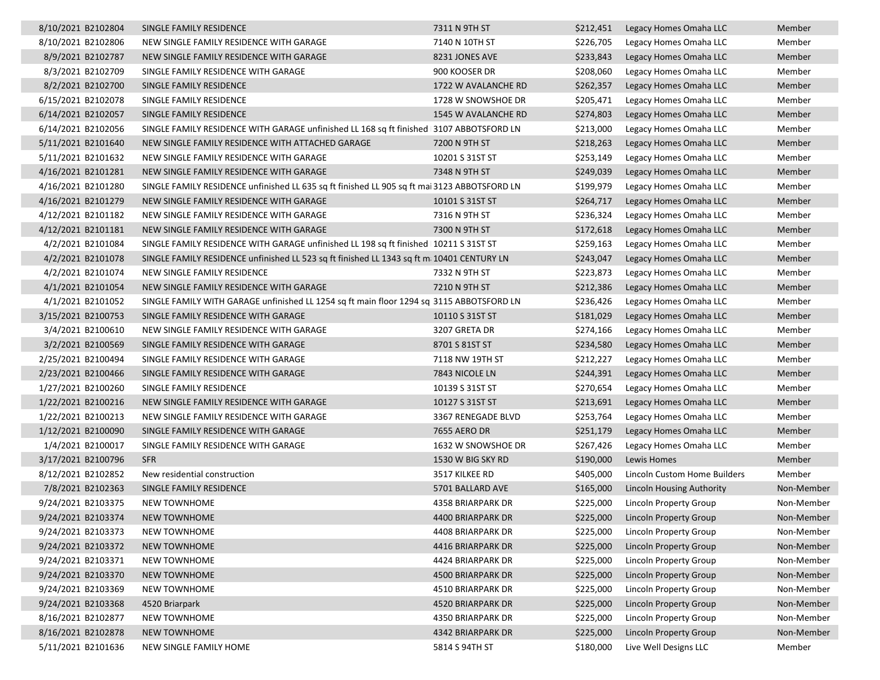| | | | | | |
|---|---|---|---|---|---|
| 8/10/2021 B2102804 | SINGLE FAMILY RESIDENCE | 7311 N 9TH ST | $212,451 | Legacy Homes Omaha LLC | Member |
| 8/10/2021 B2102806 | NEW SINGLE FAMILY RESIDENCE WITH GARAGE | 7140 N 10TH ST | $226,705 | Legacy Homes Omaha LLC | Member |
| 8/9/2021 B2102787 | NEW SINGLE FAMILY RESIDENCE WITH GARAGE | 8231 JONES AVE | $233,843 | Legacy Homes Omaha LLC | Member |
| 8/3/2021 B2102709 | SINGLE FAMILY RESIDENCE WITH GARAGE | 900 KOOSER DR | $208,060 | Legacy Homes Omaha LLC | Member |
| 8/2/2021 B2102700 | SINGLE FAMILY RESIDENCE | 1722 W AVALANCHE RD | $262,357 | Legacy Homes Omaha LLC | Member |
| 6/15/2021 B2102078 | SINGLE FAMILY RESIDENCE | 1728 W SNOWSHOE DR | $205,471 | Legacy Homes Omaha LLC | Member |
| 6/14/2021 B2102057 | SINGLE FAMILY RESIDENCE | 1545 W AVALANCHE RD | $274,803 | Legacy Homes Omaha LLC | Member |
| 6/14/2021 B2102056 | SINGLE FAMILY RESIDENCE WITH GARAGE unfinished LL 168 sq ft finished | 3107 ABBOTSFORD LN | $213,000 | Legacy Homes Omaha LLC | Member |
| 5/11/2021 B2101640 | NEW SINGLE FAMILY RESIDENCE WITH ATTACHED GARAGE | 7200 N 9TH ST | $218,263 | Legacy Homes Omaha LLC | Member |
| 5/11/2021 B2101632 | NEW SINGLE FAMILY RESIDENCE WITH GARAGE | 10201 S 31ST ST | $253,149 | Legacy Homes Omaha LLC | Member |
| 4/16/2021 B2101281 | NEW SINGLE FAMILY RESIDENCE WITH GARAGE | 7348 N 9TH ST | $249,039 | Legacy Homes Omaha LLC | Member |
| 4/16/2021 B2101280 | SINGLE FAMILY RESIDENCE unfinished LL 635 sq ft finished LL 905 sq ft mai | 3123 ABBOTSFORD LN | $199,979 | Legacy Homes Omaha LLC | Member |
| 4/16/2021 B2101279 | NEW SINGLE FAMILY RESIDENCE WITH GARAGE | 10101 S 31ST ST | $264,717 | Legacy Homes Omaha LLC | Member |
| 4/12/2021 B2101182 | NEW SINGLE FAMILY RESIDENCE WITH GARAGE | 7316 N 9TH ST | $236,324 | Legacy Homes Omaha LLC | Member |
| 4/12/2021 B2101181 | NEW SINGLE FAMILY RESIDENCE WITH GARAGE | 7300 N 9TH ST | $172,618 | Legacy Homes Omaha LLC | Member |
| 4/2/2021 B2101084 | SINGLE FAMILY RESIDENCE WITH GARAGE unfinished LL 198 sq ft finished | 10211 S 31ST ST | $259,163 | Legacy Homes Omaha LLC | Member |
| 4/2/2021 B2101078 | SINGLE FAMILY RESIDENCE unfinished LL 523 sq ft finished LL 1343 sq ft m | 10401 CENTURY LN | $243,047 | Legacy Homes Omaha LLC | Member |
| 4/2/2021 B2101074 | NEW SINGLE FAMILY RESIDENCE | 7332 N 9TH ST | $223,873 | Legacy Homes Omaha LLC | Member |
| 4/1/2021 B2101054 | NEW SINGLE FAMILY RESIDENCE WITH GARAGE | 7210 N 9TH ST | $212,386 | Legacy Homes Omaha LLC | Member |
| 4/1/2021 B2101052 | SINGLE FAMILY WITH GARAGE unfinished LL 1254 sq ft main floor 1294 sq | 3115 ABBOTSFORD LN | $236,426 | Legacy Homes Omaha LLC | Member |
| 3/15/2021 B2100753 | SINGLE FAMILY RESIDENCE WITH GARAGE | 10110 S 31ST ST | $181,029 | Legacy Homes Omaha LLC | Member |
| 3/4/2021 B2100610 | NEW SINGLE FAMILY RESIDENCE WITH GARAGE | 3207 GRETA DR | $274,166 | Legacy Homes Omaha LLC | Member |
| 3/2/2021 B2100569 | SINGLE FAMILY RESIDENCE WITH GARAGE | 8701 S 81ST ST | $234,580 | Legacy Homes Omaha LLC | Member |
| 2/25/2021 B2100494 | SINGLE FAMILY RESIDENCE WITH GARAGE | 7118 NW 19TH ST | $212,227 | Legacy Homes Omaha LLC | Member |
| 2/23/2021 B2100466 | SINGLE FAMILY RESIDENCE WITH GARAGE | 7843 NICOLE LN | $244,391 | Legacy Homes Omaha LLC | Member |
| 1/27/2021 B2100260 | SINGLE FAMILY RESIDENCE | 10139 S 31ST ST | $270,654 | Legacy Homes Omaha LLC | Member |
| 1/22/2021 B2100216 | NEW SINGLE FAMILY RESIDENCE WITH GARAGE | 10127 S 31ST ST | $213,691 | Legacy Homes Omaha LLC | Member |
| 1/22/2021 B2100213 | NEW SINGLE FAMILY RESIDENCE WITH GARAGE | 3367 RENEGADE BLVD | $253,764 | Legacy Homes Omaha LLC | Member |
| 1/12/2021 B2100090 | SINGLE FAMILY RESIDENCE WITH GARAGE | 7655 AERO DR | $251,179 | Legacy Homes Omaha LLC | Member |
| 1/4/2021 B2100017 | SINGLE FAMILY RESIDENCE WITH GARAGE | 1632 W SNOWSHOE DR | $267,426 | Legacy Homes Omaha LLC | Member |
| 3/17/2021 B2100796 | SFR | 1530 W BIG SKY RD | $190,000 | Lewis Homes | Member |
| 8/12/2021 B2102852 | New residential construction | 3517 KILKEE RD | $405,000 | Lincoln Custom Home Builders | Member |
| 7/8/2021 B2102363 | SINGLE FAMILY RESIDENCE | 5701 BALLARD AVE | $165,000 | Lincoln Housing Authority | Non-Member |
| 9/24/2021 B2103375 | NEW TOWNHOME | 4358 BRIARPARK DR | $225,000 | Lincoln Property Group | Non-Member |
| 9/24/2021 B2103374 | NEW TOWNHOME | 4400 BRIARPARK DR | $225,000 | Lincoln Property Group | Non-Member |
| 9/24/2021 B2103373 | NEW TOWNHOME | 4408 BRIARPARK DR | $225,000 | Lincoln Property Group | Non-Member |
| 9/24/2021 B2103372 | NEW TOWNHOME | 4416 BRIARPARK DR | $225,000 | Lincoln Property Group | Non-Member |
| 9/24/2021 B2103371 | NEW TOWNHOME | 4424 BRIARPARK DR | $225,000 | Lincoln Property Group | Non-Member |
| 9/24/2021 B2103370 | NEW TOWNHOME | 4500 BRIARPARK DR | $225,000 | Lincoln Property Group | Non-Member |
| 9/24/2021 B2103369 | NEW TOWNHOME | 4510 BRIARPARK DR | $225,000 | Lincoln Property Group | Non-Member |
| 9/24/2021 B2103368 | 4520 Briarpark | 4520 BRIARPARK DR | $225,000 | Lincoln Property Group | Non-Member |
| 8/16/2021 B2102877 | NEW TOWNHOME | 4350 BRIARPARK DR | $225,000 | Lincoln Property Group | Non-Member |
| 8/16/2021 B2102878 | NEW TOWNHOME | 4342 BRIARPARK DR | $225,000 | Lincoln Property Group | Non-Member |
| 5/11/2021 B2101636 | NEW SINGLE FAMILY HOME | 5814 S 94TH ST | $180,000 | Live Well Designs LLC | Member |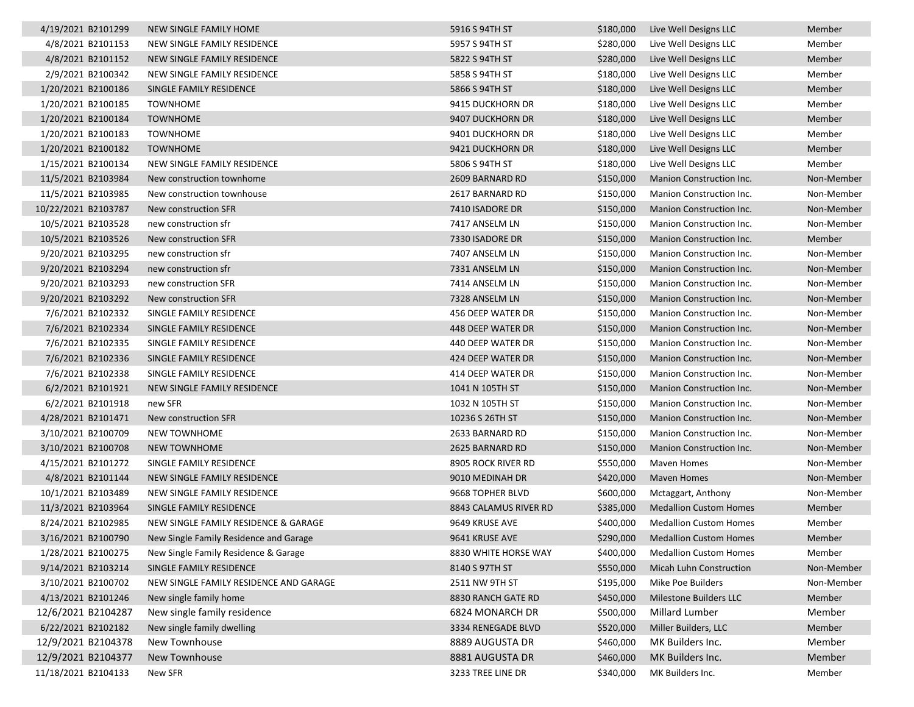| | | | | | |
|---|---|---|---|---|---|
| 4/19/2021 | B2101299 | NEW SINGLE FAMILY HOME | 5916 S 94TH ST | $180,000 | Live Well Designs LLC | Member |
| 4/8/2021 | B2101153 | NEW SINGLE FAMILY RESIDENCE | 5957 S 94TH ST | $280,000 | Live Well Designs LLC | Member |
| 4/8/2021 | B2101152 | NEW SINGLE FAMILY RESIDENCE | 5822 S 94TH ST | $280,000 | Live Well Designs LLC | Member |
| 2/9/2021 | B2100342 | NEW SINGLE FAMILY RESIDENCE | 5858 S 94TH ST | $180,000 | Live Well Designs LLC | Member |
| 1/20/2021 | B2100186 | SINGLE FAMILY RESIDENCE | 5866 S 94TH ST | $180,000 | Live Well Designs LLC | Member |
| 1/20/2021 | B2100185 | TOWNHOME | 9415 DUCKHORN DR | $180,000 | Live Well Designs LLC | Member |
| 1/20/2021 | B2100184 | TOWNHOME | 9407 DUCKHORN DR | $180,000 | Live Well Designs LLC | Member |
| 1/20/2021 | B2100183 | TOWNHOME | 9401 DUCKHORN DR | $180,000 | Live Well Designs LLC | Member |
| 1/20/2021 | B2100182 | TOWNHOME | 9421 DUCKHORN DR | $180,000 | Live Well Designs LLC | Member |
| 1/15/2021 | B2100134 | NEW SINGLE FAMILY RESIDENCE | 5806 S 94TH ST | $180,000 | Live Well Designs LLC | Member |
| 11/5/2021 | B2103984 | New construction townhome | 2609 BARNARD RD | $150,000 | Manion Construction Inc. | Non-Member |
| 11/5/2021 | B2103985 | New construction townhouse | 2617 BARNARD RD | $150,000 | Manion Construction Inc. | Non-Member |
| 10/22/2021 | B2103787 | New construction SFR | 7410 ISADORE DR | $150,000 | Manion Construction Inc. | Non-Member |
| 10/5/2021 | B2103528 | new construction sfr | 7417 ANSELM LN | $150,000 | Manion Construction Inc. | Non-Member |
| 10/5/2021 | B2103526 | New construction SFR | 7330 ISADORE DR | $150,000 | Manion Construction Inc. | Member |
| 9/20/2021 | B2103295 | new construction sfr | 7407 ANSELM LN | $150,000 | Manion Construction Inc. | Non-Member |
| 9/20/2021 | B2103294 | new construction sfr | 7331 ANSELM LN | $150,000 | Manion Construction Inc. | Non-Member |
| 9/20/2021 | B2103293 | new construction SFR | 7414 ANSELM LN | $150,000 | Manion Construction Inc. | Non-Member |
| 9/20/2021 | B2103292 | New construction SFR | 7328 ANSELM LN | $150,000 | Manion Construction Inc. | Non-Member |
| 7/6/2021 | B2102332 | SINGLE FAMILY RESIDENCE | 456 DEEP WATER DR | $150,000 | Manion Construction Inc. | Non-Member |
| 7/6/2021 | B2102334 | SINGLE FAMILY RESIDENCE | 448 DEEP WATER DR | $150,000 | Manion Construction Inc. | Non-Member |
| 7/6/2021 | B2102335 | SINGLE FAMILY RESIDENCE | 440 DEEP WATER DR | $150,000 | Manion Construction Inc. | Non-Member |
| 7/6/2021 | B2102336 | SINGLE FAMILY RESIDENCE | 424 DEEP WATER DR | $150,000 | Manion Construction Inc. | Non-Member |
| 7/6/2021 | B2102338 | SINGLE FAMILY RESIDENCE | 414 DEEP WATER DR | $150,000 | Manion Construction Inc. | Non-Member |
| 6/2/2021 | B2101921 | NEW SINGLE FAMILY RESIDENCE | 1041 N 105TH ST | $150,000 | Manion Construction Inc. | Non-Member |
| 6/2/2021 | B2101918 | new SFR | 1032 N 105TH ST | $150,000 | Manion Construction Inc. | Non-Member |
| 4/28/2021 | B2101471 | New construction SFR | 10236 S 26TH ST | $150,000 | Manion Construction Inc. | Non-Member |
| 3/10/2021 | B2100709 | NEW TOWNHOME | 2633 BARNARD RD | $150,000 | Manion Construction Inc. | Non-Member |
| 3/10/2021 | B2100708 | NEW TOWNHOME | 2625 BARNARD RD | $150,000 | Manion Construction Inc. | Non-Member |
| 4/15/2021 | B2101272 | SINGLE FAMILY RESIDENCE | 8905 ROCK RIVER RD | $550,000 | Maven Homes | Non-Member |
| 4/8/2021 | B2101144 | NEW SINGLE FAMILY RESIDENCE | 9010 MEDINAH DR | $420,000 | Maven Homes | Non-Member |
| 10/1/2021 | B2103489 | NEW SINGLE FAMILY RESIDENCE | 9668 TOPHER BLVD | $600,000 | Mctaggart, Anthony | Non-Member |
| 11/3/2021 | B2103964 | SINGLE FAMILY RESIDENCE | 8843 CALAMUS RIVER RD | $385,000 | Medallion Custom Homes | Member |
| 8/24/2021 | B2102985 | NEW SINGLE FAMILY RESIDENCE & GARAGE | 9649 KRUSE AVE | $400,000 | Medallion Custom Homes | Member |
| 3/16/2021 | B2100790 | New Single Family Residence and Garage | 9641 KRUSE AVE | $290,000 | Medallion Custom Homes | Member |
| 1/28/2021 | B2100275 | New Single Family Residence & Garage | 8830 WHITE HORSE WAY | $400,000 | Medallion Custom Homes | Member |
| 9/14/2021 | B2103214 | SINGLE FAMILY RESIDENCE | 8140 S 97TH ST | $550,000 | Micah Luhn Construction | Non-Member |
| 3/10/2021 | B2100702 | NEW SINGLE FAMILY RESIDENCE AND GARAGE | 2511 NW 9TH ST | $195,000 | Mike Poe Builders | Non-Member |
| 4/13/2021 | B2101246 | New single family home | 8830 RANCH GATE RD | $450,000 | Milestone Builders LLC | Member |
| 12/6/2021 | B2104287 | New single family residence | 6824 MONARCH DR | $500,000 | Millard Lumber | Member |
| 6/22/2021 | B2102182 | New single family dwelling | 3334 RENEGADE BLVD | $520,000 | Miller Builders, LLC | Member |
| 12/9/2021 | B2104378 | New Townhouse | 8889 AUGUSTA DR | $460,000 | MK Builders Inc. | Member |
| 12/9/2021 | B2104377 | New Townhouse | 8881 AUGUSTA DR | $460,000 | MK Builders Inc. | Member |
| 11/18/2021 | B2104133 | New SFR | 3233 TREE LINE DR | $340,000 | MK Builders Inc. | Member |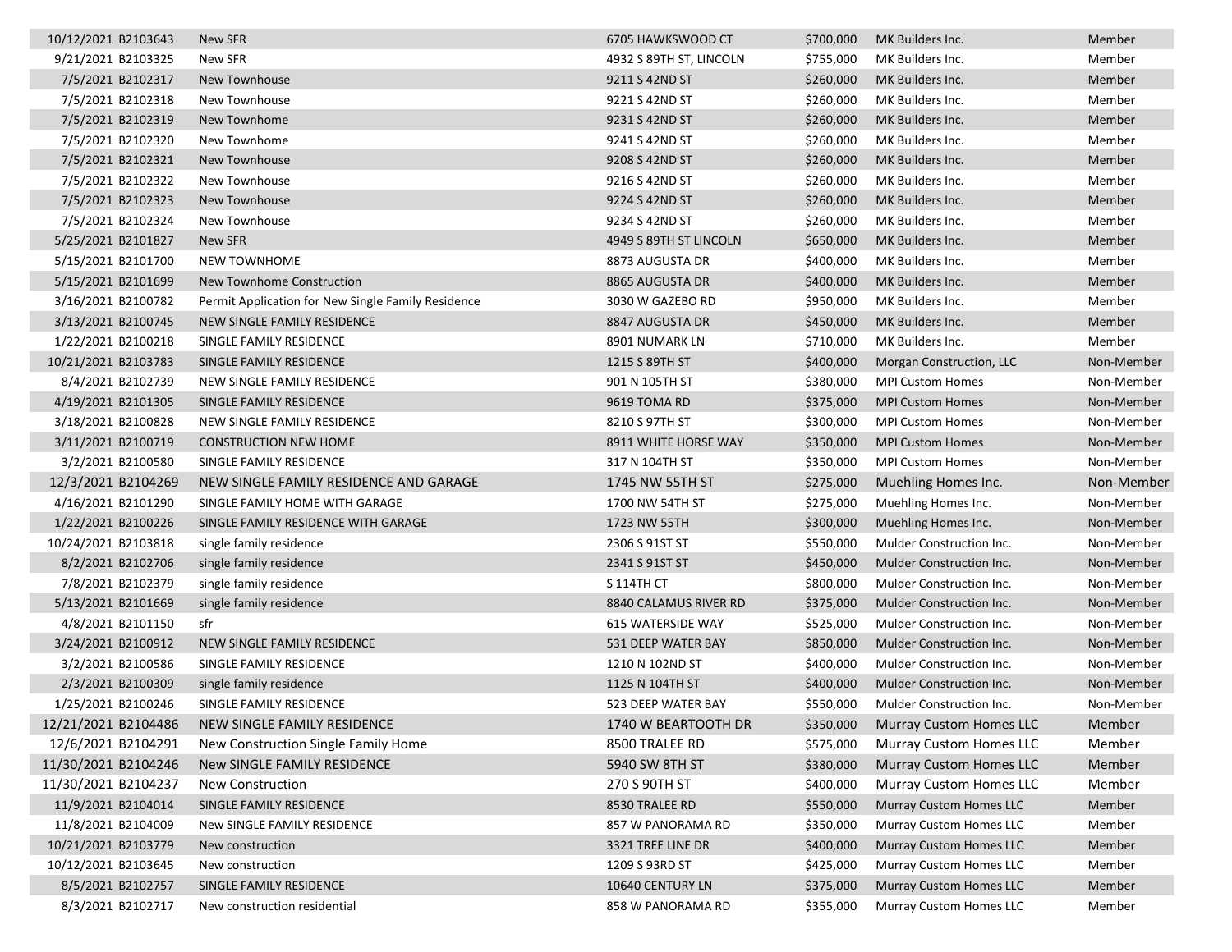| | | | | | | |
|---|---|---|---|---|---|---|
| 10/12/2021 | B2103643 | New SFR | 6705 HAWKSWOOD CT | $700,000 | MK Builders Inc. | Member |
| 9/21/2021 | B2103325 | New SFR | 4932 S 89TH ST, LINCOLN | $755,000 | MK Builders Inc. | Member |
| 7/5/2021 | B2102317 | New Townhouse | 9211 S 42ND ST | $260,000 | MK Builders Inc. | Member |
| 7/5/2021 | B2102318 | New Townhouse | 9221 S 42ND ST | $260,000 | MK Builders Inc. | Member |
| 7/5/2021 | B2102319 | New Townhome | 9231 S 42ND ST | $260,000 | MK Builders Inc. | Member |
| 7/5/2021 | B2102320 | New Townhome | 9241 S 42ND ST | $260,000 | MK Builders Inc. | Member |
| 7/5/2021 | B2102321 | New Townhouse | 9208 S 42ND ST | $260,000 | MK Builders Inc. | Member |
| 7/5/2021 | B2102322 | New Townhouse | 9216 S 42ND ST | $260,000 | MK Builders Inc. | Member |
| 7/5/2021 | B2102323 | New Townhouse | 9224 S 42ND ST | $260,000 | MK Builders Inc. | Member |
| 7/5/2021 | B2102324 | New Townhouse | 9234 S 42ND ST | $260,000 | MK Builders Inc. | Member |
| 5/25/2021 | B2101827 | New SFR | 4949 S 89TH ST LINCOLN | $650,000 | MK Builders Inc. | Member |
| 5/15/2021 | B2101700 | NEW TOWNHOME | 8873 AUGUSTA DR | $400,000 | MK Builders Inc. | Member |
| 5/15/2021 | B2101699 | New Townhome Construction | 8865 AUGUSTA DR | $400,000 | MK Builders Inc. | Member |
| 3/16/2021 | B2100782 | Permit Application for New Single Family Residence | 3030 W GAZEBO RD | $950,000 | MK Builders Inc. | Member |
| 3/13/2021 | B2100745 | NEW SINGLE FAMILY RESIDENCE | 8847 AUGUSTA DR | $450,000 | MK Builders Inc. | Member |
| 1/22/2021 | B2100218 | SINGLE FAMILY RESIDENCE | 8901 NUMARK LN | $710,000 | MK Builders Inc. | Member |
| 10/21/2021 | B2103783 | SINGLE FAMILY RESIDENCE | 1215 S 89TH ST | $400,000 | Morgan Construction, LLC | Non-Member |
| 8/4/2021 | B2102739 | NEW SINGLE FAMILY RESIDENCE | 901 N 105TH ST | $380,000 | MPI Custom Homes | Non-Member |
| 4/19/2021 | B2101305 | SINGLE FAMILY RESIDENCE | 9619 TOMA RD | $375,000 | MPI Custom Homes | Non-Member |
| 3/18/2021 | B2100828 | NEW SINGLE FAMILY RESIDENCE | 8210 S 97TH ST | $300,000 | MPI Custom Homes | Non-Member |
| 3/11/2021 | B2100719 | CONSTRUCTION NEW HOME | 8911 WHITE HORSE WAY | $350,000 | MPI Custom Homes | Non-Member |
| 3/2/2021 | B2100580 | SINGLE FAMILY RESIDENCE | 317 N 104TH ST | $350,000 | MPI Custom Homes | Non-Member |
| 12/3/2021 | B2104269 | NEW SINGLE FAMILY RESIDENCE AND GARAGE | 1745 NW 55TH ST | $275,000 | Muehling Homes Inc. | Non-Member |
| 4/16/2021 | B2101290 | SINGLE FAMILY HOME WITH GARAGE | 1700 NW 54TH ST | $275,000 | Muehling Homes Inc. | Non-Member |
| 1/22/2021 | B2100226 | SINGLE FAMILY RESIDENCE WITH GARAGE | 1723 NW 55TH | $300,000 | Muehling Homes Inc. | Non-Member |
| 10/24/2021 | B2103818 | single family residence | 2306 S 91ST ST | $550,000 | Mulder Construction Inc. | Non-Member |
| 8/2/2021 | B2102706 | single family residence | 2341 S 91ST ST | $450,000 | Mulder Construction Inc. | Non-Member |
| 7/8/2021 | B2102379 | single family residence | S 114TH CT | $800,000 | Mulder Construction Inc. | Non-Member |
| 5/13/2021 | B2101669 | single family residence | 8840 CALAMUS RIVER RD | $375,000 | Mulder Construction Inc. | Non-Member |
| 4/8/2021 | B2101150 | sfr | 615 WATERSIDE WAY | $525,000 | Mulder Construction Inc. | Non-Member |
| 3/24/2021 | B2100912 | NEW SINGLE FAMILY RESIDENCE | 531 DEEP WATER BAY | $850,000 | Mulder Construction Inc. | Non-Member |
| 3/2/2021 | B2100586 | SINGLE FAMILY RESIDENCE | 1210 N 102ND ST | $400,000 | Mulder Construction Inc. | Non-Member |
| 2/3/2021 | B2100309 | single family residence | 1125 N 104TH ST | $400,000 | Mulder Construction Inc. | Non-Member |
| 1/25/2021 | B2100246 | SINGLE FAMILY RESIDENCE | 523 DEEP WATER BAY | $550,000 | Mulder Construction Inc. | Non-Member |
| 12/21/2021 | B2104486 | NEW SINGLE FAMILY RESIDENCE | 1740 W BEARTOOTH DR | $350,000 | Murray Custom Homes LLC | Member |
| 12/6/2021 | B2104291 | New Construction Single Family Home | 8500 TRALEE RD | $575,000 | Murray Custom Homes LLC | Member |
| 11/30/2021 | B2104246 | New SINGLE FAMILY RESIDENCE | 5940 SW 8TH ST | $380,000 | Murray Custom Homes LLC | Member |
| 11/30/2021 | B2104237 | New Construction | 270 S 90TH ST | $400,000 | Murray Custom Homes LLC | Member |
| 11/9/2021 | B2104014 | SINGLE FAMILY RESIDENCE | 8530 TRALEE RD | $550,000 | Murray Custom Homes LLC | Member |
| 11/8/2021 | B2104009 | New SINGLE FAMILY RESIDENCE | 857 W PANORAMA RD | $350,000 | Murray Custom Homes LLC | Member |
| 10/21/2021 | B2103779 | New construction | 3321 TREE LINE DR | $400,000 | Murray Custom Homes LLC | Member |
| 10/12/2021 | B2103645 | New construction | 1209 S 93RD ST | $425,000 | Murray Custom Homes LLC | Member |
| 8/5/2021 | B2102757 | SINGLE FAMILY RESIDENCE | 10640 CENTURY LN | $375,000 | Murray Custom Homes LLC | Member |
| 8/3/2021 | B2102717 | New construction residential | 858 W PANORAMA RD | $355,000 | Murray Custom Homes LLC | Member |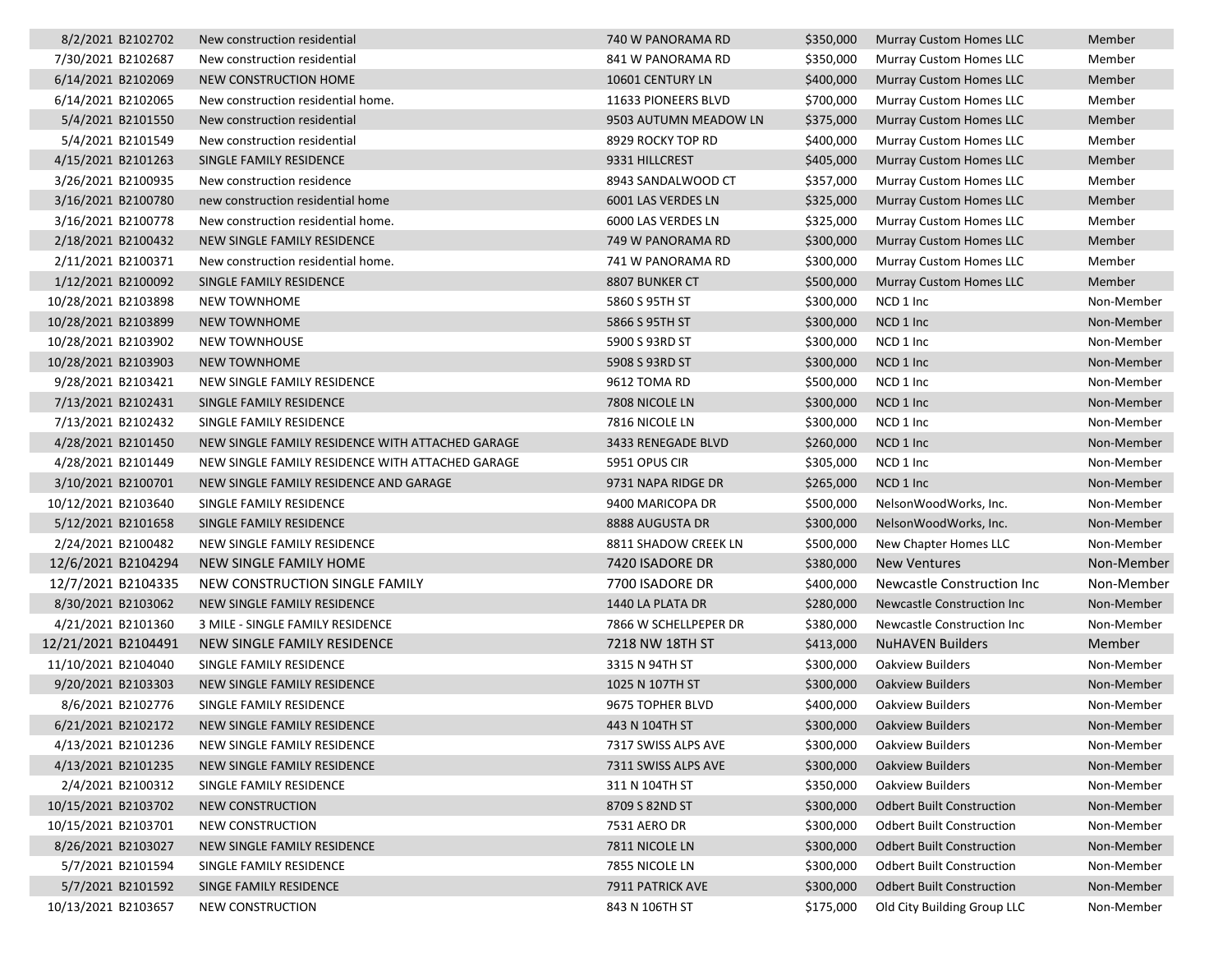| | | | | | | |
|---|---|---|---|---|---|---|
| 8/2/2021 | B2102702 | New construction residential | 740 W PANORAMA RD | $350,000 | Murray Custom Homes LLC | Member |
| 7/30/2021 | B2102687 | New construction residential | 841 W PANORAMA RD | $350,000 | Murray Custom Homes LLC | Member |
| 6/14/2021 | B2102069 | NEW CONSTRUCTION HOME | 10601 CENTURY LN | $400,000 | Murray Custom Homes LLC | Member |
| 6/14/2021 | B2102065 | New construction residential home. | 11633 PIONEERS BLVD | $700,000 | Murray Custom Homes LLC | Member |
| 5/4/2021 | B2101550 | New construction residential | 9503 AUTUMN MEADOW LN | $375,000 | Murray Custom Homes LLC | Member |
| 5/4/2021 | B2101549 | New construction residential | 8929 ROCKY TOP RD | $400,000 | Murray Custom Homes LLC | Member |
| 4/15/2021 | B2101263 | SINGLE FAMILY RESIDENCE | 9331 HILLCREST | $405,000 | Murray Custom Homes LLC | Member |
| 3/26/2021 | B2100935 | New construction residence | 8943 SANDALWOOD CT | $357,000 | Murray Custom Homes LLC | Member |
| 3/16/2021 | B2100780 | new construction residential home | 6001 LAS VERDES LN | $325,000 | Murray Custom Homes LLC | Member |
| 3/16/2021 | B2100778 | New construction residential home. | 6000 LAS VERDES LN | $325,000 | Murray Custom Homes LLC | Member |
| 2/18/2021 | B2100432 | NEW SINGLE FAMILY RESIDENCE | 749 W PANORAMA RD | $300,000 | Murray Custom Homes LLC | Member |
| 2/11/2021 | B2100371 | New construction residential home. | 741 W PANORAMA RD | $300,000 | Murray Custom Homes LLC | Member |
| 1/12/2021 | B2100092 | SINGLE FAMILY RESIDENCE | 8807 BUNKER CT | $500,000 | Murray Custom Homes LLC | Member |
| 10/28/2021 | B2103898 | NEW TOWNHOME | 5860 S 95TH ST | $300,000 | NCD 1 Inc | Non-Member |
| 10/28/2021 | B2103899 | NEW TOWNHOME | 5866 S 95TH ST | $300,000 | NCD 1 Inc | Non-Member |
| 10/28/2021 | B2103902 | NEW TOWNHOUSE | 5900 S 93RD ST | $300,000 | NCD 1 Inc | Non-Member |
| 10/28/2021 | B2103903 | NEW TOWNHOME | 5908 S 93RD ST | $300,000 | NCD 1 Inc | Non-Member |
| 9/28/2021 | B2103421 | NEW SINGLE FAMILY RESIDENCE | 9612 TOMA RD | $500,000 | NCD 1 Inc | Non-Member |
| 7/13/2021 | B2102431 | SINGLE FAMILY RESIDENCE | 7808 NICOLE LN | $300,000 | NCD 1 Inc | Non-Member |
| 7/13/2021 | B2102432 | SINGLE FAMILY RESIDENCE | 7816 NICOLE LN | $300,000 | NCD 1 Inc | Non-Member |
| 4/28/2021 | B2101450 | NEW SINGLE FAMILY RESIDENCE WITH ATTACHED GARAGE | 3433 RENEGADE BLVD | $260,000 | NCD 1 Inc | Non-Member |
| 4/28/2021 | B2101449 | NEW SINGLE FAMILY RESIDENCE WITH ATTACHED GARAGE | 5951 OPUS CIR | $305,000 | NCD 1 Inc | Non-Member |
| 3/10/2021 | B2100701 | NEW SINGLE FAMILY RESIDENCE AND GARAGE | 9731 NAPA RIDGE DR | $265,000 | NCD 1 Inc | Non-Member |
| 10/12/2021 | B2103640 | SINGLE FAMILY RESIDENCE | 9400 MARICOPA DR | $500,000 | NelsonWoodWorks, Inc. | Non-Member |
| 5/12/2021 | B2101658 | SINGLE FAMILY RESIDENCE | 8888 AUGUSTA DR | $300,000 | NelsonWoodWorks, Inc. | Non-Member |
| 2/24/2021 | B2100482 | NEW SINGLE FAMILY RESIDENCE | 8811 SHADOW CREEK LN | $500,000 | New Chapter Homes LLC | Non-Member |
| 12/6/2021 | B2104294 | NEW SINGLE FAMILY HOME | 7420 ISADORE DR | $380,000 | New Ventures | Non-Member |
| 12/7/2021 | B2104335 | NEW CONSTRUCTION SINGLE FAMILY | 7700 ISADORE DR | $400,000 | Newcastle Construction Inc | Non-Member |
| 8/30/2021 | B2103062 | NEW SINGLE FAMILY RESIDENCE | 1440 LA PLATA DR | $280,000 | Newcastle Construction Inc | Non-Member |
| 4/21/2021 | B2101360 | 3 MILE - SINGLE FAMILY RESIDENCE | 7866 W SCHELLPEPER DR | $380,000 | Newcastle Construction Inc | Non-Member |
| 12/21/2021 | B2104491 | NEW SINGLE FAMILY RESIDENCE | 7218 NW 18TH ST | $413,000 | NuHAVEN Builders | Member |
| 11/10/2021 | B2104040 | SINGLE FAMILY RESIDENCE | 3315 N 94TH ST | $300,000 | Oakview Builders | Non-Member |
| 9/20/2021 | B2103303 | NEW SINGLE FAMILY RESIDENCE | 1025 N 107TH ST | $300,000 | Oakview Builders | Non-Member |
| 8/6/2021 | B2102776 | SINGLE FAMILY RESIDENCE | 9675 TOPHER BLVD | $400,000 | Oakview Builders | Non-Member |
| 6/21/2021 | B2102172 | NEW SINGLE FAMILY RESIDENCE | 443 N 104TH ST | $300,000 | Oakview Builders | Non-Member |
| 4/13/2021 | B2101236 | NEW SINGLE FAMILY RESIDENCE | 7317 SWISS ALPS AVE | $300,000 | Oakview Builders | Non-Member |
| 4/13/2021 | B2101235 | NEW SINGLE FAMILY RESIDENCE | 7311 SWISS ALPS AVE | $300,000 | Oakview Builders | Non-Member |
| 2/4/2021 | B2100312 | SINGLE FAMILY RESIDENCE | 311 N 104TH ST | $350,000 | Oakview Builders | Non-Member |
| 10/15/2021 | B2103702 | NEW CONSTRUCTION | 8709 S 82ND ST | $300,000 | Odbert Built Construction | Non-Member |
| 10/15/2021 | B2103701 | NEW CONSTRUCTION | 7531 AERO DR | $300,000 | Odbert Built Construction | Non-Member |
| 8/26/2021 | B2103027 | NEW SINGLE FAMILY RESIDENCE | 7811 NICOLE LN | $300,000 | Odbert Built Construction | Non-Member |
| 5/7/2021 | B2101594 | SINGLE FAMILY RESIDENCE | 7855 NICOLE LN | $300,000 | Odbert Built Construction | Non-Member |
| 5/7/2021 | B2101592 | SINGE FAMILY RESIDENCE | 7911 PATRICK AVE | $300,000 | Odbert Built Construction | Non-Member |
| 10/13/2021 | B2103657 | NEW CONSTRUCTION | 843 N 106TH ST | $175,000 | Old City Building Group LLC | Non-Member |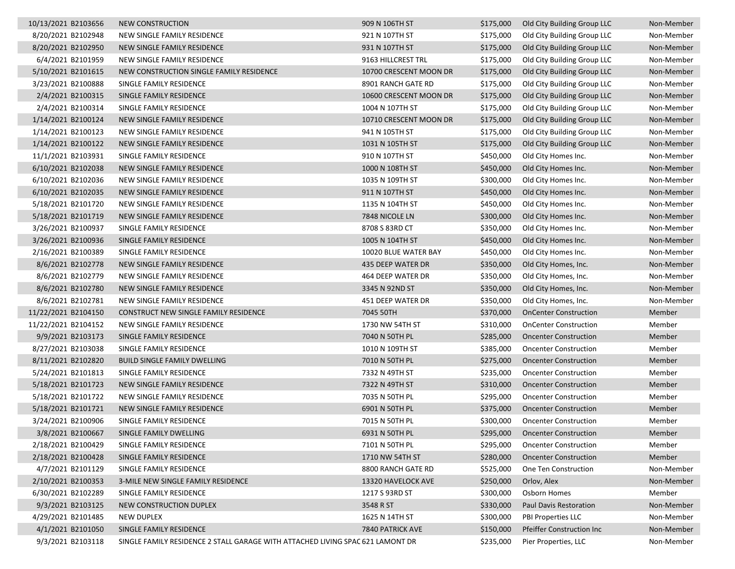| | | | | | |
|---|---|---|---|---|---|
| 10/13/2021 B2103656 | NEW CONSTRUCTION | 909 N 106TH ST | $175,000 | Old City Building Group LLC | Non-Member |
| 8/20/2021 B2102948 | NEW SINGLE FAMILY RESIDENCE | 921 N 107TH ST | $175,000 | Old City Building Group LLC | Non-Member |
| 8/20/2021 B2102950 | NEW SINGLE FAMILY RESIDENCE | 931 N 107TH ST | $175,000 | Old City Building Group LLC | Non-Member |
| 6/4/2021 B2101959 | NEW SINGLE FAMILY RESIDENCE | 9163 HILLCREST TRL | $175,000 | Old City Building Group LLC | Non-Member |
| 5/10/2021 B2101615 | NEW CONSTRUCTION SINGLE FAMILY RESIDENCE | 10700 CRESCENT MOON DR | $175,000 | Old City Building Group LLC | Non-Member |
| 3/23/2021 B2100888 | SINGLE FAMILY RESIDENCE | 8901 RANCH GATE RD | $175,000 | Old City Building Group LLC | Non-Member |
| 2/4/2021 B2100315 | SINGLE FAMILY RESIDENCE | 10600 CRESCENT MOON DR | $175,000 | Old City Building Group LLC | Non-Member |
| 2/4/2021 B2100314 | SINGLE FAMILY RESIDENCE | 1004 N 107TH ST | $175,000 | Old City Building Group LLC | Non-Member |
| 1/14/2021 B2100124 | NEW SINGLE FAMILY RESIDENCE | 10710 CRESCENT MOON DR | $175,000 | Old City Building Group LLC | Non-Member |
| 1/14/2021 B2100123 | NEW SINGLE FAMILY RESIDENCE | 941 N 105TH ST | $175,000 | Old City Building Group LLC | Non-Member |
| 1/14/2021 B2100122 | NEW SINGLE FAMILY RESIDENCE | 1031 N 105TH ST | $175,000 | Old City Building Group LLC | Non-Member |
| 11/1/2021 B2103931 | SINGLE FAMILY RESIDENCE | 910 N 107TH ST | $450,000 | Old City Homes Inc. | Non-Member |
| 6/10/2021 B2102038 | NEW SINGLE FAMILY RESIDENCE | 1000 N 108TH ST | $450,000 | Old City Homes Inc. | Non-Member |
| 6/10/2021 B2102036 | NEW SINGLE FAMILY RESIDENCE | 1035 N 109TH ST | $300,000 | Old City Homes Inc. | Non-Member |
| 6/10/2021 B2102035 | NEW SINGLE FAMILY RESIDENCE | 911 N 107TH ST | $450,000 | Old City Homes Inc. | Non-Member |
| 5/18/2021 B2101720 | NEW SINGLE FAMILY RESIDENCE | 1135 N 104TH ST | $450,000 | Old City Homes Inc. | Non-Member |
| 5/18/2021 B2101719 | NEW SINGLE FAMILY RESIDENCE | 7848 NICOLE LN | $300,000 | Old City Homes Inc. | Non-Member |
| 3/26/2021 B2100937 | SINGLE FAMILY RESIDENCE | 8708 S 83RD CT | $350,000 | Old City Homes Inc. | Non-Member |
| 3/26/2021 B2100936 | SINGLE FAMILY RESIDENCE | 1005 N 104TH ST | $450,000 | Old City Homes Inc. | Non-Member |
| 2/16/2021 B2100389 | SINGLE FAMILY RESIDENCE | 10020 BLUE WATER BAY | $450,000 | Old City Homes Inc. | Non-Member |
| 8/6/2021 B2102778 | NEW SINGLE FAMILY RESIDENCE | 435 DEEP WATER DR | $350,000 | Old City Homes, Inc. | Non-Member |
| 8/6/2021 B2102779 | NEW SINGLE FAMILY RESIDENCE | 464 DEEP WATER DR | $350,000 | Old City Homes, Inc. | Non-Member |
| 8/6/2021 B2102780 | NEW SINGLE FAMILY RESIDENCE | 3345 N 92ND ST | $350,000 | Old City Homes, Inc. | Non-Member |
| 8/6/2021 B2102781 | NEW SINGLE FAMILY RESIDENCE | 451 DEEP WATER DR | $350,000 | Old City Homes, Inc. | Non-Member |
| 11/22/2021 B2104150 | CONSTRUCT NEW SINGLE FAMILY RESIDENCE | 7045 50TH | $370,000 | OnCenter Construction | Member |
| 11/22/2021 B2104152 | NEW SINGLE FAMILY RESIDENCE | 1730 NW 54TH ST | $310,000 | OnCenter Construction | Member |
| 9/9/2021 B2103173 | SINGLE FAMILY RESIDENCE | 7040 N 50TH PL | $285,000 | Oncenter Construction | Member |
| 8/27/2021 B2103038 | SINGLE FAMILY RESIDENCE | 1010 N 109TH ST | $385,000 | Oncenter Construction | Member |
| 8/11/2021 B2102820 | BUILD SINGLE FAMILY DWELLING | 7010 N 50TH PL | $275,000 | Oncenter Construction | Member |
| 5/24/2021 B2101813 | SINGLE FAMILY RESIDENCE | 7332 N 49TH ST | $235,000 | Oncenter Construction | Member |
| 5/18/2021 B2101723 | NEW SINGLE FAMILY RESIDENCE | 7322 N 49TH ST | $310,000 | Oncenter Construction | Member |
| 5/18/2021 B2101722 | NEW SINGLE FAMILY RESIDENCE | 7035 N 50TH PL | $295,000 | Oncenter Construction | Member |
| 5/18/2021 B2101721 | NEW SINGLE FAMILY RESIDENCE | 6901 N 50TH PL | $375,000 | Oncenter Construction | Member |
| 3/24/2021 B2100906 | SINGLE FAMILY RESIDENCE | 7015 N 50TH PL | $300,000 | Oncenter Construction | Member |
| 3/8/2021 B2100667 | SINGLE FAMILY DWELLING | 6931 N 50TH PL | $295,000 | Oncenter Construction | Member |
| 2/18/2021 B2100429 | SINGLE FAMILY RESIDENCE | 7101 N 50TH PL | $295,000 | Oncenter Construction | Member |
| 2/18/2021 B2100428 | SINGLE FAMILY RESIDENCE | 1710 NW 54TH ST | $280,000 | Oncenter Construction | Member |
| 4/7/2021 B2101129 | SINGLE FAMILY RESIDENCE | 8800 RANCH GATE RD | $525,000 | One Ten Construction | Non-Member |
| 2/10/2021 B2100353 | 3-MILE NEW SINGLE FAMILY RESIDENCE | 13320 HAVELOCK AVE | $250,000 | Orlov, Alex | Non-Member |
| 6/30/2021 B2102289 | SINGLE FAMILY RESIDENCE | 1217 S 93RD ST | $300,000 | Osborn Homes | Member |
| 9/3/2021 B2103125 | NEW CONSTRUCTION DUPLEX | 3548 R ST | $330,000 | Paul Davis Restoration | Non-Member |
| 4/29/2021 B2101485 | NEW DUPLEX | 1625 N 14TH ST | $300,000 | PBI Properties LLC | Non-Member |
| 4/1/2021 B2101050 | SINGLE FAMILY RESIDENCE | 7840 PATRICK AVE | $150,000 | Pfeiffer Construction Inc | Non-Member |
| 9/3/2021 B2103118 | SINGLE FAMILY RESIDENCE 2 STALL GARAGE WITH ATTACHED LIVING SPAC | 621 LAMONT DR | $235,000 | Pier Properties, LLC | Non-Member |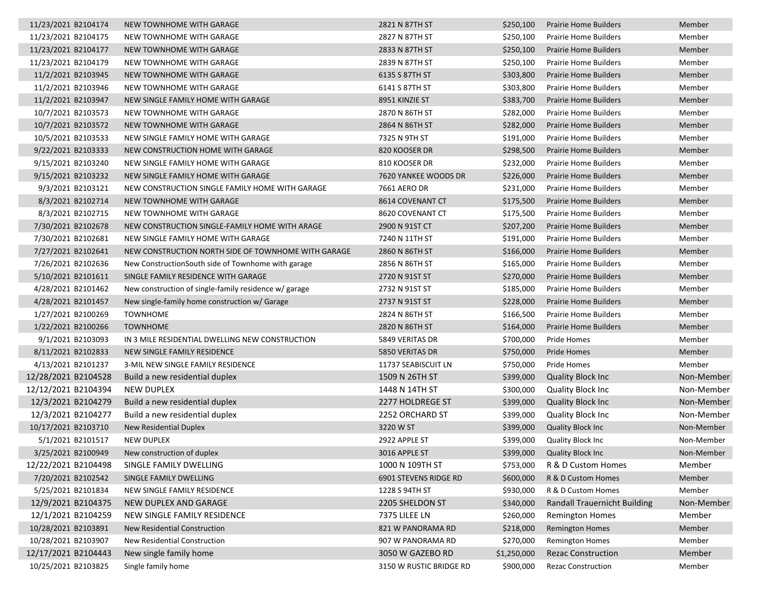| | | | | | | |
|---|---|---|---|---|---|---|
| 11/23/2021 | B2104174 | NEW TOWNHOME WITH GARAGE | 2821 N 87TH ST | $250,100 | Prairie Home Builders | Member |
| 11/23/2021 | B2104175 | NEW TOWNHOME WITH GARAGE | 2827 N 87TH ST | $250,100 | Prairie Home Builders | Member |
| 11/23/2021 | B2104177 | NEW TOWNHOME WITH GARAGE | 2833 N 87TH ST | $250,100 | Prairie Home Builders | Member |
| 11/23/2021 | B2104179 | NEW TOWNHOME WITH GARAGE | 2839 N 87TH ST | $250,100 | Prairie Home Builders | Member |
| 11/2/2021 | B2103945 | NEW TOWNHOME WITH GARAGE | 6135 S 87TH ST | $303,800 | Prairie Home Builders | Member |
| 11/2/2021 | B2103946 | NEW TOWNHOME WITH GARAGE | 6141 S 87TH ST | $303,800 | Prairie Home Builders | Member |
| 11/2/2021 | B2103947 | NEW SINGLE FAMILY HOME WITH GARAGE | 8951 KINZIE ST | $383,700 | Prairie Home Builders | Member |
| 10/7/2021 | B2103573 | NEW TOWNHOME WITH GARAGE | 2870 N 86TH ST | $282,000 | Prairie Home Builders | Member |
| 10/7/2021 | B2103572 | NEW TOWNHOME WITH GARAGE | 2864 N 86TH ST | $282,000 | Prairie Home Builders | Member |
| 10/5/2021 | B2103533 | NEW SINGLE FAMILY HOME WITH GARAGE | 7325 N 9TH ST | $191,000 | Prairie Home Builders | Member |
| 9/22/2021 | B2103333 | NEW CONSTRUCTION HOME WITH GARAGE | 820 KOOSER DR | $298,500 | Prairie Home Builders | Member |
| 9/15/2021 | B2103240 | NEW SINGLE FAMILY HOME WITH GARAGE | 810 KOOSER DR | $232,000 | Prairie Home Builders | Member |
| 9/15/2021 | B2103232 | NEW SINGLE FAMILY HOME WITH GARAGE | 7620 YANKEE WOODS DR | $226,000 | Prairie Home Builders | Member |
| 9/3/2021 | B2103121 | NEW CONSTRUCTION SINGLE FAMILY HOME WITH GARAGE | 7661 AERO DR | $231,000 | Prairie Home Builders | Member |
| 8/3/2021 | B2102714 | NEW TOWNHOME WITH GARAGE | 8614 COVENANT CT | $175,500 | Prairie Home Builders | Member |
| 8/3/2021 | B2102715 | NEW TOWNHOME WITH GARAGE | 8620 COVENANT CT | $175,500 | Prairie Home Builders | Member |
| 7/30/2021 | B2102678 | NEW CONSTRUCTION SINGLE-FAMILY HOME WITH ARAGE | 2900 N 91ST CT | $207,200 | Prairie Home Builders | Member |
| 7/30/2021 | B2102681 | NEW SINGLE FAMILY HOME WITH GARAGE | 7240 N 11TH ST | $191,000 | Prairie Home Builders | Member |
| 7/27/2021 | B2102641 | NEW CONSTRUCTION NORTH SIDE OF TOWNHOME WITH GARAGE | 2860 N 86TH ST | $166,000 | Prairie Home Builders | Member |
| 7/26/2021 | B2102636 | New ConstructionSouth side of Townhome with garage | 2856 N 86TH ST | $165,000 | Prairie Home Builders | Member |
| 5/10/2021 | B2101611 | SINGLE FAMILY RESIDENCE WITH GARAGE | 2720 N 91ST ST | $270,000 | Prairie Home Builders | Member |
| 4/28/2021 | B2101462 | New construction of single-family residence w/ garage | 2732 N 91ST ST | $185,000 | Prairie Home Builders | Member |
| 4/28/2021 | B2101457 | New single-family home construction w/ Garage | 2737 N 91ST ST | $228,000 | Prairie Home Builders | Member |
| 1/27/2021 | B2100269 | TOWNHOME | 2824 N 86TH ST | $166,500 | Prairie Home Builders | Member |
| 1/22/2021 | B2100266 | TOWNHOME | 2820 N 86TH ST | $164,000 | Prairie Home Builders | Member |
| 9/1/2021 | B2103093 | IN 3 MILE RESIDENTIAL DWELLING NEW CONSTRUCTION | 5849 VERITAS DR | $700,000 | Pride Homes | Member |
| 8/11/2021 | B2102833 | NEW SINGLE FAMILY RESIDENCE | 5850 VERITAS DR | $750,000 | Pride Homes | Member |
| 4/13/2021 | B2101237 | 3-MIL NEW SINGLE FAMILY RESIDENCE | 11737 SEABISCUIT LN | $750,000 | Pride Homes | Member |
| 12/28/2021 | B2104528 | Build a new residential duplex | 1509 N 26TH ST | $399,000 | Quality Block Inc | Non-Member |
| 12/12/2021 | B2104394 | NEW DUPLEX | 1448 N 14TH ST | $300,000 | Quality Block Inc | Non-Member |
| 12/3/2021 | B2104279 | Build a new residential duplex | 2277 HOLDREGE ST | $399,000 | Quality Block Inc | Non-Member |
| 12/3/2021 | B2104277 | Build a new residential duplex | 2252 ORCHARD ST | $399,000 | Quality Block Inc | Non-Member |
| 10/17/2021 | B2103710 | New Residential Duplex | 3220 W ST | $399,000 | Quality Block Inc | Non-Member |
| 5/1/2021 | B2101517 | NEW DUPLEX | 2922 APPLE ST | $399,000 | Quality Block Inc | Non-Member |
| 3/25/2021 | B2100949 | New construction of duplex | 3016 APPLE ST | $399,000 | Quality Block Inc | Non-Member |
| 12/22/2021 | B2104498 | SINGLE FAMILY DWELLING | 1000 N 109TH ST | $753,000 | R & D Custom Homes | Member |
| 7/20/2021 | B2102542 | SINGLE FAMILY DWELLING | 6901 STEVENS RIDGE RD | $600,000 | R & D Custom Homes | Member |
| 5/25/2021 | B2101834 | NEW SINGLE FAMILY RESIDENCE | 1228 S 94TH ST | $930,000 | R & D Custom Homes | Member |
| 12/9/2021 | B2104375 | NEW DUPLEX AND GARAGE | 2205 SHELDON ST | $340,000 | Randall Trauernicht Building | Non-Member |
| 12/1/2021 | B2104259 | NEW SINGLE FAMILY RESIDENCE | 7375 LILEE LN | $260,000 | Remington Homes | Member |
| 10/28/2021 | B2103891 | New Residential Construction | 821 W PANORAMA RD | $218,000 | Remington Homes | Member |
| 10/28/2021 | B2103907 | New Residential Construction | 907 W PANORAMA RD | $270,000 | Remington Homes | Member |
| 12/17/2021 | B2104443 | New single family home | 3050 W GAZEBO RD | $1,250,000 | Rezac Construction | Member |
| 10/25/2021 | B2103825 | Single family home | 3150 W RUSTIC BRIDGE RD | $900,000 | Rezac Construction | Member |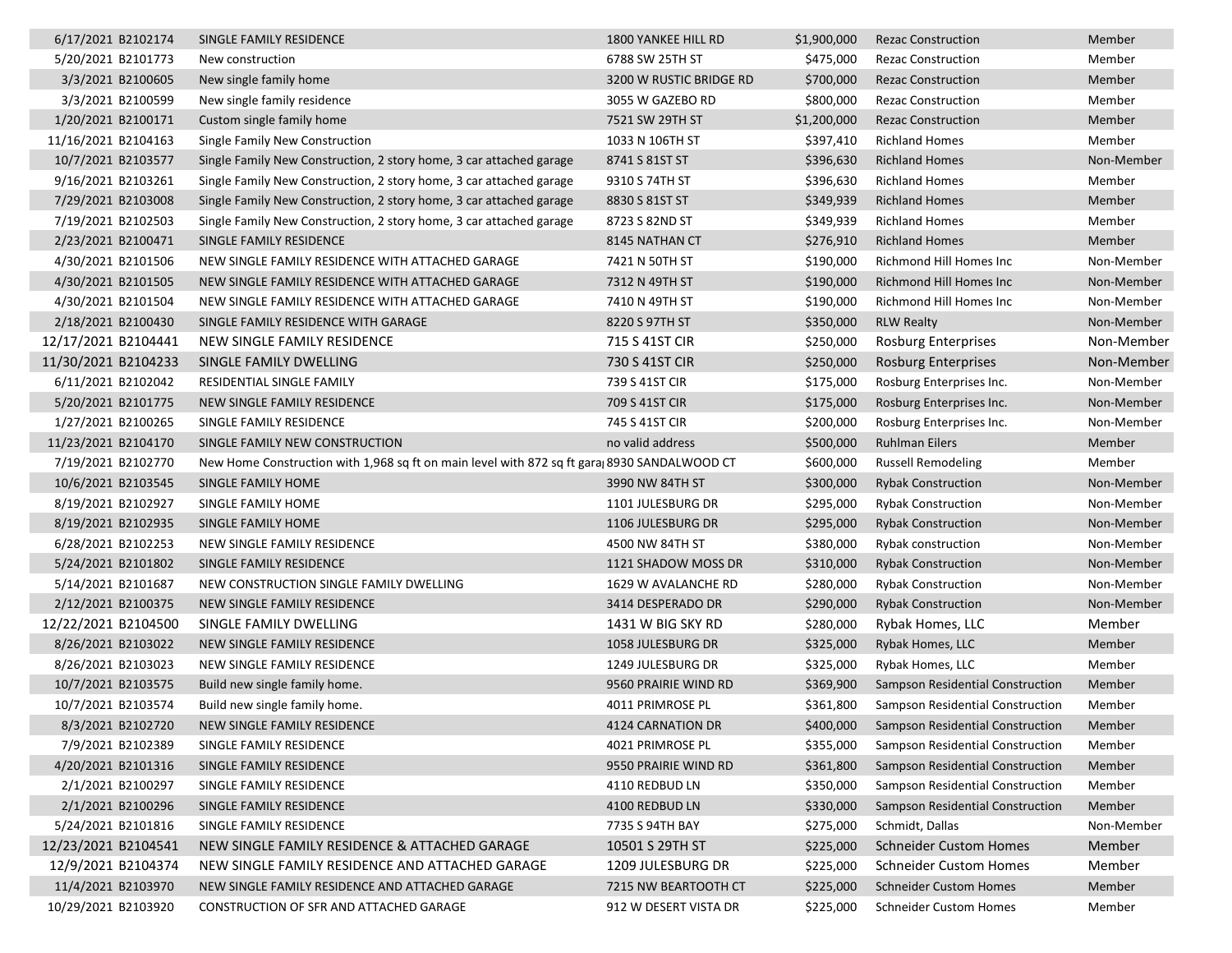| | | | | | | |
|---|---|---|---|---|---|---|
| 6/17/2021 | B2102174 | SINGLE FAMILY RESIDENCE | 1800 YANKEE HILL RD | $1,900,000 | Rezac Construction | Member |
| 5/20/2021 | B2101773 | New construction | 6788 SW 25TH ST | $475,000 | Rezac Construction | Member |
| 3/3/2021 | B2100605 | New single family home | 3200 W RUSTIC BRIDGE RD | $700,000 | Rezac Construction | Member |
| 3/3/2021 | B2100599 | New single family residence | 3055 W GAZEBO RD | $800,000 | Rezac Construction | Member |
| 1/20/2021 | B2100171 | Custom single family home | 7521 SW 29TH ST | $1,200,000 | Rezac Construction | Member |
| 11/16/2021 | B2104163 | Single Family New Construction | 1033 N 106TH ST | $397,410 | Richland Homes | Member |
| 10/7/2021 | B2103577 | Single Family New Construction, 2 story home, 3 car attached garage | 8741 S 81ST ST | $396,630 | Richland Homes | Non-Member |
| 9/16/2021 | B2103261 | Single Family New Construction, 2 story home, 3 car attached garage | 9310 S 74TH ST | $396,630 | Richland Homes | Member |
| 7/29/2021 | B2103008 | Single Family New Construction, 2 story home, 3 car attached garage | 8830 S 81ST ST | $349,939 | Richland Homes | Member |
| 7/19/2021 | B2102503 | Single Family New Construction, 2 story home, 3 car attached garage | 8723 S 82ND ST | $349,939 | Richland Homes | Member |
| 2/23/2021 | B2100471 | SINGLE FAMILY RESIDENCE | 8145 NATHAN CT | $276,910 | Richland Homes | Member |
| 4/30/2021 | B2101506 | NEW SINGLE FAMILY RESIDENCE WITH ATTACHED GARAGE | 7421 N 50TH ST | $190,000 | Richmond Hill Homes Inc | Non-Member |
| 4/30/2021 | B2101505 | NEW SINGLE FAMILY RESIDENCE WITH ATTACHED GARAGE | 7312 N 49TH ST | $190,000 | Richmond Hill Homes Inc | Non-Member |
| 4/30/2021 | B2101504 | NEW SINGLE FAMILY RESIDENCE WITH ATTACHED GARAGE | 7410 N 49TH ST | $190,000 | Richmond Hill Homes Inc | Non-Member |
| 2/18/2021 | B2100430 | SINGLE FAMILY RESIDENCE WITH GARAGE | 8220 S 97TH ST | $350,000 | RLW Realty | Non-Member |
| 12/17/2021 | B2104441 | NEW SINGLE FAMILY RESIDENCE | 715 S 41ST CIR | $250,000 | Rosburg Enterprises | Non-Member |
| 11/30/2021 | B2104233 | SINGLE FAMILY DWELLING | 730 S 41ST CIR | $250,000 | Rosburg Enterprises | Non-Member |
| 6/11/2021 | B2102042 | RESIDENTIAL SINGLE FAMILY | 739 S 41ST CIR | $175,000 | Rosburg Enterprises Inc. | Non-Member |
| 5/20/2021 | B2101775 | NEW SINGLE FAMILY RESIDENCE | 709 S 41ST CIR | $175,000 | Rosburg Enterprises Inc. | Non-Member |
| 1/27/2021 | B2100265 | SINGLE FAMILY RESIDENCE | 745 S 41ST CIR | $200,000 | Rosburg Enterprises Inc. | Non-Member |
| 11/23/2021 | B2104170 | SINGLE FAMILY NEW CONSTRUCTION | no valid address | $500,000 | Ruhlman Eilers | Member |
| 7/19/2021 | B2102770 | New Home Construction with 1,968 sq ft on main level with 872 sq ft gara | 8930 SANDALWOOD CT | $600,000 | Russell Remodeling | Member |
| 10/6/2021 | B2103545 | SINGLE FAMILY HOME | 3990 NW 84TH ST | $300,000 | Rybak Construction | Non-Member |
| 8/19/2021 | B2102927 | SINGLE FAMILY HOME | 1101 JULESBURG DR | $295,000 | Rybak Construction | Non-Member |
| 8/19/2021 | B2102935 | SINGLE FAMILY HOME | 1106 JULESBURG DR | $295,000 | Rybak Construction | Non-Member |
| 6/28/2021 | B2102253 | NEW SINGLE FAMILY RESIDENCE | 4500 NW 84TH ST | $380,000 | Rybak construction | Non-Member |
| 5/24/2021 | B2101802 | SINGLE FAMILY RESIDENCE | 1121 SHADOW MOSS DR | $310,000 | Rybak Construction | Non-Member |
| 5/14/2021 | B2101687 | NEW CONSTRUCTION SINGLE FAMILY DWELLING | 1629 W AVALANCHE RD | $280,000 | Rybak Construction | Non-Member |
| 2/12/2021 | B2100375 | NEW SINGLE FAMILY RESIDENCE | 3414 DESPERADO DR | $290,000 | Rybak Construction | Non-Member |
| 12/22/2021 | B2104500 | SINGLE FAMILY DWELLING | 1431 W BIG SKY RD | $280,000 | Rybak Homes, LLC | Member |
| 8/26/2021 | B2103022 | NEW SINGLE FAMILY RESIDENCE | 1058 JULESBURG DR | $325,000 | Rybak Homes, LLC | Member |
| 8/26/2021 | B2103023 | NEW SINGLE FAMILY RESIDENCE | 1249 JULESBURG DR | $325,000 | Rybak Homes, LLC | Member |
| 10/7/2021 | B2103575 | Build new single family home. | 9560 PRAIRIE WIND RD | $369,900 | Sampson Residential Construction | Member |
| 10/7/2021 | B2103574 | Build new single family home. | 4011 PRIMROSE PL | $361,800 | Sampson Residential Construction | Member |
| 8/3/2021 | B2102720 | NEW SINGLE FAMILY RESIDENCE | 4124 CARNATION DR | $400,000 | Sampson Residential Construction | Member |
| 7/9/2021 | B2102389 | SINGLE FAMILY RESIDENCE | 4021 PRIMROSE PL | $355,000 | Sampson Residential Construction | Member |
| 4/20/2021 | B2101316 | SINGLE FAMILY RESIDENCE | 9550 PRAIRIE WIND RD | $361,800 | Sampson Residential Construction | Member |
| 2/1/2021 | B2100297 | SINGLE FAMILY RESIDENCE | 4110 REDBUD LN | $350,000 | Sampson Residential Construction | Member |
| 2/1/2021 | B2100296 | SINGLE FAMILY RESIDENCE | 4100 REDBUD LN | $330,000 | Sampson Residential Construction | Member |
| 5/24/2021 | B2101816 | SINGLE FAMILY RESIDENCE | 7735 S 94TH BAY | $275,000 | Schmidt, Dallas | Non-Member |
| 12/23/2021 | B2104541 | NEW SINGLE FAMILY RESIDENCE & ATTACHED GARAGE | 10501 S 29TH ST | $225,000 | Schneider Custom Homes | Member |
| 12/9/2021 | B2104374 | NEW SINGLE FAMILY RESIDENCE AND ATTACHED GARAGE | 1209 JULESBURG DR | $225,000 | Schneider Custom Homes | Member |
| 11/4/2021 | B2103970 | NEW SINGLE FAMILY RESIDENCE AND ATTACHED GARAGE | 7215 NW BEARTOOTH CT | $225,000 | Schneider Custom Homes | Member |
| 10/29/2021 | B2103920 | CONSTRUCTION OF SFR AND ATTACHED GARAGE | 912 W DESERT VISTA DR | $225,000 | Schneider Custom Homes | Member |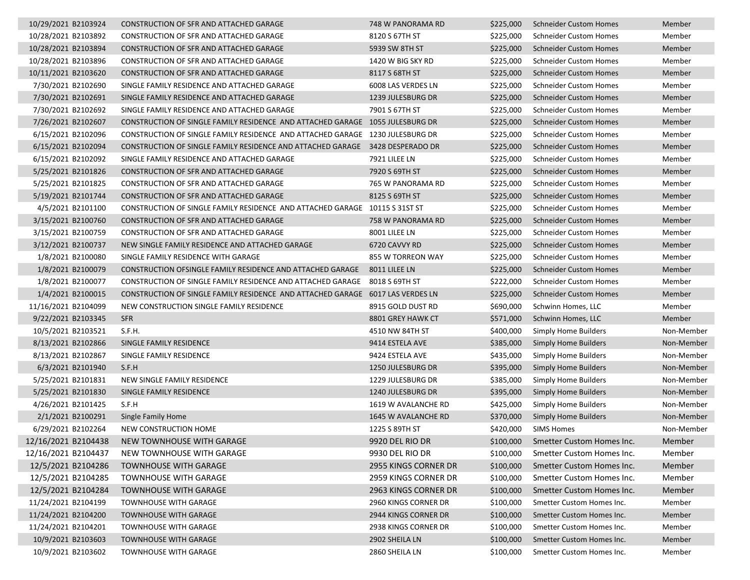| | | | | | | |
|---|---|---|---|---|---|---|
| 10/29/2021 | B2103924 | CONSTRUCTION OF SFR AND ATTACHED GARAGE | 748 W PANORAMA RD | $225,000 | Schneider Custom Homes | Member |
| 10/28/2021 | B2103892 | CONSTRUCTION OF SFR AND ATTACHED GARAGE | 8120 S 67TH ST | $225,000 | Schneider Custom Homes | Member |
| 10/28/2021 | B2103894 | CONSTRUCTION OF SFR AND ATTACHED GARAGE | 5939 SW 8TH ST | $225,000 | Schneider Custom Homes | Member |
| 10/28/2021 | B2103896 | CONSTRUCTION OF SFR AND ATTACHED GARAGE | 1420 W BIG SKY RD | $225,000 | Schneider Custom Homes | Member |
| 10/11/2021 | B2103620 | CONSTRUCTION OF SFR AND ATTACHED GARAGE | 8117 S 68TH ST | $225,000 | Schneider Custom Homes | Member |
| 7/30/2021 | B2102690 | SINGLE FAMILY RESIDENCE AND ATTACHED GARAGE | 6008 LAS VERDES LN | $225,000 | Schneider Custom Homes | Member |
| 7/30/2021 | B2102691 | SINGLE FAMILY RESIDENCE AND ATTACHED GARAGE | 1239 JULESBURG DR | $225,000 | Schneider Custom Homes | Member |
| 7/30/2021 | B2102692 | SINGLE FAMILY RESIDENCE AND ATTACHED GARAGE | 7901 S 67TH ST | $225,000 | Schneider Custom Homes | Member |
| 7/26/2021 | B2102607 | CONSTRUCTION OF SINGLE FAMILY RESIDENCE AND ATTACHED GARAGE | 1055 JULESBURG DR | $225,000 | Schneider Custom Homes | Member |
| 6/15/2021 | B2102096 | CONSTRUCTION OF SINGLE FAMILY RESIDENCE AND ATTACHED GARAGE | 1230 JULESBURG DR | $225,000 | Schneider Custom Homes | Member |
| 6/15/2021 | B2102094 | CONSTRUCTION OF SINGLE FAMILY RESIDENCE AND ATTACHED GARAGE | 3428 DESPERADO DR | $225,000 | Schneider Custom Homes | Member |
| 6/15/2021 | B2102092 | SINGLE FAMILY RESIDENCE AND ATTACHED GARAGE | 7921 LILEE LN | $225,000 | Schneider Custom Homes | Member |
| 5/25/2021 | B2101826 | CONSTRUCTION OF SFR AND ATTACHED GARAGE | 7920 S 69TH ST | $225,000 | Schneider Custom Homes | Member |
| 5/25/2021 | B2101825 | CONSTRUCTION OF SFR AND ATTACHED GARAGE | 765 W PANORAMA RD | $225,000 | Schneider Custom Homes | Member |
| 5/19/2021 | B2101744 | CONSTRUCTION OF SFR AND ATTACHED GARAGE | 8125 S 69TH ST | $225,000 | Schneider Custom Homes | Member |
| 4/5/2021 | B2101100 | CONSTRUCTION OF SINGLE FAMILY RESIDENCE AND ATTACHED GARAGE | 10115 S 31ST ST | $225,000 | Schneider Custom Homes | Member |
| 3/15/2021 | B2100760 | CONSTRUCTION OF SFR AND ATTACHED GARAGE | 758 W PANORAMA RD | $225,000 | Schneider Custom Homes | Member |
| 3/15/2021 | B2100759 | CONSTRUCTION OF SFR AND ATTACHED GARAGE | 8001 LILEE LN | $225,000 | Schneider Custom Homes | Member |
| 3/12/2021 | B2100737 | NEW SINGLE FAMILY RESIDENCE AND ATTACHED GARAGE | 6720 CAVVY RD | $225,000 | Schneider Custom Homes | Member |
| 1/8/2021 | B2100080 | SINGLE FAMILY RESIDENCE WITH GARAGE | 855 W TORREON WAY | $225,000 | Schneider Custom Homes | Member |
| 1/8/2021 | B2100079 | CONSTRUCTION OFSINGLE FAMILY RESIDENCE AND ATTACHED GARAGE | 8011 LILEE LN | $225,000 | Schneider Custom Homes | Member |
| 1/8/2021 | B2100077 | CONSTRUCTION OF SINGLE FAMILY RESIDENCE AND ATTACHED GARAGE | 8018 S 69TH ST | $222,000 | Schneider Custom Homes | Member |
| 1/4/2021 | B2100015 | CONSTRUCTION OF SINGLE FAMILY RESIDENCE AND ATTACHED GARAGE | 6017 LAS VERDES LN | $225,000 | Schneider Custom Homes | Member |
| 11/16/2021 | B2104099 | NEW CONSTRUCTION SINGLE FAMILY RESIDENCE | 8915 GOLD DUST RD | $690,000 | Schwinn Homes, LLC | Member |
| 9/22/2021 | B2103345 | SFR | 8801 GREY HAWK CT | $571,000 | Schwinn Homes, LLC | Member |
| 10/5/2021 | B2103521 | S.F.H. | 4510 NW 84TH ST | $400,000 | Simply Home Builders | Non-Member |
| 8/13/2021 | B2102866 | SINGLE FAMILY RESIDENCE | 9414 ESTELA AVE | $385,000 | Simply Home Builders | Non-Member |
| 8/13/2021 | B2102867 | SINGLE FAMILY RESIDENCE | 9424 ESTELA AVE | $435,000 | Simply Home Builders | Non-Member |
| 6/3/2021 | B2101940 | S.F.H | 1250 JULESBURG DR | $395,000 | Simply Home Builders | Non-Member |
| 5/25/2021 | B2101831 | NEW SINGLE FAMILY RESIDENCE | 1229 JULESBURG DR | $385,000 | Simply Home Builders | Non-Member |
| 5/25/2021 | B2101830 | SINGLE FAMILY RESIDENCE | 1240 JULESBURG DR | $395,000 | Simply Home Builders | Non-Member |
| 4/26/2021 | B2101425 | S.F.H | 1619 W AVALANCHE RD | $425,000 | Simply Home Builders | Non-Member |
| 2/1/2021 | B2100291 | Single Family Home | 1645 W AVALANCHE RD | $370,000 | Simply Home Builders | Non-Member |
| 6/29/2021 | B2102264 | NEW CONSTRUCTION HOME | 1225 S 89TH ST | $420,000 | SIMS Homes | Non-Member |
| 12/16/2021 | B2104438 | NEW TOWNHOUSE WITH GARAGE | 9920 DEL RIO DR | $100,000 | Smetter Custom Homes Inc. | Member |
| 12/16/2021 | B2104437 | NEW TOWNHOUSE WITH GARAGE | 9930 DEL RIO DR | $100,000 | Smetter Custom Homes Inc. | Member |
| 12/5/2021 | B2104286 | TOWNHOUSE WITH GARAGE | 2955 KINGS CORNER DR | $100,000 | Smetter Custom Homes Inc. | Member |
| 12/5/2021 | B2104285 | TOWNHOUSE WITH GARAGE | 2959 KINGS CORNER DR | $100,000 | Smetter Custom Homes Inc. | Member |
| 12/5/2021 | B2104284 | TOWNHOUSE WITH GARAGE | 2963 KINGS CORNER DR | $100,000 | Smetter Custom Homes Inc. | Member |
| 11/24/2021 | B2104199 | TOWNHOUSE WITH GARAGE | 2960 KINGS CORNER DR | $100,000 | Smetter Custom Homes Inc. | Member |
| 11/24/2021 | B2104200 | TOWNHOUSE WITH GARAGE | 2944 KINGS CORNER DR | $100,000 | Smetter Custom Homes Inc. | Member |
| 11/24/2021 | B2104201 | TOWNHOUSE WITH GARAGE | 2938 KINGS CORNER DR | $100,000 | Smetter Custom Homes Inc. | Member |
| 10/9/2021 | B2103603 | TOWNHOUSE WITH GARAGE | 2902 SHEILA LN | $100,000 | Smetter Custom Homes Inc. | Member |
| 10/9/2021 | B2103602 | TOWNHOUSE WITH GARAGE | 2860 SHEILA LN | $100,000 | Smetter Custom Homes Inc. | Member |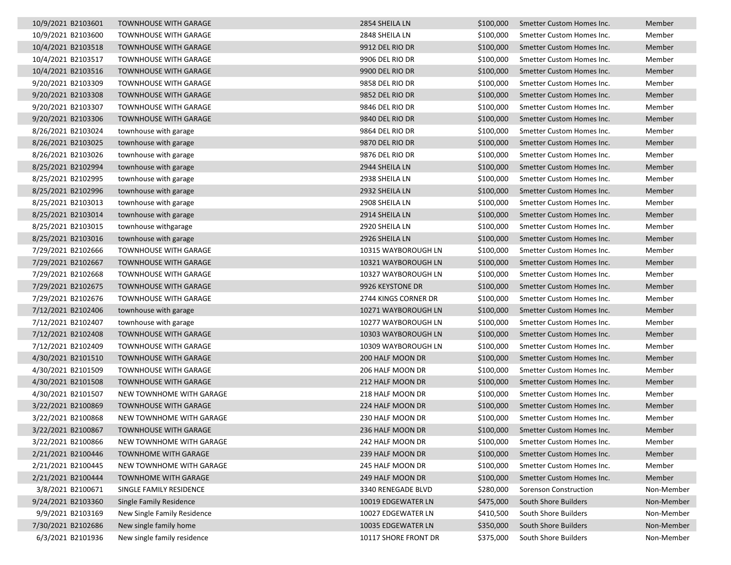| | | | | | | |
|---|---|---|---|---|---|---|
| 10/9/2021 | B2103601 | TOWNHOUSE WITH GARAGE | 2854 SHEILA LN | $100,000 | Smetter Custom Homes Inc. | Member |
| 10/9/2021 | B2103600 | TOWNHOUSE WITH GARAGE | 2848 SHEILA LN | $100,000 | Smetter Custom Homes Inc. | Member |
| 10/4/2021 | B2103518 | TOWNHOUSE WITH GARAGE | 9912 DEL RIO DR | $100,000 | Smetter Custom Homes Inc. | Member |
| 10/4/2021 | B2103517 | TOWNHOUSE WITH GARAGE | 9906 DEL RIO DR | $100,000 | Smetter Custom Homes Inc. | Member |
| 10/4/2021 | B2103516 | TOWNHOUSE WITH GARAGE | 9900 DEL RIO DR | $100,000 | Smetter Custom Homes Inc. | Member |
| 9/20/2021 | B2103309 | TOWNHOUSE WITH GARAGE | 9858 DEL RIO DR | $100,000 | Smetter Custom Homes Inc. | Member |
| 9/20/2021 | B2103308 | TOWNHOUSE WITH GARAGE | 9852 DEL RIO DR | $100,000 | Smetter Custom Homes Inc. | Member |
| 9/20/2021 | B2103307 | TOWNHOUSE WITH GARAGE | 9846 DEL RIO DR | $100,000 | Smetter Custom Homes Inc. | Member |
| 9/20/2021 | B2103306 | TOWNHOUSE WITH GARAGE | 9840 DEL RIO DR | $100,000 | Smetter Custom Homes Inc. | Member |
| 8/26/2021 | B2103024 | townhouse with garage | 9864 DEL RIO DR | $100,000 | Smetter Custom Homes Inc. | Member |
| 8/26/2021 | B2103025 | townhouse with garage | 9870 DEL RIO DR | $100,000 | Smetter Custom Homes Inc. | Member |
| 8/26/2021 | B2103026 | townhouse with garage | 9876 DEL RIO DR | $100,000 | Smetter Custom Homes Inc. | Member |
| 8/25/2021 | B2102994 | townhouse with garage | 2944 SHEILA LN | $100,000 | Smetter Custom Homes Inc. | Member |
| 8/25/2021 | B2102995 | townhouse with garage | 2938 SHEILA LN | $100,000 | Smetter Custom Homes Inc. | Member |
| 8/25/2021 | B2102996 | townhouse with garage | 2932 SHEILA LN | $100,000 | Smetter Custom Homes Inc. | Member |
| 8/25/2021 | B2103013 | townhouse with garage | 2908 SHEILA LN | $100,000 | Smetter Custom Homes Inc. | Member |
| 8/25/2021 | B2103014 | townhouse with garage | 2914 SHEILA LN | $100,000 | Smetter Custom Homes Inc. | Member |
| 8/25/2021 | B2103015 | townhouse withgarage | 2920 SHEILA LN | $100,000 | Smetter Custom Homes Inc. | Member |
| 8/25/2021 | B2103016 | townhouse with garage | 2926 SHEILA LN | $100,000 | Smetter Custom Homes Inc. | Member |
| 7/29/2021 | B2102666 | TOWNHOUSE WITH GARAGE | 10315 WAYBOROUGH LN | $100,000 | Smetter Custom Homes Inc. | Member |
| 7/29/2021 | B2102667 | TOWNHOUSE WITH GARAGE | 10321 WAYBOROUGH LN | $100,000 | Smetter Custom Homes Inc. | Member |
| 7/29/2021 | B2102668 | TOWNHOUSE WITH GARAGE | 10327 WAYBOROUGH LN | $100,000 | Smetter Custom Homes Inc. | Member |
| 7/29/2021 | B2102675 | TOWNHOUSE WITH GARAGE | 9926 KEYSTONE DR | $100,000 | Smetter Custom Homes Inc. | Member |
| 7/29/2021 | B2102676 | TOWNHOUSE WITH GARAGE | 2744 KINGS CORNER DR | $100,000 | Smetter Custom Homes Inc. | Member |
| 7/12/2021 | B2102406 | townhouse with garage | 10271 WAYBOROUGH LN | $100,000 | Smetter Custom Homes Inc. | Member |
| 7/12/2021 | B2102407 | townhouse with garage | 10277 WAYBOROUGH LN | $100,000 | Smetter Custom Homes Inc. | Member |
| 7/12/2021 | B2102408 | TOWNHOUSE WITH GARAGE | 10303 WAYBOROUGH LN | $100,000 | Smetter Custom Homes Inc. | Member |
| 7/12/2021 | B2102409 | TOWNHOUSE WITH GARAGE | 10309 WAYBOROUGH LN | $100,000 | Smetter Custom Homes Inc. | Member |
| 4/30/2021 | B2101510 | TOWNHOUSE WITH GARAGE | 200 HALF MOON DR | $100,000 | Smetter Custom Homes Inc. | Member |
| 4/30/2021 | B2101509 | TOWNHOUSE WITH GARAGE | 206 HALF MOON DR | $100,000 | Smetter Custom Homes Inc. | Member |
| 4/30/2021 | B2101508 | TOWNHOUSE WITH GARAGE | 212 HALF MOON DR | $100,000 | Smetter Custom Homes Inc. | Member |
| 4/30/2021 | B2101507 | NEW TOWNHOME WITH GARAGE | 218 HALF MOON DR | $100,000 | Smetter Custom Homes Inc. | Member |
| 3/22/2021 | B2100869 | TOWNHOUSE WITH GARAGE | 224 HALF MOON DR | $100,000 | Smetter Custom Homes Inc. | Member |
| 3/22/2021 | B2100868 | NEW TOWNHOME WITH GARAGE | 230 HALF MOON DR | $100,000 | Smetter Custom Homes Inc. | Member |
| 3/22/2021 | B2100867 | TOWNHOUSE WITH GARAGE | 236 HALF MOON DR | $100,000 | Smetter Custom Homes Inc. | Member |
| 3/22/2021 | B2100866 | NEW TOWNHOME WITH GARAGE | 242 HALF MOON DR | $100,000 | Smetter Custom Homes Inc. | Member |
| 2/21/2021 | B2100446 | TOWNHOME WITH GARAGE | 239 HALF MOON DR | $100,000 | Smetter Custom Homes Inc. | Member |
| 2/21/2021 | B2100445 | NEW TOWNHOME WITH GARAGE | 245 HALF MOON DR | $100,000 | Smetter Custom Homes Inc. | Member |
| 2/21/2021 | B2100444 | TOWNHOME WITH GARAGE | 249 HALF MOON DR | $100,000 | Smetter Custom Homes Inc. | Member |
| 3/8/2021 | B2100671 | SINGLE FAMILY RESIDENCE | 3340 RENEGADE BLVD | $280,000 | Sorenson Construction | Non-Member |
| 9/24/2021 | B2103360 | Single Family Residence | 10019 EDGEWATER LN | $475,000 | South Shore Builders | Non-Member |
| 9/9/2021 | B2103169 | New Single Family Residence | 10027 EDGEWATER LN | $410,500 | South Shore Builders | Non-Member |
| 7/30/2021 | B2102686 | New single family home | 10035 EDGEWATER LN | $350,000 | South Shore Builders | Non-Member |
| 6/3/2021 | B2101936 | New single family residence | 10117 SHORE FRONT DR | $375,000 | South Shore Builders | Non-Member |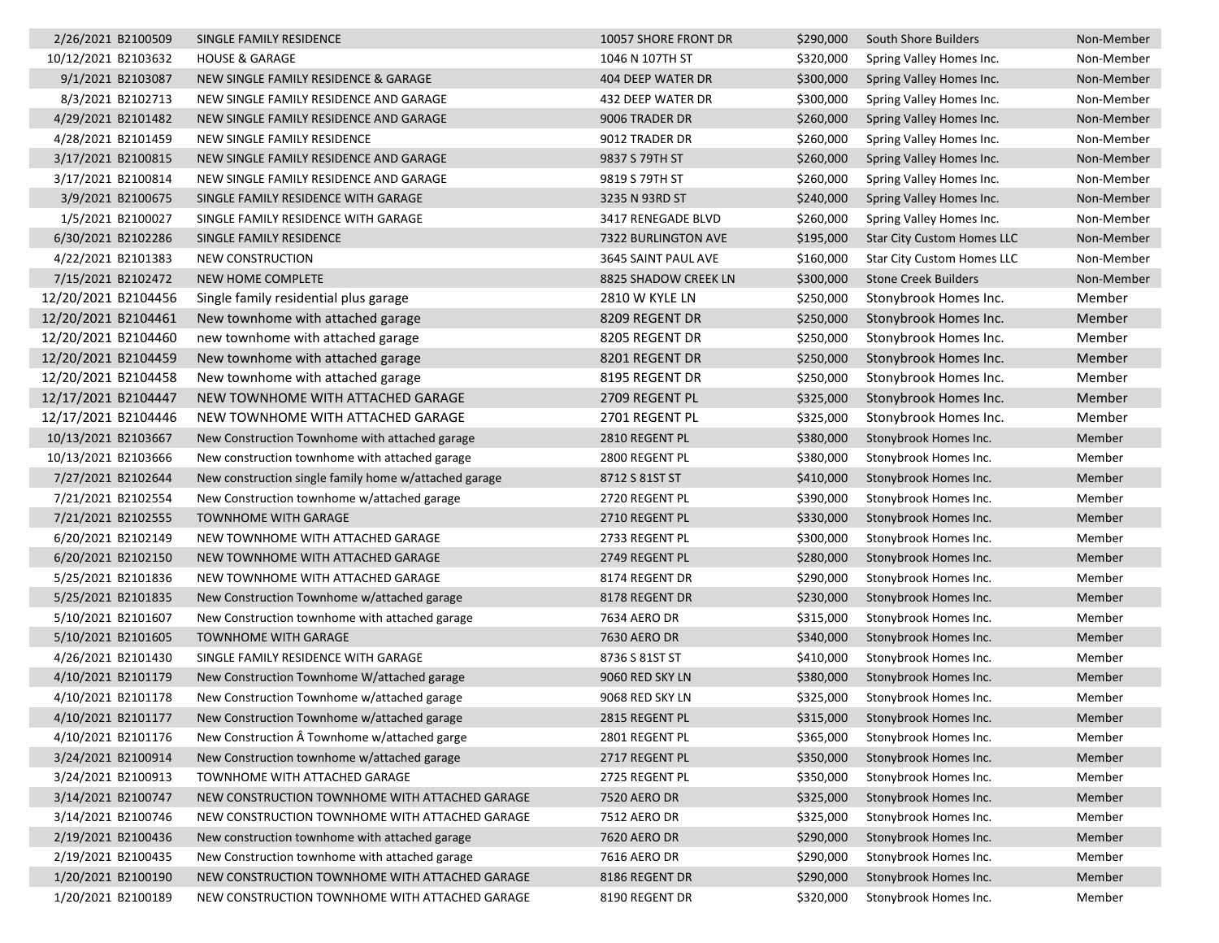| | | | | | |
|---|---|---|---|---|---|
| 2/26/2021 B2100509 | SINGLE FAMILY RESIDENCE | 10057 SHORE FRONT DR | $290,000 | South Shore Builders | Non-Member |
| 10/12/2021 B2103632 | HOUSE & GARAGE | 1046 N 107TH ST | $320,000 | Spring Valley Homes Inc. | Non-Member |
| 9/1/2021 B2103087 | NEW SINGLE FAMILY RESIDENCE & GARAGE | 404 DEEP WATER DR | $300,000 | Spring Valley Homes Inc. | Non-Member |
| 8/3/2021 B2102713 | NEW SINGLE FAMILY RESIDENCE AND GARAGE | 432 DEEP WATER DR | $300,000 | Spring Valley Homes Inc. | Non-Member |
| 4/29/2021 B2101482 | NEW SINGLE FAMILY RESIDENCE AND GARAGE | 9006 TRADER DR | $260,000 | Spring Valley Homes Inc. | Non-Member |
| 4/28/2021 B2101459 | NEW SINGLE FAMILY RESIDENCE | 9012 TRADER DR | $260,000 | Spring Valley Homes Inc. | Non-Member |
| 3/17/2021 B2100815 | NEW SINGLE FAMILY RESIDENCE AND GARAGE | 9837 S 79TH ST | $260,000 | Spring Valley Homes Inc. | Non-Member |
| 3/17/2021 B2100814 | NEW SINGLE FAMILY RESIDENCE AND GARAGE | 9819 S 79TH ST | $260,000 | Spring Valley Homes Inc. | Non-Member |
| 3/9/2021 B2100675 | SINGLE FAMILY RESIDENCE WITH GARAGE | 3235 N 93RD ST | $240,000 | Spring Valley Homes Inc. | Non-Member |
| 1/5/2021 B2100027 | SINGLE FAMILY RESIDENCE WITH GARAGE | 3417 RENEGADE BLVD | $260,000 | Spring Valley Homes Inc. | Non-Member |
| 6/30/2021 B2102286 | SINGLE FAMILY RESIDENCE | 7322 BURLINGTON AVE | $195,000 | Star City Custom Homes LLC | Non-Member |
| 4/22/2021 B2101383 | NEW CONSTRUCTION | 3645 SAINT PAUL AVE | $160,000 | Star City Custom Homes LLC | Non-Member |
| 7/15/2021 B2102472 | NEW HOME COMPLETE | 8825 SHADOW CREEK LN | $300,000 | Stone Creek Builders | Non-Member |
| 12/20/2021 B2104456 | Single family residential plus garage | 2810 W KYLE LN | $250,000 | Stonybrook Homes Inc. | Member |
| 12/20/2021 B2104461 | New townhome with attached garage | 8209 REGENT DR | $250,000 | Stonybrook Homes Inc. | Member |
| 12/20/2021 B2104460 | new townhome with attached garage | 8205 REGENT DR | $250,000 | Stonybrook Homes Inc. | Member |
| 12/20/2021 B2104459 | New townhome with attached garage | 8201 REGENT DR | $250,000 | Stonybrook Homes Inc. | Member |
| 12/20/2021 B2104458 | New townhome with attached garage | 8195 REGENT DR | $250,000 | Stonybrook Homes Inc. | Member |
| 12/17/2021 B2104447 | NEW TOWNHOME WITH ATTACHED GARAGE | 2709 REGENT PL | $325,000 | Stonybrook Homes Inc. | Member |
| 12/17/2021 B2104446 | NEW TOWNHOME WITH ATTACHED GARAGE | 2701 REGENT PL | $325,000 | Stonybrook Homes Inc. | Member |
| 10/13/2021 B2103667 | New Construction Townhome with attached garage | 2810 REGENT PL | $380,000 | Stonybrook Homes Inc. | Member |
| 10/13/2021 B2103666 | New construction townhome with attached garage | 2800 REGENT PL | $380,000 | Stonybrook Homes Inc. | Member |
| 7/27/2021 B2102644 | New construction single family home w/attached garage | 8712 S 81ST ST | $410,000 | Stonybrook Homes Inc. | Member |
| 7/21/2021 B2102554 | New Construction townhome w/attached garage | 2720 REGENT PL | $390,000 | Stonybrook Homes Inc. | Member |
| 7/21/2021 B2102555 | TOWNHOME WITH GARAGE | 2710 REGENT PL | $330,000 | Stonybrook Homes Inc. | Member |
| 6/20/2021 B2102149 | NEW TOWNHOME WITH ATTACHED GARAGE | 2733 REGENT PL | $300,000 | Stonybrook Homes Inc. | Member |
| 6/20/2021 B2102150 | NEW TOWNHOME WITH ATTACHED GARAGE | 2749 REGENT PL | $280,000 | Stonybrook Homes Inc. | Member |
| 5/25/2021 B2101836 | NEW TOWNHOME WITH ATTACHED GARAGE | 8174 REGENT DR | $290,000 | Stonybrook Homes Inc. | Member |
| 5/25/2021 B2101835 | New Construction Townhome w/attached garage | 8178 REGENT DR | $230,000 | Stonybrook Homes Inc. | Member |
| 5/10/2021 B2101607 | New Construction townhome with attached garage | 7634 AERO DR | $315,000 | Stonybrook Homes Inc. | Member |
| 5/10/2021 B2101605 | TOWNHOME WITH GARAGE | 7630 AERO DR | $340,000 | Stonybrook Homes Inc. | Member |
| 4/26/2021 B2101430 | SINGLE FAMILY RESIDENCE WITH GARAGE | 8736 S 81ST ST | $410,000 | Stonybrook Homes Inc. | Member |
| 4/10/2021 B2101179 | New Construction Townhome W/attached garage | 9060 RED SKY LN | $380,000 | Stonybrook Homes Inc. | Member |
| 4/10/2021 B2101178 | New Construction Townhome w/attached garage | 9068 RED SKY LN | $325,000 | Stonybrook Homes Inc. | Member |
| 4/10/2021 B2101177 | New Construction Townhome w/attached garage | 2815 REGENT PL | $315,000 | Stonybrook Homes Inc. | Member |
| 4/10/2021 B2101176 | New Construction Â Townhome w/attached garge | 2801 REGENT PL | $365,000 | Stonybrook Homes Inc. | Member |
| 3/24/2021 B2100914 | New Construction townhome w/attached garage | 2717 REGENT PL | $350,000 | Stonybrook Homes Inc. | Member |
| 3/24/2021 B2100913 | TOWNHOME WITH ATTACHED GARAGE | 2725 REGENT PL | $350,000 | Stonybrook Homes Inc. | Member |
| 3/14/2021 B2100747 | NEW CONSTRUCTION TOWNHOME WITH ATTACHED GARAGE | 7520 AERO DR | $325,000 | Stonybrook Homes Inc. | Member |
| 3/14/2021 B2100746 | NEW CONSTRUCTION TOWNHOME WITH ATTACHED GARAGE | 7512 AERO DR | $325,000 | Stonybrook Homes Inc. | Member |
| 2/19/2021 B2100436 | New construction townhome with attached garage | 7620 AERO DR | $290,000 | Stonybrook Homes Inc. | Member |
| 2/19/2021 B2100435 | New Construction townhome with attached garage | 7616 AERO DR | $290,000 | Stonybrook Homes Inc. | Member |
| 1/20/2021 B2100190 | NEW CONSTRUCTION TOWNHOME WITH ATTACHED GARAGE | 8186 REGENT DR | $290,000 | Stonybrook Homes Inc. | Member |
| 1/20/2021 B2100189 | NEW CONSTRUCTION TOWNHOME WITH ATTACHED GARAGE | 8190 REGENT DR | $320,000 | Stonybrook Homes Inc. | Member |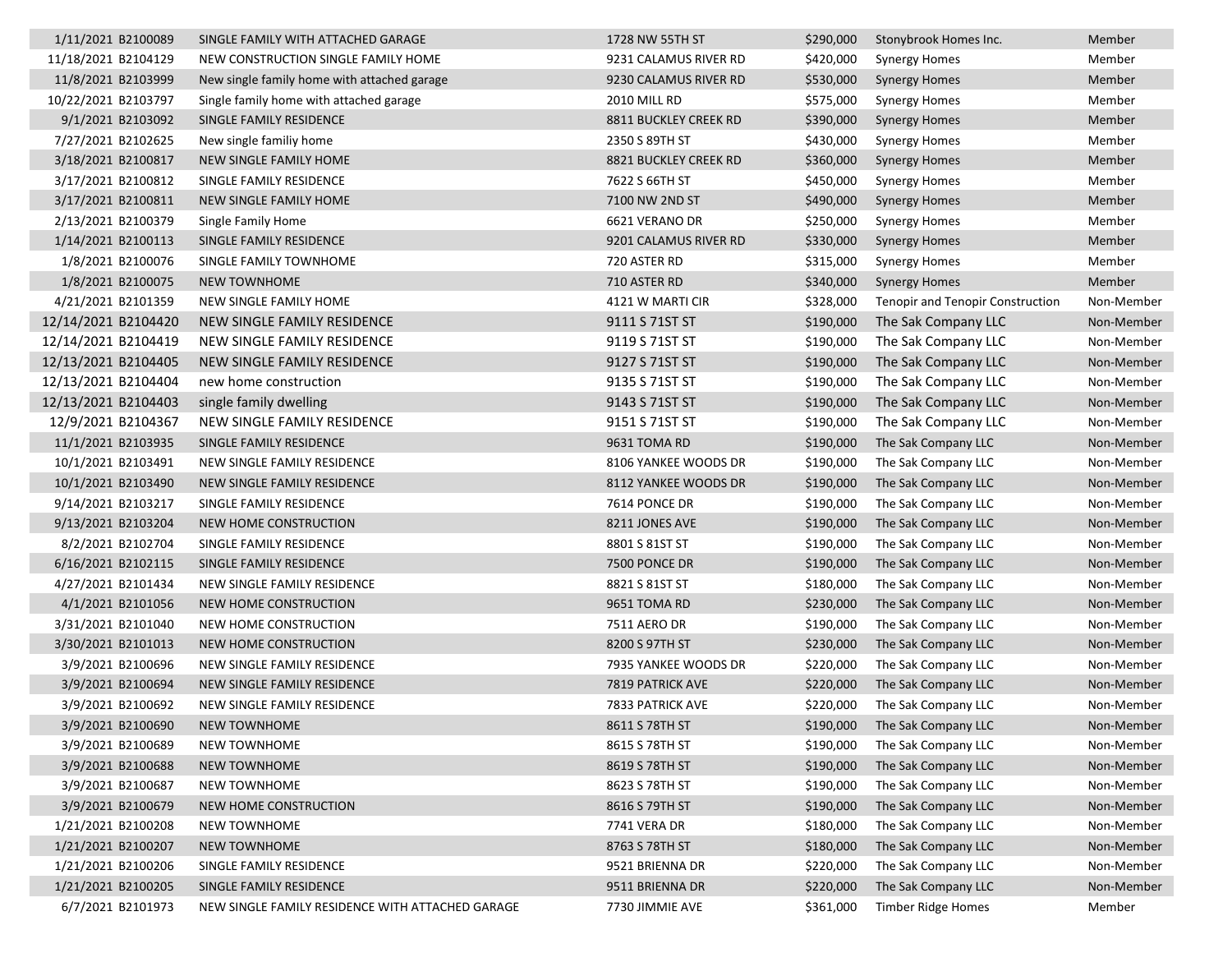| | | | | | | |
|---|---|---|---|---|---|---|
| 1/11/2021 | B2100089 | SINGLE FAMILY WITH ATTACHED GARAGE | 1728 NW 55TH ST | $290,000 | Stonybrook Homes Inc. | Member |
| 11/18/2021 | B2104129 | NEW CONSTRUCTION SINGLE FAMILY HOME | 9231 CALAMUS RIVER RD | $420,000 | Synergy Homes | Member |
| 11/8/2021 | B2103999 | New single family home with attached garage | 9230 CALAMUS RIVER RD | $530,000 | Synergy Homes | Member |
| 10/22/2021 | B2103797 | Single family home with attached garage | 2010 MILL RD | $575,000 | Synergy Homes | Member |
| 9/1/2021 | B2103092 | SINGLE FAMILY RESIDENCE | 8811 BUCKLEY CREEK RD | $390,000 | Synergy Homes | Member |
| 7/27/2021 | B2102625 | New single familiy home | 2350 S 89TH ST | $430,000 | Synergy Homes | Member |
| 3/18/2021 | B2100817 | NEW SINGLE FAMILY HOME | 8821 BUCKLEY CREEK RD | $360,000 | Synergy Homes | Member |
| 3/17/2021 | B2100812 | SINGLE FAMILY RESIDENCE | 7622 S 66TH ST | $450,000 | Synergy Homes | Member |
| 3/17/2021 | B2100811 | NEW SINGLE FAMILY HOME | 7100 NW 2ND ST | $490,000 | Synergy Homes | Member |
| 2/13/2021 | B2100379 | Single Family Home | 6621 VERANO DR | $250,000 | Synergy Homes | Member |
| 1/14/2021 | B2100113 | SINGLE FAMILY RESIDENCE | 9201 CALAMUS RIVER RD | $330,000 | Synergy Homes | Member |
| 1/8/2021 | B2100076 | SINGLE FAMILY TOWNHOME | 720 ASTER RD | $315,000 | Synergy Homes | Member |
| 1/8/2021 | B2100075 | NEW TOWNHOME | 710 ASTER RD | $340,000 | Synergy Homes | Member |
| 4/21/2021 | B2101359 | NEW SINGLE FAMILY HOME | 4121 W MARTI CIR | $328,000 | Tenopir and Tenopir Construction | Non-Member |
| 12/14/2021 | B2104420 | NEW SINGLE FAMILY RESIDENCE | 9111 S 71ST ST | $190,000 | The Sak Company LLC | Non-Member |
| 12/14/2021 | B2104419 | NEW SINGLE FAMILY RESIDENCE | 9119 S 71ST ST | $190,000 | The Sak Company LLC | Non-Member |
| 12/13/2021 | B2104405 | NEW SINGLE FAMILY RESIDENCE | 9127 S 71ST ST | $190,000 | The Sak Company LLC | Non-Member |
| 12/13/2021 | B2104404 | new home construction | 9135 S 71ST ST | $190,000 | The Sak Company LLC | Non-Member |
| 12/13/2021 | B2104403 | single family dwelling | 9143 S 71ST ST | $190,000 | The Sak Company LLC | Non-Member |
| 12/9/2021 | B2104367 | NEW SINGLE FAMILY RESIDENCE | 9151 S 71ST ST | $190,000 | The Sak Company LLC | Non-Member |
| 11/1/2021 | B2103935 | SINGLE FAMILY RESIDENCE | 9631 TOMA RD | $190,000 | The Sak Company LLC | Non-Member |
| 10/1/2021 | B2103491 | NEW SINGLE FAMILY RESIDENCE | 8106 YANKEE WOODS DR | $190,000 | The Sak Company LLC | Non-Member |
| 10/1/2021 | B2103490 | NEW SINGLE FAMILY RESIDENCE | 8112 YANKEE WOODS DR | $190,000 | The Sak Company LLC | Non-Member |
| 9/14/2021 | B2103217 | SINGLE FAMILY RESIDENCE | 7614 PONCE DR | $190,000 | The Sak Company LLC | Non-Member |
| 9/13/2021 | B2103204 | NEW HOME CONSTRUCTION | 8211 JONES AVE | $190,000 | The Sak Company LLC | Non-Member |
| 8/2/2021 | B2102704 | SINGLE FAMILY RESIDENCE | 8801 S 81ST ST | $190,000 | The Sak Company LLC | Non-Member |
| 6/16/2021 | B2102115 | SINGLE FAMILY RESIDENCE | 7500 PONCE DR | $190,000 | The Sak Company LLC | Non-Member |
| 4/27/2021 | B2101434 | NEW SINGLE FAMILY RESIDENCE | 8821 S 81ST ST | $180,000 | The Sak Company LLC | Non-Member |
| 4/1/2021 | B2101056 | NEW HOME CONSTRUCTION | 9651 TOMA RD | $230,000 | The Sak Company LLC | Non-Member |
| 3/31/2021 | B2101040 | NEW HOME CONSTRUCTION | 7511 AERO DR | $190,000 | The Sak Company LLC | Non-Member |
| 3/30/2021 | B2101013 | NEW HOME CONSTRUCTION | 8200 S 97TH ST | $230,000 | The Sak Company LLC | Non-Member |
| 3/9/2021 | B2100696 | NEW SINGLE FAMILY RESIDENCE | 7935 YANKEE WOODS DR | $220,000 | The Sak Company LLC | Non-Member |
| 3/9/2021 | B2100694 | NEW SINGLE FAMILY RESIDENCE | 7819 PATRICK AVE | $220,000 | The Sak Company LLC | Non-Member |
| 3/9/2021 | B2100692 | NEW SINGLE FAMILY RESIDENCE | 7833 PATRICK AVE | $220,000 | The Sak Company LLC | Non-Member |
| 3/9/2021 | B2100690 | NEW TOWNHOME | 8611 S 78TH ST | $190,000 | The Sak Company LLC | Non-Member |
| 3/9/2021 | B2100689 | NEW TOWNHOME | 8615 S 78TH ST | $190,000 | The Sak Company LLC | Non-Member |
| 3/9/2021 | B2100688 | NEW TOWNHOME | 8619 S 78TH ST | $190,000 | The Sak Company LLC | Non-Member |
| 3/9/2021 | B2100687 | NEW TOWNHOME | 8623 S 78TH ST | $190,000 | The Sak Company LLC | Non-Member |
| 3/9/2021 | B2100679 | NEW HOME CONSTRUCTION | 8616 S 79TH ST | $190,000 | The Sak Company LLC | Non-Member |
| 1/21/2021 | B2100208 | NEW TOWNHOME | 7741 VERA DR | $180,000 | The Sak Company LLC | Non-Member |
| 1/21/2021 | B2100207 | NEW TOWNHOME | 8763 S 78TH ST | $180,000 | The Sak Company LLC | Non-Member |
| 1/21/2021 | B2100206 | SINGLE FAMILY RESIDENCE | 9521 BRIENNA DR | $220,000 | The Sak Company LLC | Non-Member |
| 1/21/2021 | B2100205 | SINGLE FAMILY RESIDENCE | 9511 BRIENNA DR | $220,000 | The Sak Company LLC | Non-Member |
| 6/7/2021 | B2101973 | NEW SINGLE FAMILY RESIDENCE WITH ATTACHED GARAGE | 7730 JIMMIE AVE | $361,000 | Timber Ridge Homes | Member |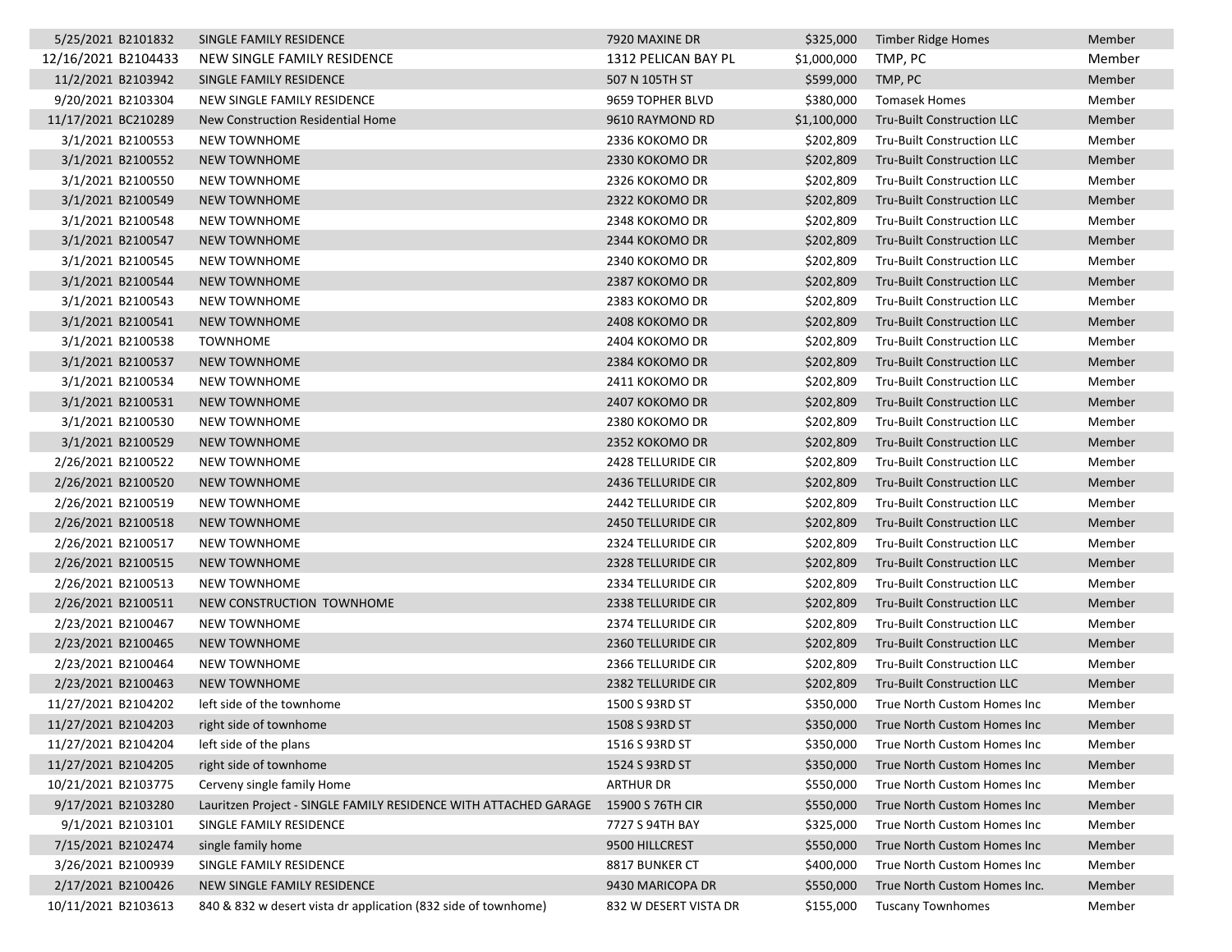| | | | | | |
|---|---|---|---|---|---|
| 5/25/2021 B2101832 | SINGLE FAMILY RESIDENCE | 7920 MAXINE DR | $325,000 | Timber Ridge Homes | Member |
| 12/16/2021 B2104433 | NEW SINGLE FAMILY RESIDENCE | 1312 PELICAN BAY PL | $1,000,000 | TMP, PC | Member |
| 11/2/2021 B2103942 | SINGLE FAMILY RESIDENCE | 507 N 105TH ST | $599,000 | TMP, PC | Member |
| 9/20/2021 B2103304 | NEW SINGLE FAMILY RESIDENCE | 9659 TOPHER BLVD | $380,000 | Tomasek Homes | Member |
| 11/17/2021 BC210289 | New Construction Residential Home | 9610 RAYMOND RD | $1,100,000 | Tru-Built Construction LLC | Member |
| 3/1/2021 B2100553 | NEW TOWNHOME | 2336 KOKOMO DR | $202,809 | Tru-Built Construction LLC | Member |
| 3/1/2021 B2100552 | NEW TOWNHOME | 2330 KOKOMO DR | $202,809 | Tru-Built Construction LLC | Member |
| 3/1/2021 B2100550 | NEW TOWNHOME | 2326 KOKOMO DR | $202,809 | Tru-Built Construction LLC | Member |
| 3/1/2021 B2100549 | NEW TOWNHOME | 2322 KOKOMO DR | $202,809 | Tru-Built Construction LLC | Member |
| 3/1/2021 B2100548 | NEW TOWNHOME | 2348 KOKOMO DR | $202,809 | Tru-Built Construction LLC | Member |
| 3/1/2021 B2100547 | NEW TOWNHOME | 2344 KOKOMO DR | $202,809 | Tru-Built Construction LLC | Member |
| 3/1/2021 B2100545 | NEW TOWNHOME | 2340 KOKOMO DR | $202,809 | Tru-Built Construction LLC | Member |
| 3/1/2021 B2100544 | NEW TOWNHOME | 2387 KOKOMO DR | $202,809 | Tru-Built Construction LLC | Member |
| 3/1/2021 B2100543 | NEW TOWNHOME | 2383 KOKOMO DR | $202,809 | Tru-Built Construction LLC | Member |
| 3/1/2021 B2100541 | NEW TOWNHOME | 2408 KOKOMO DR | $202,809 | Tru-Built Construction LLC | Member |
| 3/1/2021 B2100538 | TOWNHOME | 2404 KOKOMO DR | $202,809 | Tru-Built Construction LLC | Member |
| 3/1/2021 B2100537 | NEW TOWNHOME | 2384 KOKOMO DR | $202,809 | Tru-Built Construction LLC | Member |
| 3/1/2021 B2100534 | NEW TOWNHOME | 2411 KOKOMO DR | $202,809 | Tru-Built Construction LLC | Member |
| 3/1/2021 B2100531 | NEW TOWNHOME | 2407 KOKOMO DR | $202,809 | Tru-Built Construction LLC | Member |
| 3/1/2021 B2100530 | NEW TOWNHOME | 2380 KOKOMO DR | $202,809 | Tru-Built Construction LLC | Member |
| 3/1/2021 B2100529 | NEW TOWNHOME | 2352 KOKOMO DR | $202,809 | Tru-Built Construction LLC | Member |
| 2/26/2021 B2100522 | NEW TOWNHOME | 2428 TELLURIDE CIR | $202,809 | Tru-Built Construction LLC | Member |
| 2/26/2021 B2100520 | NEW TOWNHOME | 2436 TELLURIDE CIR | $202,809 | Tru-Built Construction LLC | Member |
| 2/26/2021 B2100519 | NEW TOWNHOME | 2442 TELLURIDE CIR | $202,809 | Tru-Built Construction LLC | Member |
| 2/26/2021 B2100518 | NEW TOWNHOME | 2450 TELLURIDE CIR | $202,809 | Tru-Built Construction LLC | Member |
| 2/26/2021 B2100517 | NEW TOWNHOME | 2324 TELLURIDE CIR | $202,809 | Tru-Built Construction LLC | Member |
| 2/26/2021 B2100515 | NEW TOWNHOME | 2328 TELLURIDE CIR | $202,809 | Tru-Built Construction LLC | Member |
| 2/26/2021 B2100513 | NEW TOWNHOME | 2334 TELLURIDE CIR | $202,809 | Tru-Built Construction LLC | Member |
| 2/26/2021 B2100511 | NEW CONSTRUCTION TOWNHOME | 2338 TELLURIDE CIR | $202,809 | Tru-Built Construction LLC | Member |
| 2/23/2021 B2100467 | NEW TOWNHOME | 2374 TELLURIDE CIR | $202,809 | Tru-Built Construction LLC | Member |
| 2/23/2021 B2100465 | NEW TOWNHOME | 2360 TELLURIDE CIR | $202,809 | Tru-Built Construction LLC | Member |
| 2/23/2021 B2100464 | NEW TOWNHOME | 2366 TELLURIDE CIR | $202,809 | Tru-Built Construction LLC | Member |
| 2/23/2021 B2100463 | NEW TOWNHOME | 2382 TELLURIDE CIR | $202,809 | Tru-Built Construction LLC | Member |
| 11/27/2021 B2104202 | left side of the townhome | 1500 S 93RD ST | $350,000 | True North Custom Homes Inc | Member |
| 11/27/2021 B2104203 | right side of townhome | 1508 S 93RD ST | $350,000 | True North Custom Homes Inc | Member |
| 11/27/2021 B2104204 | left side of the plans | 1516 S 93RD ST | $350,000 | True North Custom Homes Inc | Member |
| 11/27/2021 B2104205 | right side of townhome | 1524 S 93RD ST | $350,000 | True North Custom Homes Inc | Member |
| 10/21/2021 B2103775 | Cerveny single family Home | ARTHUR DR | $550,000 | True North Custom Homes Inc | Member |
| 9/17/2021 B2103280 | Lauritzen Project - SINGLE FAMILY RESIDENCE WITH ATTACHED GARAGE | 15900 S 76TH CIR | $550,000 | True North Custom Homes Inc | Member |
| 9/1/2021 B2103101 | SINGLE FAMILY RESIDENCE | 7727 S 94TH BAY | $325,000 | True North Custom Homes Inc | Member |
| 7/15/2021 B2102474 | single family home | 9500 HILLCREST | $550,000 | True North Custom Homes Inc | Member |
| 3/26/2021 B2100939 | SINGLE FAMILY RESIDENCE | 8817 BUNKER CT | $400,000 | True North Custom Homes Inc | Member |
| 2/17/2021 B2100426 | NEW SINGLE FAMILY RESIDENCE | 9430 MARICOPA DR | $550,000 | True North Custom Homes Inc. | Member |
| 10/11/2021 B2103613 | 840 & 832 w desert vista dr application (832 side of townhome) | 832 W DESERT VISTA DR | $155,000 | Tuscany Townhomes | Member |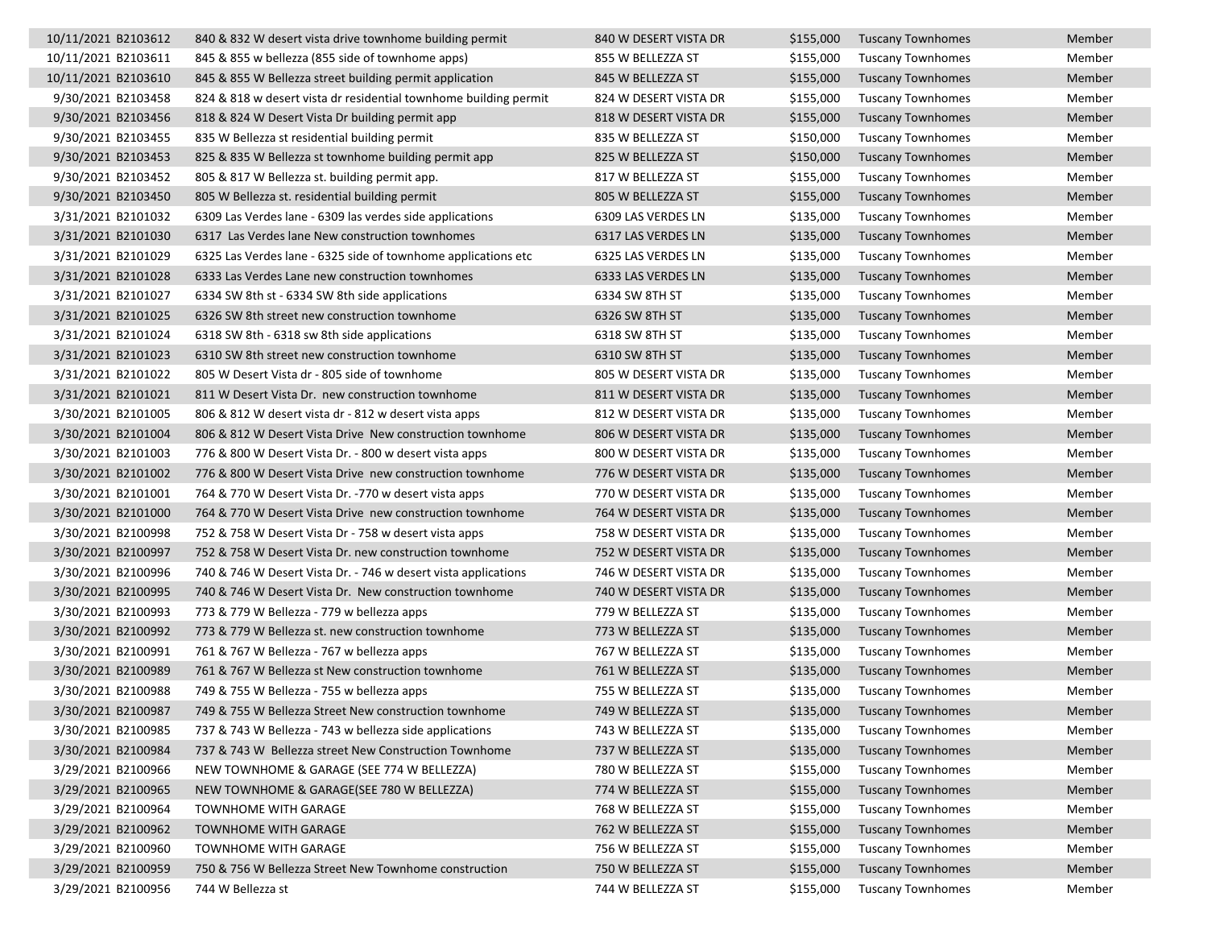| | | | | | | |
|---|---|---|---|---|---|---|
| 10/11/2021 | B2103612 | 840 & 832 W desert vista drive townhome building permit | 840 W DESERT VISTA DR | $155,000 | Tuscany Townhomes | Member |
| 10/11/2021 | B2103611 | 845 & 855 w bellezza (855 side of townhome apps) | 855 W BELLEZZA ST | $155,000 | Tuscany Townhomes | Member |
| 10/11/2021 | B2103610 | 845 & 855 W Bellezza street building permit application | 845 W BELLEZZA ST | $155,000 | Tuscany Townhomes | Member |
| 9/30/2021 | B2103458 | 824 & 818 w desert vista dr residential townhome building permit | 824 W DESERT VISTA DR | $155,000 | Tuscany Townhomes | Member |
| 9/30/2021 | B2103456 | 818 & 824 W Desert Vista Dr building permit app | 818 W DESERT VISTA DR | $155,000 | Tuscany Townhomes | Member |
| 9/30/2021 | B2103455 | 835 W Bellezza st residential building permit | 835 W BELLEZZA ST | $150,000 | Tuscany Townhomes | Member |
| 9/30/2021 | B2103453 | 825 & 835 W Bellezza st townhome building permit app | 825 W BELLEZZA ST | $150,000 | Tuscany Townhomes | Member |
| 9/30/2021 | B2103452 | 805 & 817 W Bellezza st. building permit app. | 817 W BELLEZZA ST | $155,000 | Tuscany Townhomes | Member |
| 9/30/2021 | B2103450 | 805 W Bellezza st. residential building permit | 805 W BELLEZZA ST | $155,000 | Tuscany Townhomes | Member |
| 3/31/2021 | B2101032 | 6309 Las Verdes lane - 6309 las verdes side applications | 6309 LAS VERDES LN | $135,000 | Tuscany Townhomes | Member |
| 3/31/2021 | B2101030 | 6317 Las Verdes lane New construction townhomes | 6317 LAS VERDES LN | $135,000 | Tuscany Townhomes | Member |
| 3/31/2021 | B2101029 | 6325 Las Verdes lane - 6325 side of townhome applications etc | 6325 LAS VERDES LN | $135,000 | Tuscany Townhomes | Member |
| 3/31/2021 | B2101028 | 6333 Las Verdes Lane new construction townhomes | 6333 LAS VERDES LN | $135,000 | Tuscany Townhomes | Member |
| 3/31/2021 | B2101027 | 6334 SW 8th st - 6334 SW 8th side applications | 6334 SW 8TH ST | $135,000 | Tuscany Townhomes | Member |
| 3/31/2021 | B2101025 | 6326 SW 8th street new construction townhome | 6326 SW 8TH ST | $135,000 | Tuscany Townhomes | Member |
| 3/31/2021 | B2101024 | 6318 SW 8th - 6318 sw 8th side applications | 6318 SW 8TH ST | $135,000 | Tuscany Townhomes | Member |
| 3/31/2021 | B2101023 | 6310 SW 8th street new construction townhome | 6310 SW 8TH ST | $135,000 | Tuscany Townhomes | Member |
| 3/31/2021 | B2101022 | 805 W Desert Vista dr - 805 side of townhome | 805 W DESERT VISTA DR | $135,000 | Tuscany Townhomes | Member |
| 3/31/2021 | B2101021 | 811 W Desert Vista Dr. new construction townhome | 811 W DESERT VISTA DR | $135,000 | Tuscany Townhomes | Member |
| 3/30/2021 | B2101005 | 806 & 812 W desert vista dr - 812 w desert vista apps | 812 W DESERT VISTA DR | $135,000 | Tuscany Townhomes | Member |
| 3/30/2021 | B2101004 | 806 & 812 W Desert Vista Drive New construction townhome | 806 W DESERT VISTA DR | $135,000 | Tuscany Townhomes | Member |
| 3/30/2021 | B2101003 | 776 & 800 W Desert Vista Dr. - 800 w desert vista apps | 800 W DESERT VISTA DR | $135,000 | Tuscany Townhomes | Member |
| 3/30/2021 | B2101002 | 776 & 800 W Desert Vista Drive new construction townhome | 776 W DESERT VISTA DR | $135,000 | Tuscany Townhomes | Member |
| 3/30/2021 | B2101001 | 764 & 770 W Desert Vista Dr. -770 w desert vista apps | 770 W DESERT VISTA DR | $135,000 | Tuscany Townhomes | Member |
| 3/30/2021 | B2101000 | 764 & 770 W Desert Vista Drive new construction townhome | 764 W DESERT VISTA DR | $135,000 | Tuscany Townhomes | Member |
| 3/30/2021 | B2100998 | 752 & 758 W Desert Vista Dr - 758 w desert vista apps | 758 W DESERT VISTA DR | $135,000 | Tuscany Townhomes | Member |
| 3/30/2021 | B2100997 | 752 & 758 W Desert Vista Dr. new construction townhome | 752 W DESERT VISTA DR | $135,000 | Tuscany Townhomes | Member |
| 3/30/2021 | B2100996 | 740 & 746 W Desert Vista Dr. - 746 w desert vista applications | 746 W DESERT VISTA DR | $135,000 | Tuscany Townhomes | Member |
| 3/30/2021 | B2100995 | 740 & 746 W Desert Vista Dr. New construction townhome | 740 W DESERT VISTA DR | $135,000 | Tuscany Townhomes | Member |
| 3/30/2021 | B2100993 | 773 & 779 W Bellezza - 779 w bellezza apps | 779 W BELLEZZA ST | $135,000 | Tuscany Townhomes | Member |
| 3/30/2021 | B2100992 | 773 & 779 W Bellezza st. new construction townhome | 773 W BELLEZZA ST | $135,000 | Tuscany Townhomes | Member |
| 3/30/2021 | B2100991 | 761 & 767 W Bellezza - 767 w bellezza apps | 767 W BELLEZZA ST | $135,000 | Tuscany Townhomes | Member |
| 3/30/2021 | B2100989 | 761 & 767 W Bellezza st New construction townhome | 761 W BELLEZZA ST | $135,000 | Tuscany Townhomes | Member |
| 3/30/2021 | B2100988 | 749 & 755 W Bellezza - 755 w bellezza apps | 755 W BELLEZZA ST | $135,000 | Tuscany Townhomes | Member |
| 3/30/2021 | B2100987 | 749 & 755 W Bellezza Street New construction townhome | 749 W BELLEZZA ST | $135,000 | Tuscany Townhomes | Member |
| 3/30/2021 | B2100985 | 737 & 743 W Bellezza - 743 w bellezza side applications | 743 W BELLEZZA ST | $135,000 | Tuscany Townhomes | Member |
| 3/30/2021 | B2100984 | 737 & 743 W Bellezza street New Construction Townhome | 737 W BELLEZZA ST | $135,000 | Tuscany Townhomes | Member |
| 3/29/2021 | B2100966 | NEW TOWNHOME & GARAGE (SEE 774 W BELLEZZA) | 780 W BELLEZZA ST | $155,000 | Tuscany Townhomes | Member |
| 3/29/2021 | B2100965 | NEW TOWNHOME & GARAGE(SEE 780 W BELLEZZA) | 774 W BELLEZZA ST | $155,000 | Tuscany Townhomes | Member |
| 3/29/2021 | B2100964 | TOWNHOME WITH GARAGE | 768 W BELLEZZA ST | $155,000 | Tuscany Townhomes | Member |
| 3/29/2021 | B2100962 | TOWNHOME WITH GARAGE | 762 W BELLEZZA ST | $155,000 | Tuscany Townhomes | Member |
| 3/29/2021 | B2100960 | TOWNHOME WITH GARAGE | 756 W BELLEZZA ST | $155,000 | Tuscany Townhomes | Member |
| 3/29/2021 | B2100959 | 750 & 756 W Bellezza Street New Townhome construction | 750 W BELLEZZA ST | $155,000 | Tuscany Townhomes | Member |
| 3/29/2021 | B2100956 | 744 W Bellezza st | 744 W BELLEZZA ST | $155,000 | Tuscany Townhomes | Member |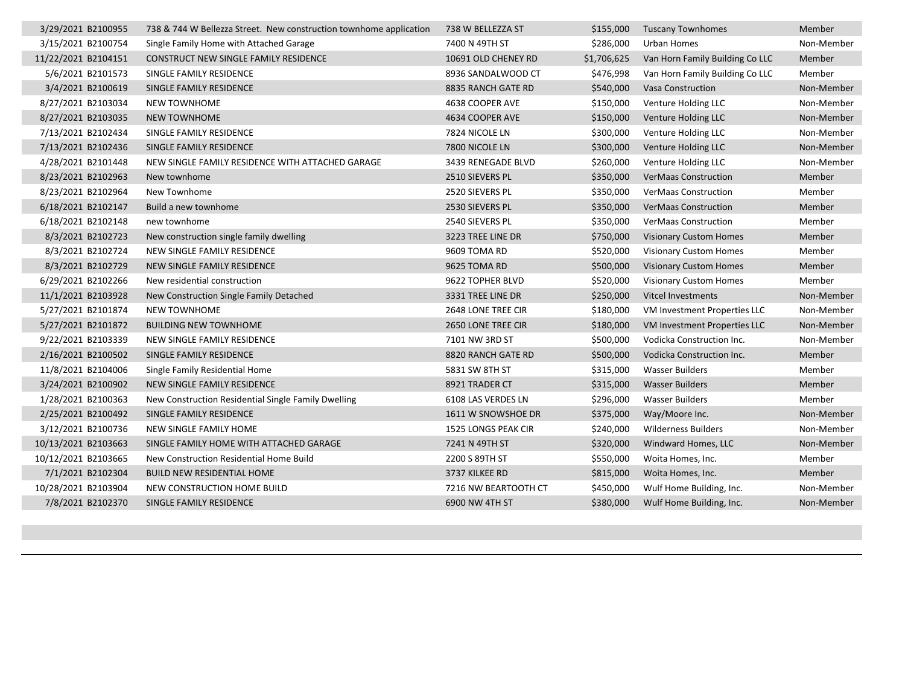| | | | | | | |
|---|---|---|---|---|---|---|
| 3/29/2021 | B2100955 | 738 & 744 W Bellezza Street. New construction townhome application | 738 W BELLEZZA ST | $155,000 | Tuscany Townhomes | Member |
| 3/15/2021 | B2100754 | Single Family Home with Attached Garage | 7400 N 49TH ST | $286,000 | Urban Homes | Non-Member |
| 11/22/2021 | B2104151 | CONSTRUCT NEW SINGLE FAMILY RESIDENCE | 10691 OLD CHENEY RD | $1,706,625 | Van Horn Family Building Co LLC | Member |
| 5/6/2021 | B2101573 | SINGLE FAMILY RESIDENCE | 8936 SANDALWOOD CT | $476,998 | Van Horn Family Building Co LLC | Member |
| 3/4/2021 | B2100619 | SINGLE FAMILY RESIDENCE | 8835 RANCH GATE RD | $540,000 | Vasa Construction | Non-Member |
| 8/27/2021 | B2103034 | NEW TOWNHOME | 4638 COOPER AVE | $150,000 | Venture Holding LLC | Non-Member |
| 8/27/2021 | B2103035 | NEW TOWNHOME | 4634 COOPER AVE | $150,000 | Venture Holding LLC | Non-Member |
| 7/13/2021 | B2102434 | SINGLE FAMILY RESIDENCE | 7824 NICOLE LN | $300,000 | Venture Holding LLC | Non-Member |
| 7/13/2021 | B2102436 | SINGLE FAMILY RESIDENCE | 7800 NICOLE LN | $300,000 | Venture Holding LLC | Non-Member |
| 4/28/2021 | B2101448 | NEW SINGLE FAMILY RESIDENCE WITH ATTACHED GARAGE | 3439 RENEGADE BLVD | $260,000 | Venture Holding LLC | Non-Member |
| 8/23/2021 | B2102963 | New townhome | 2510 SIEVERS PL | $350,000 | VerMaas Construction | Member |
| 8/23/2021 | B2102964 | New Townhome | 2520 SIEVERS PL | $350,000 | VerMaas Construction | Member |
| 6/18/2021 | B2102147 | Build a new townhome | 2530 SIEVERS PL | $350,000 | VerMaas Construction | Member |
| 6/18/2021 | B2102148 | new townhome | 2540 SIEVERS PL | $350,000 | VerMaas Construction | Member |
| 8/3/2021 | B2102723 | New construction single family dwelling | 3223 TREE LINE DR | $750,000 | Visionary Custom Homes | Member |
| 8/3/2021 | B2102724 | NEW SINGLE FAMILY RESIDENCE | 9609 TOMA RD | $520,000 | Visionary Custom Homes | Member |
| 8/3/2021 | B2102729 | NEW SINGLE FAMILY RESIDENCE | 9625 TOMA RD | $500,000 | Visionary Custom Homes | Member |
| 6/29/2021 | B2102266 | New residential construction | 9622 TOPHER BLVD | $520,000 | Visionary Custom Homes | Member |
| 11/1/2021 | B2103928 | New Construction Single Family Detached | 3331 TREE LINE DR | $250,000 | Vitcel Investments | Non-Member |
| 5/27/2021 | B2101874 | NEW TOWNHOME | 2648 LONE TREE CIR | $180,000 | VM Investment Properties LLC | Non-Member |
| 5/27/2021 | B2101872 | BUILDING NEW TOWNHOME | 2650 LONE TREE CIR | $180,000 | VM Investment Properties LLC | Non-Member |
| 9/22/2021 | B2103339 | NEW SINGLE FAMILY RESIDENCE | 7101 NW 3RD ST | $500,000 | Vodicka Construction Inc. | Non-Member |
| 2/16/2021 | B2100502 | SINGLE FAMILY RESIDENCE | 8820 RANCH GATE RD | $500,000 | Vodicka Construction Inc. | Member |
| 11/8/2021 | B2104006 | Single Family Residential Home | 5831 SW 8TH ST | $315,000 | Wasser Builders | Member |
| 3/24/2021 | B2100902 | NEW SINGLE FAMILY RESIDENCE | 8921 TRADER CT | $315,000 | Wasser Builders | Member |
| 1/28/2021 | B2100363 | New Construction Residential Single Family Dwelling | 6108 LAS VERDES LN | $296,000 | Wasser Builders | Member |
| 2/25/2021 | B2100492 | SINGLE FAMILY RESIDENCE | 1611 W SNOWSHOE DR | $375,000 | Way/Moore Inc. | Non-Member |
| 3/12/2021 | B2100736 | NEW SINGLE FAMILY HOME | 1525 LONGS PEAK CIR | $240,000 | Wilderness Builders | Non-Member |
| 10/13/2021 | B2103663 | SINGLE FAMILY HOME WITH ATTACHED GARAGE | 7241 N 49TH ST | $320,000 | Windward Homes, LLC | Non-Member |
| 10/12/2021 | B2103665 | New Construction Residential Home Build | 2200 S 89TH ST | $550,000 | Woita Homes, Inc. | Member |
| 7/1/2021 | B2102304 | BUILD NEW RESIDENTIAL HOME | 3737 KILKEE RD | $815,000 | Woita Homes, Inc. | Member |
| 10/28/2021 | B2103904 | NEW CONSTRUCTION HOME BUILD | 7216 NW BEARTOOTH CT | $450,000 | Wulf Home Building, Inc. | Non-Member |
| 7/8/2021 | B2102370 | SINGLE FAMILY RESIDENCE | 6900 NW 4TH ST | $380,000 | Wulf Home Building, Inc. | Non-Member |